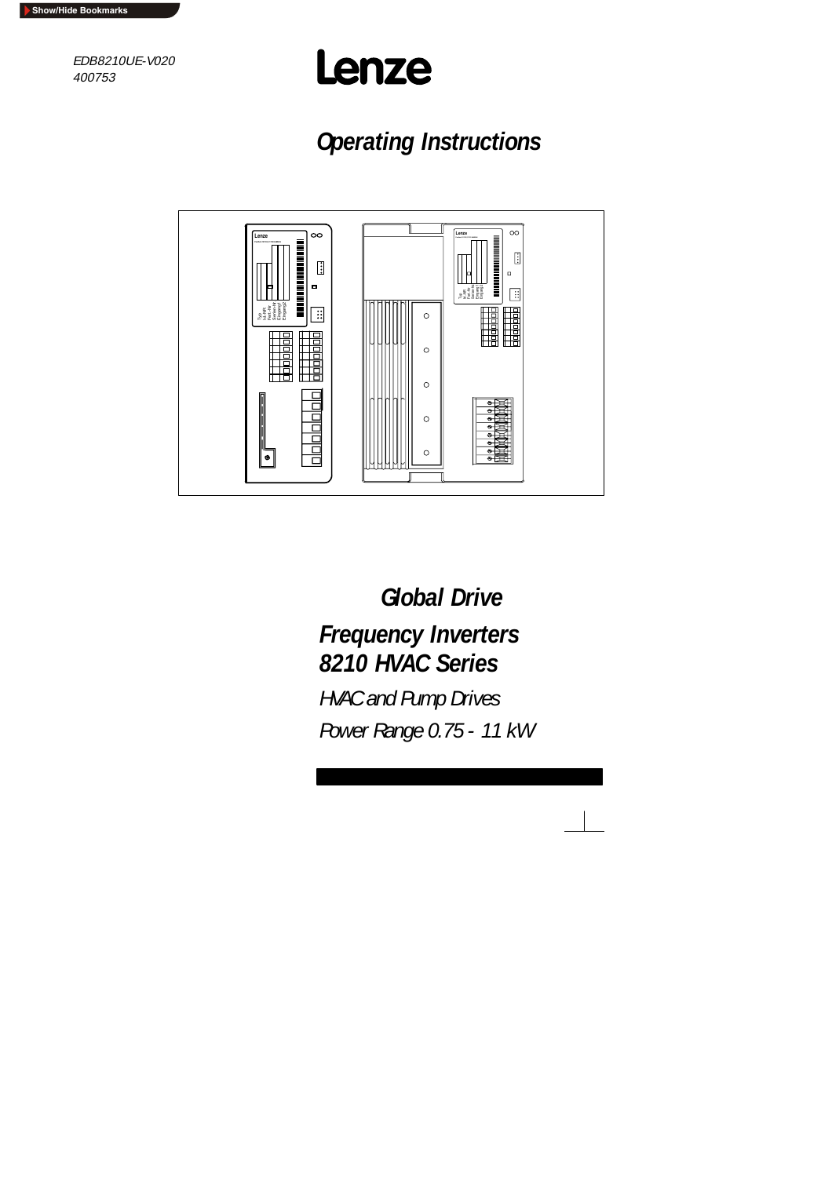EDB8210UE-V020
400753

Lenze

# Operating Instructions

## Global Drive

## Frequency Inverters
## 8210 HVAC Series

*HVAC and Pump Drives*

*Power Range 0.75 - 11 kW*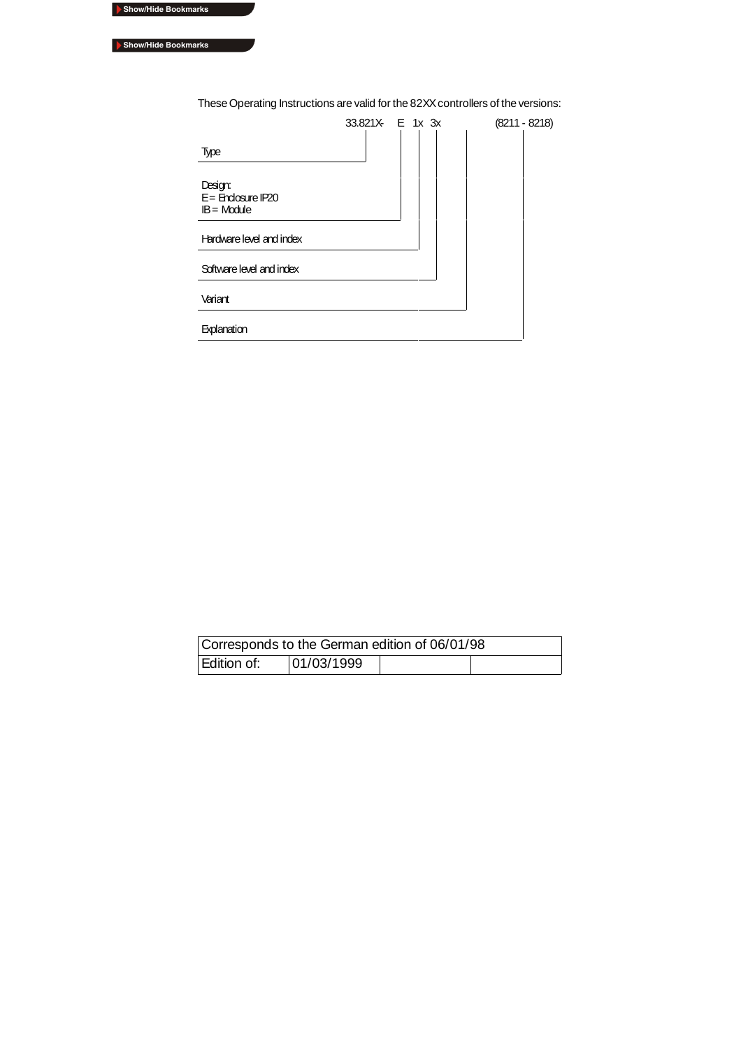These Operating Instructions are valid for the 82XX controllers of the versions:

33.821X- E 1x 3x (8211 - 8218)

| Field | Code |
| --- | --- |
| Type | 33.821X- |
| Design: E = Enclosure IP20, IB = Module | E |
| Hardware level and index | 1x |
| Software level and index | 3x |
| Variant | |
| Explanation | (8211 - 8218) |

| Corresponds to the German edition of 06/01/98 | | | |
| --- | --- | --- | --- |
| Edition of: | 01/03/1999 | | |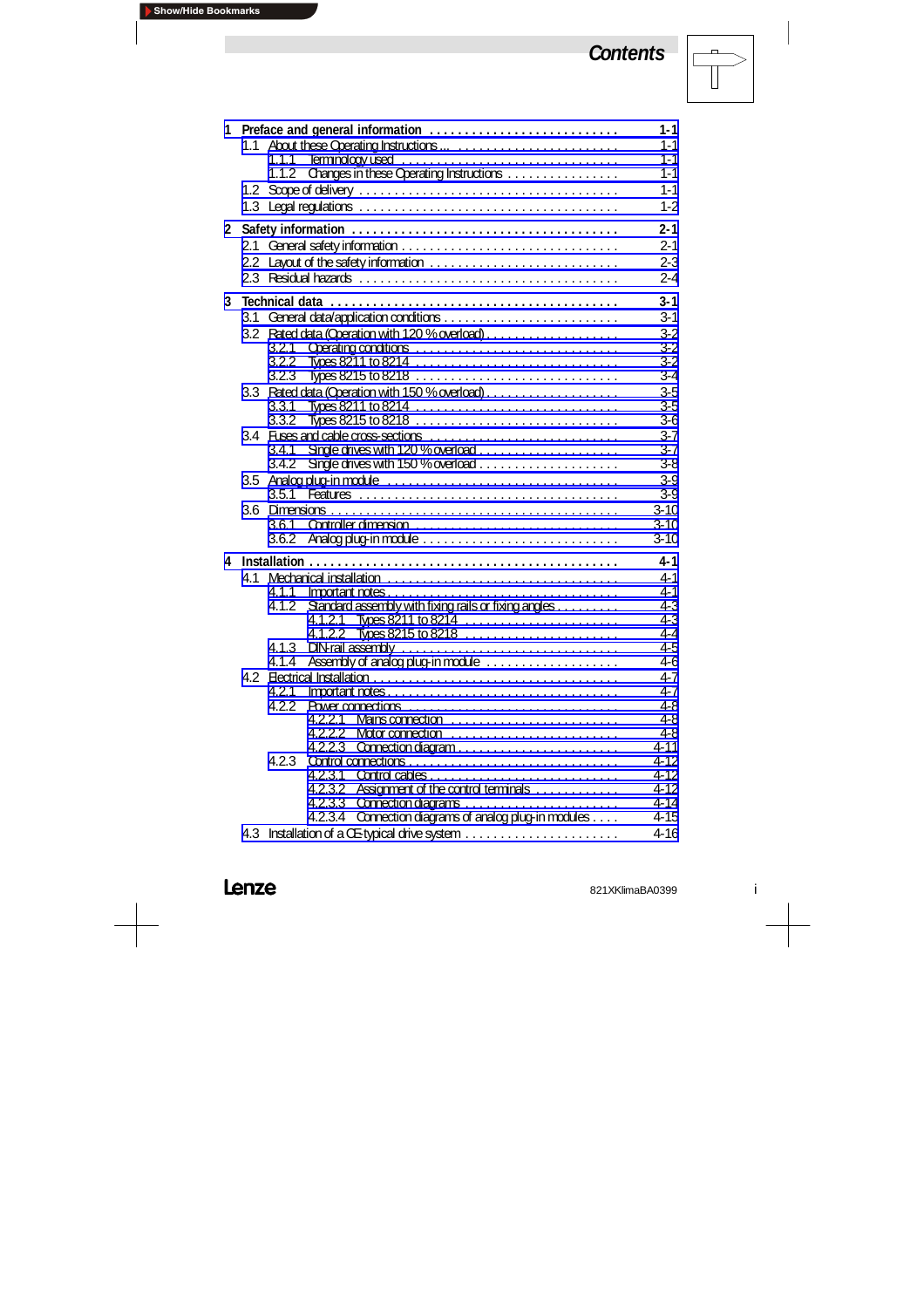# Contents

| | | |
|---|---|---|
| **1** | **Preface and general information** | **1-1** |
| 1.1 | About these Operating Instructions ... | 1-1 |
| 1.1.1 | Terminology used | 1-1 |
| 1.1.2 | Changes in these Operating Instructions | 1-1 |
| 1.2 | Scope of delivery | 1-1 |
| 1.3 | Legal regulations | 1-2 |
| **2** | **Safety information** | **2-1** |
| 2.1 | General safety information | 2-1 |
| 2.2 | Layout of the safety information | 2-3 |
| 2.3 | Residual hazards | 2-4 |
| **3** | **Technical data** | **3-1** |
| 3.1 | General data/application conditions | 3-1 |
| 3.2 | Rated data (Operation with 120 % overload) | 3-2 |
| 3.2.1 | Operating conditions | 3-2 |
| 3.2.2 | Types 8211 to 8214 | 3-2 |
| 3.2.3 | Types 8215 to 8218 | 3-4 |
| 3.3 | Rated data (Operation with 150 % overload) | 3-5 |
| 3.3.1 | Types 8211 to 8214 | 3-5 |
| 3.3.2 | Types 8215 to 8218 | 3-6 |
| 3.4 | Fuses and cable cross-sections | 3-7 |
| 3.4.1 | Single drives with 120 % overload | 3-7 |
| 3.4.2 | Single drives with 150 % overload | 3-8 |
| 3.5 | Analog plug-in module | 3-9 |
| 3.5.1 | Features | 3-9 |
| 3.6 | Dimensions | 3-10 |
| 3.6.1 | Controller dimension | 3-10 |
| 3.6.2 | Analog plug-in module | 3-10 |
| **4** | **Installation** | **4-1** |
| 4.1 | Mechanical installation | 4-1 |
| 4.1.1 | Important notes | 4-1 |
| 4.1.2 | Standard assembly with fixing rails or fixing angles | 4-3 |
| 4.1.2.1 | Types 8211 to 8214 | 4-3 |
| 4.1.2.2 | Types 8215 to 8218 | 4-4 |
| 4.1.3 | DIN-rail assembly | 4-5 |
| 4.1.4 | Assembly of analog plug-in module | 4-6 |
| 4.2 | Electrical Installation | 4-7 |
| 4.2.1 | Important notes | 4-7 |
| 4.2.2 | Power connections | 4-8 |
| 4.2.2.1 | Mains connection | 4-8 |
| 4.2.2.2 | Motor connection | 4-8 |
| 4.2.2.3 | Connection diagram | 4-11 |
| 4.2.3 | Control connections | 4-12 |
| 4.2.3.1 | Control cables | 4-12 |
| 4.2.3.2 | Assignment of the control terminals | 4-12 |
| 4.2.3.3 | Connection diagrams | 4-14 |
| 4.2.3.4 | Connection diagrams of analog plug-in modules | 4-15 |
| 4.3 | Installation of a CE-typical drive system | 4-16 |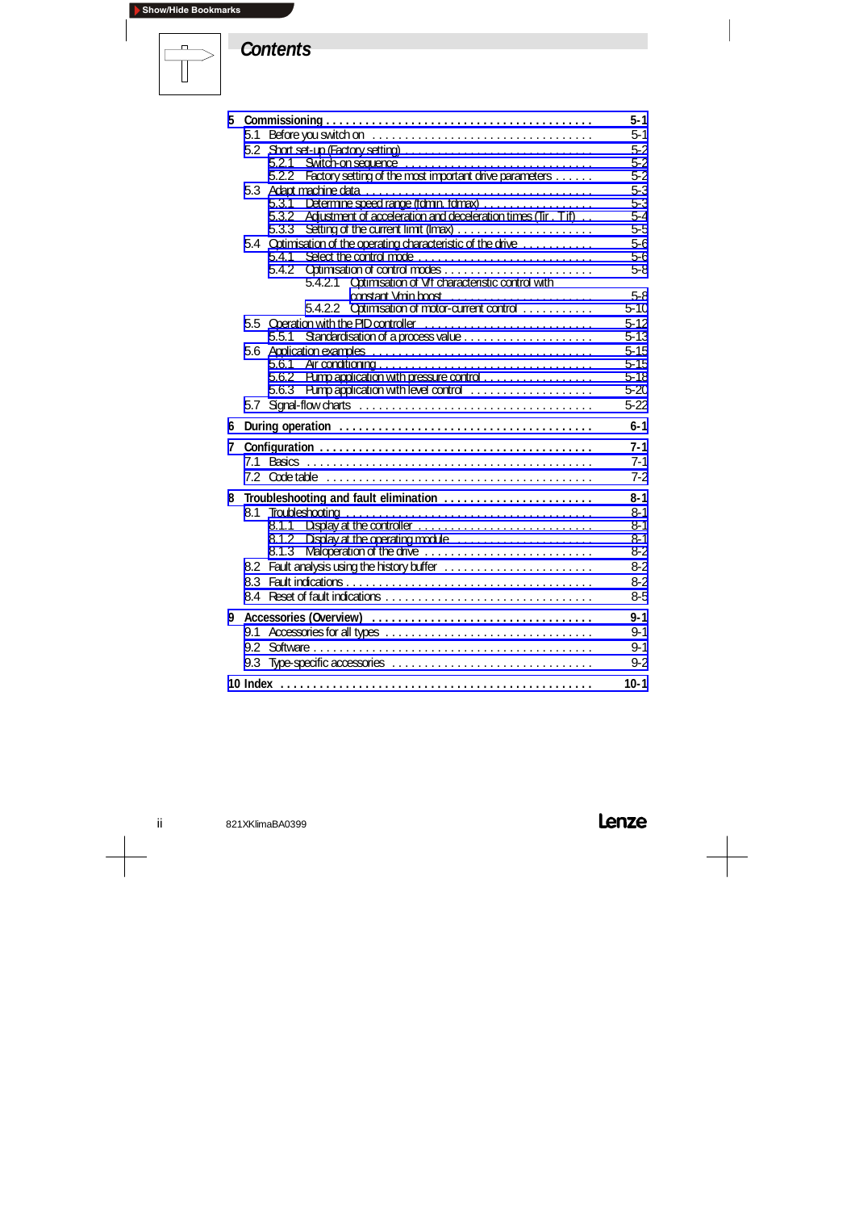# Contents

| | | |
|---|---|---|
| **5** | **Commissioning** | **5-1** |
| | 5.1 Before you switch on | 5-1 |
| | 5.2 Short set-up (Factory setting) | 5-2 |
| | 5.2.1 Switch-on sequence | 5-2 |
| | 5.2.2 Factory setting of the most important drive parameters | 5-2 |
| | 5.3 Adapt machine data | 5-3 |
| | 5.3.1 Determine speed range ($f_{dmin}$, $f_{dmax}$) | 5-3 |
| | 5.3.2 Adjustment of acceleration and deceleration times ($T_{ir}$, $T_{if}$) | 5-4 |
| | 5.3.3 Setting of the current limit ($I_{max}$) | 5-5 |
| | 5.4 Optimisation of the operating characteristic of the drive | 5-6 |
| | 5.4.1 Select the control mode | 5-6 |
| | 5.4.2 Optimisation of control modes | 5-8 |
| | 5.4.2.1 Optimisation of V/f characteristic control with constant Vmin boost | 5-8 |
| | 5.4.2.2 Optimisation of motor-current control | 5-10 |
| | 5.5 Operation with the PID controller | 5-12 |
| | 5.5.1 Standardisation of a process value | 5-13 |
| | 5.6 Application examples | 5-15 |
| | 5.6.1 Air conditioning | 5-15 |
| | 5.6.2 Pump application with pressure control | 5-18 |
| | 5.6.3 Pump application with level control | 5-20 |
| | 5.7 Signal-flow charts | 5-22 |
| **6** | **During operation** | **6-1** |
| **7** | **Configuration** | **7-1** |
| | 7.1 Basics | 7-1 |
| | 7.2 Code table | 7-2 |
| **8** | **Troubleshooting and fault elimination** | **8-1** |
| | 8.1 Troubleshooting | 8-1 |
| | 8.1.1 Display at the controller | 8-1 |
| | 8.1.2 Display at the operating module | 8-1 |
| | 8.1.3 Maloperation of the drive | 8-2 |
| | 8.2 Fault analysis using the history buffer | 8-2 |
| | 8.3 Fault indications | 8-2 |
| | 8.4 Reset of fault indications | 8-5 |
| **9** | **Accessories (Overview)** | **9-1** |
| | 9.1 Accessories for all types | 9-1 |
| | 9.2 Software | 9-1 |
| | 9.3 Type-specific accessories | 9-2 |
| **10** | **Index** | **10-1** |

821XKlimaBA0399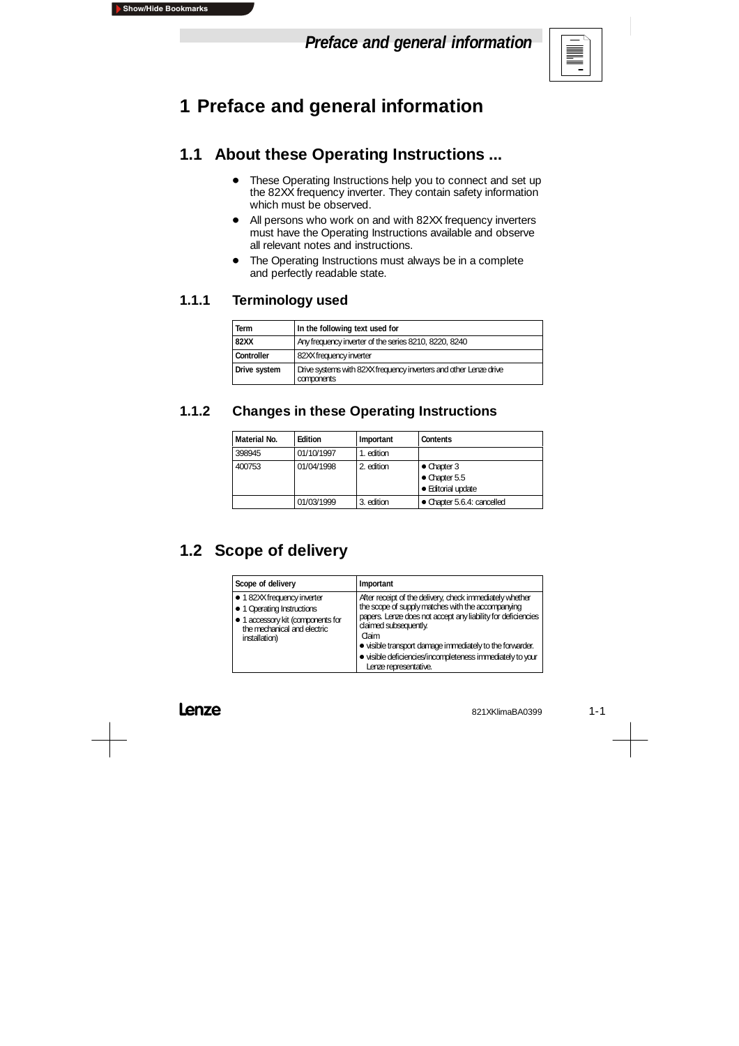# 1 Preface and general information

## 1.1 About these Operating Instructions ...

- These Operating Instructions help you to connect and set up the 82XX frequency inverter. They contain safety information which must be observed.
- All persons who work on and with 82XX frequency inverters must have the Operating Instructions available and observe all relevant notes and instructions.
- The Operating Instructions must always be in a complete and perfectly readable state.

### 1.1.1 Terminology used

| Term | In the following text used for |
|---|---|
| **82XX** | Any frequency inverter of the series 8210, 8220, 8240 |
| **Controller** | 82XX frequency inverter |
| **Drive system** | Drive systems with 82XX frequency inverters and other Lenze drive components |

### 1.1.2 Changes in these Operating Instructions

| Material No. | Edition | Important | Contents |
|---|---|---|---|
| 398945 | 01/10/1997 | 1. edition | |
| 400753 | 01/04/1998 | 2. edition | • Chapter 3<br>• Chapter 5.5<br>• Editorial update |
| | 01/03/1999 | 3. edition | • Chapter 5.6.4: cancelled |

## 1.2 Scope of delivery

| Scope of delivery | Important |
|---|---|
| • 1 82XX frequency inverter<br>• 1 Operating Instructions<br>• 1 accessory kit (components for the mechanical and electric installation) | After receipt of the delivery, check immediately whether the scope of supply matches with the accompanying papers. Lenze does not accept any liability for deficiencies claimed subsequently.<br>Claim<br>• visible transport damage immediately to the forwarder.<br>• visible deficiencies/incompleteness immediately to your Lenze representative. |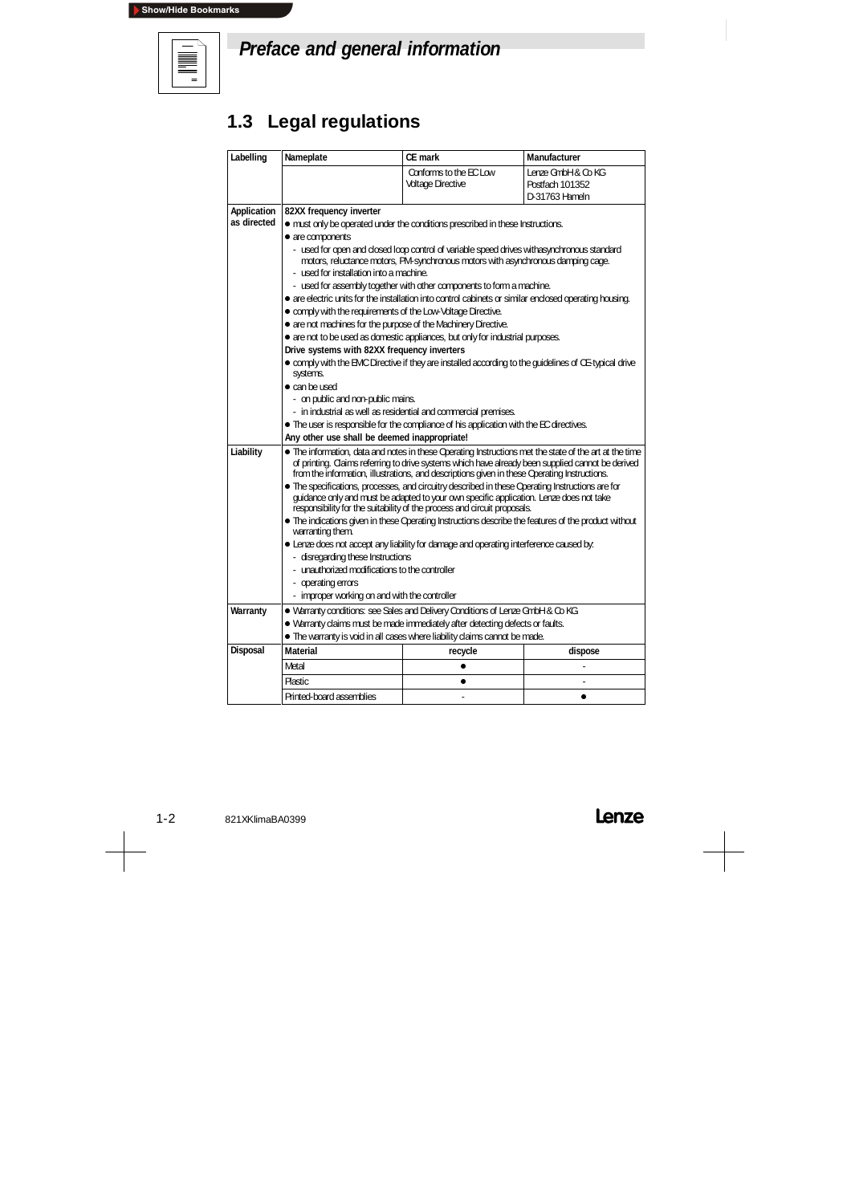# Preface and general information

## 1.3 Legal regulations

| Labelling | Nameplate | CE mark | Manufacturer |
|---|---|---|---|
| | | Conforms to the EC Low Voltage Directive | Lenze GmbH & Co KG<br>Postfach 101352<br>D-31763 Hameln |
| Application as directed | **82XX frequency inverter**<br>● must only be operated under the conditions prescribed in these Instructions.<br>● are components<br>- used for open and closed loop control of variable speed drives withasynchronous standard motors, reluctance motors, PM-synchronous motors with asynchronous damping cage.<br>- used for installation into a machine.<br>- used for assembly together with other components to form a machine.<br>● are electric units for the installation into control cabinets or similar enclosed operating housing.<br>● comply with the requirements of the Low-Voltage Directive.<br>● are not machines for the purpose of the Machinery Directive.<br>● are not to be used as domestic appliances, but only for industrial purposes.<br>**Drive systems with 82XX frequency inverters**<br>● comply with the EMC Directive if they are installed according to the guidelines of CE-typical drive systems.<br>● can be used<br>- on public and non-public mains.<br>- in industrial as well as residential and commercial premises.<br>● The user is responsible for the compliance of his application with the EC directives.<br>**Any other use shall be deemed inappropriate!** | | |
| Liability | ● The information, data and notes in these Operating Instructions met the state of the art at the time of printing. Claims referring to drive systems which have already been supplied cannot be derived from the information, illustrations, and descriptions given in these Operating Instructions.<br>● The specifications, processes, and circuitry described in these Operating Instructions are for guidance only and must be adapted to your own specific application. Lenze does not take responsibility for the suitability of the process and circuit proposals.<br>● The indications given in these Operating Instructions describe the features of the product without warranting them.<br>● Lenze does not accept any liability for damage and operating interference caused by:<br>- disregarding these Instructions<br>- unauthorized modifications to the controller<br>- operating errors<br>- improper working on and with the controller | | |
| Warranty | ● Warranty conditions: see Sales and Delivery Conditions of Lenze GmbH & Co KG<br>● Warranty claims must be made immediately after detecting defects or faults.<br>● The warranty is void in all cases where liability claims cannot be made. | | |
| Disposal | **Material** | **recycle** | **dispose** |
| | Metal | ● | - |
| | Plastic | ● | - |
| | Printed-board assemblies | - | ● |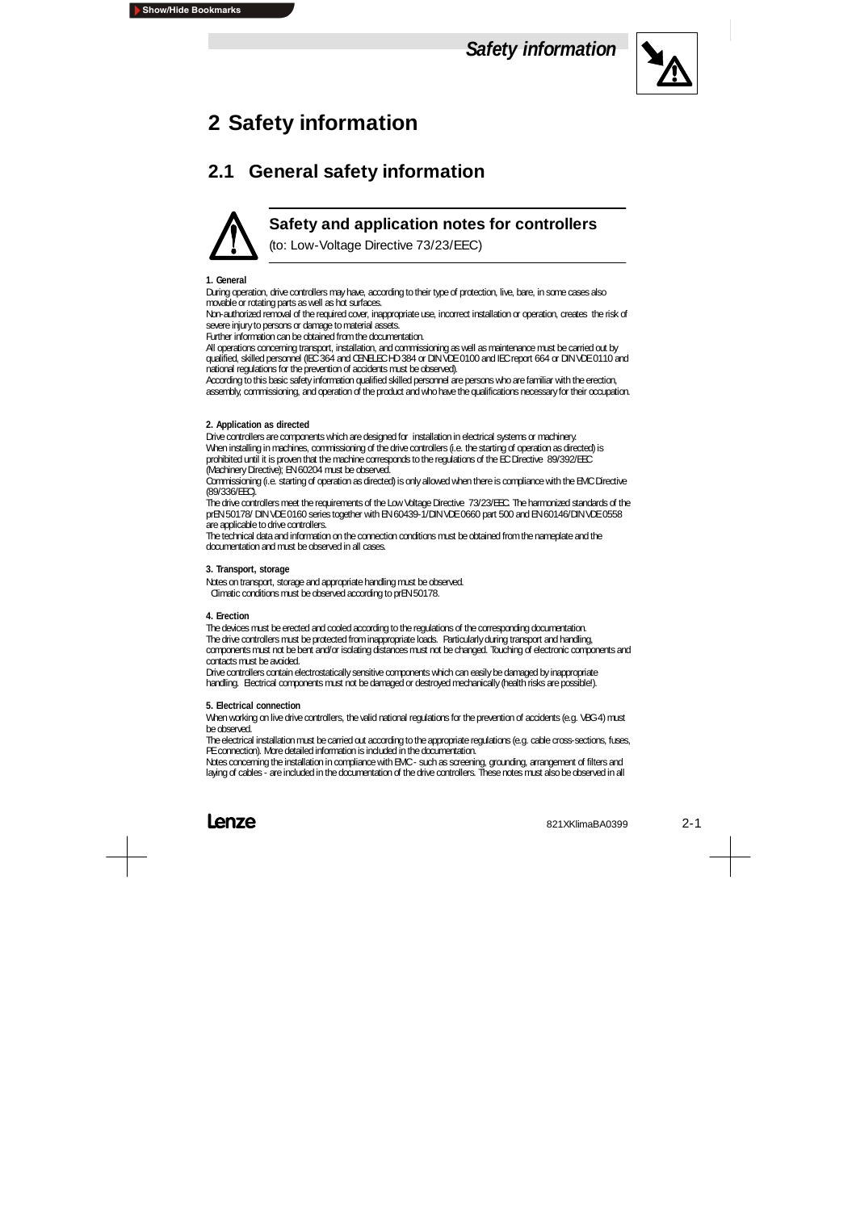# 2 Safety information

## 2.1 General safety information

### Safety and application notes for controllers

(to: Low-Voltage Directive 73/23/EEC)

**1. General**

During operation, drive controllers may have, according to their type of protection, live, bare, in some cases also movable or rotating parts as well as hot surfaces.
Non-authorized removal of the required cover, inappropriate use, incorrect installation or operation, creates the risk of severe injury to persons or damage to material assets.
Further information can be obtained from the documentation.
All operations concerning transport, installation, and commissioning as well as maintenance must be carried out by qualified, skilled personnel (IEC 364 and CENELEC HD 384 or DIN VDE 0100 and IEC report 664 or DIN VDE 0110 and national regulations for the prevention of accidents must be observed).
According to this basic safety information qualified skilled personnel are persons who are familiar with the erection, assembly, commissioning, and operation of the product and who have the qualifications necessary for their occupation.

**2. Application as directed**

Drive controllers are components which are designed for installation in electrical systems or machinery.
When installing in machines, commissioning of the drive controllers (i.e. the starting of operation as directed) is prohibited until it is proven that the machine corresponds to the regulations of the EC Directive 89/392/EEC (Machinery Directive); EN 60204 must be observed.
Commissioning (i.e. starting of operation as directed) is only allowed when there is compliance with the EMC Directive (89/336/EEC).
The drive controllers meet the requirements of the Low Voltage Directive 73/23/EEC. The harmonized standards of the prEN 50178/ DIN VDE 0160 series together with EN 60439-1/DIN VDE 0660 part 500 and EN 60146/DIN VDE 0558 are applicable to drive controllers.
The technical data and information on the connection conditions must be obtained from the nameplate and the documentation and must be observed in all cases.

**3. Transport, storage**

Notes on transport, storage and appropriate handling must be observed.
Climatic conditions must be observed according to prEN 50178.

**4. Erection**

The devices must be erected and cooled according to the regulations of the corresponding documentation.
The drive controllers must be protected from inappropriate loads. Particularly during transport and handling, components must not be bent and/or isolating distances must not be changed. Touching of electronic components and contacts must be avoided.
Drive controllers contain electrostatically sensitive components which can easily be damaged by inappropriate handling. Electrical components must not be damaged or destroyed mechanically (health risks are possible!).

**5. Electrical connection**

When working on live drive controllers, the valid national regulations for the prevention of accidents (e.g. VBG 4) must be observed.
The electrical installation must be carried out according to the appropriate regulations (e.g. cable cross-sections, fuses, PE connection). More detailed information is included in the documentation.
Notes concerning the installation in compliance with EMC - such as screening, grounding, arrangement of filters and laying of cables - are included in the documentation of the drive controllers. These notes must also be observed in all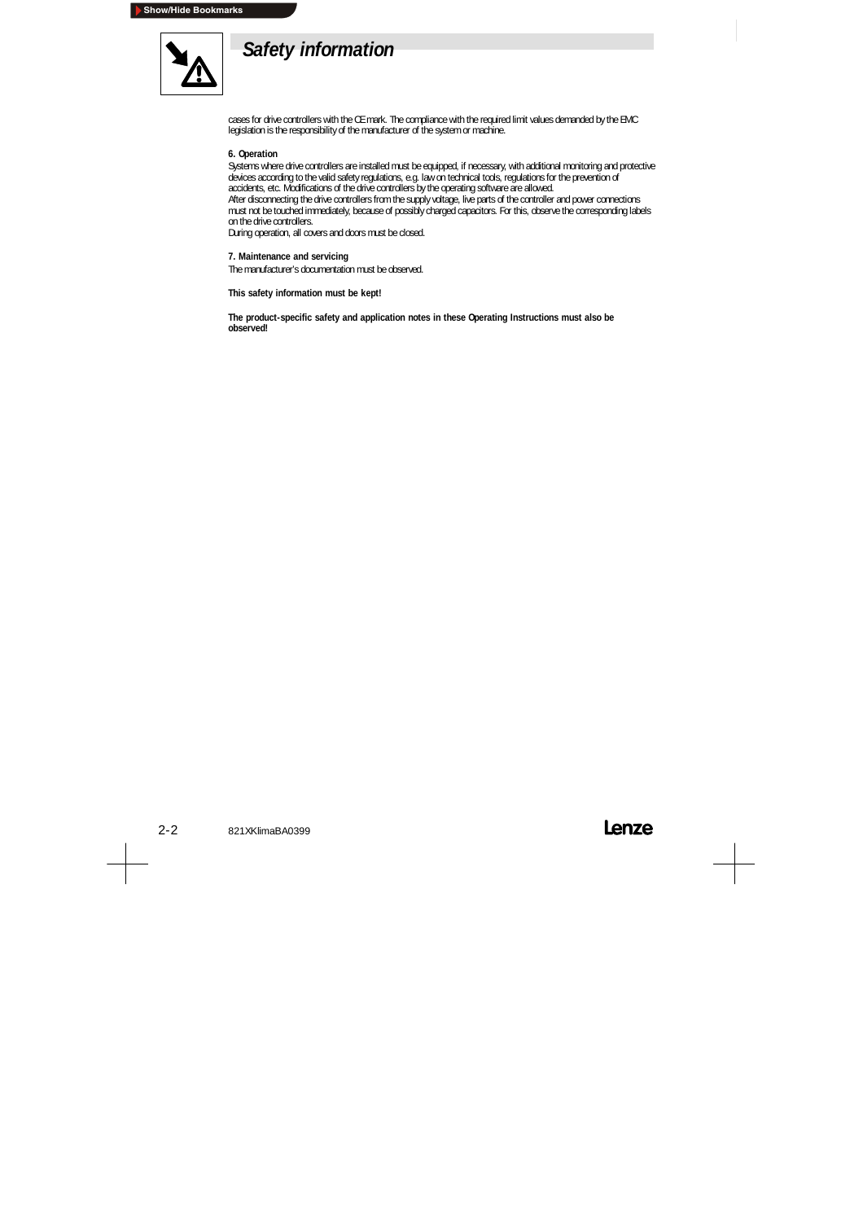# Safety information

cases for drive controllers with the CE mark. The compliance with the required limit values demanded by the EMC legislation is the responsibility of the manufacturer of the system or machine.

**6. Operation**

Systems where drive controllers are installed must be equipped, if necessary, with additional monitoring and protective devices according to the valid safety regulations, e.g. law on technical tools, regulations for the prevention of accidents, etc. Modifications of the drive controllers by the operating software are allowed.
After disconnecting the drive controllers from the supply voltage, live parts of the controller and power connections must not be touched immediately, because of possibly charged capacitors. For this, observe the corresponding labels on the drive controllers.
During operation, all covers and doors must be closed.

**7. Maintenance and servicing**

The manufacturer's documentation must be observed.

**This safety information must be kept!**

**The product-specific safety and application notes in these Operating Instructions must also be observed!**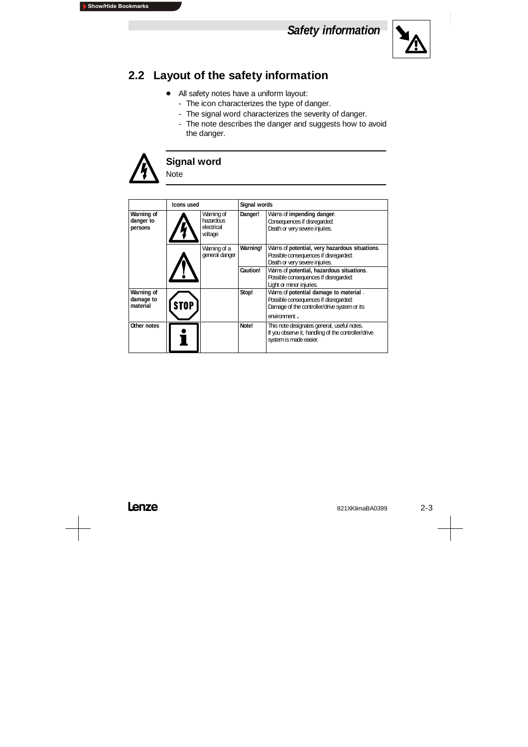## 2.2 Layout of the safety information

- All safety notes have a uniform layout:
  - The icon characterizes the type of danger.
  - The signal word characterizes the severity of danger.
  - The note describes the danger and suggests how to avoid the danger.

**Signal word**
Note

| | Icons used | | Signal words | |
|---|---|---|---|---|
| **Warning of danger to persons** | | Warning of hazardous electrical voltage | **Danger!** | Warns of **impending danger**. Consequences if disregarded: Death or very severe injuries. |
| | | Warning of a general danger | **Warning!** | Warns of **potential, very hazardous situations**. Possible consequences if disregarded: Death or very severe injuries. |
| | | | **Caution!** | Warns of **potential, hazardous situations**. Possible consequences if disregarded: Light or minor injuries. |
| **Warning of damage to material** | | | **Stop!** | Warns of **potential damage to material** . Possible consequences if disregarded: Damage of the controller/drive system or its environment **.** |
| **Other notes** | | | **Note!** | This note designates general, useful notes. If you observe it, handling of the controller/drive system is made easier. |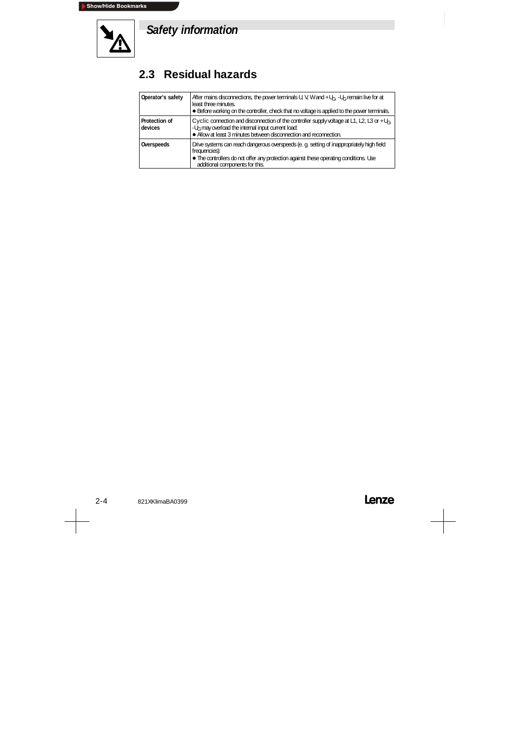## Safety information

## 2.3 Residual hazards

| | |
|---|---|
| **Operator's safety** | After mains disconnections, the power terminals U, V, W and $+U_G$, $-U_G$ remain live for at least three minutes.<br>● Before working on the controller, check that no voltage is applied to the power terminals. |
| **Protection of devices** | Cyclic connection and disconnection of the controller supply voltage at L1, L2, L3 or $+U_G$, $-U_G$ may overload the internal input current load:<br>● Allow at least 3 minutes between disconnection and reconnection. |
| **Overspeeds** | Drive systems can reach dangerous overspeeds (e. g. setting of inappropriately high field frequencies):<br>● The controllers do not offer any protection against these operating conditions. Use additional components for this. |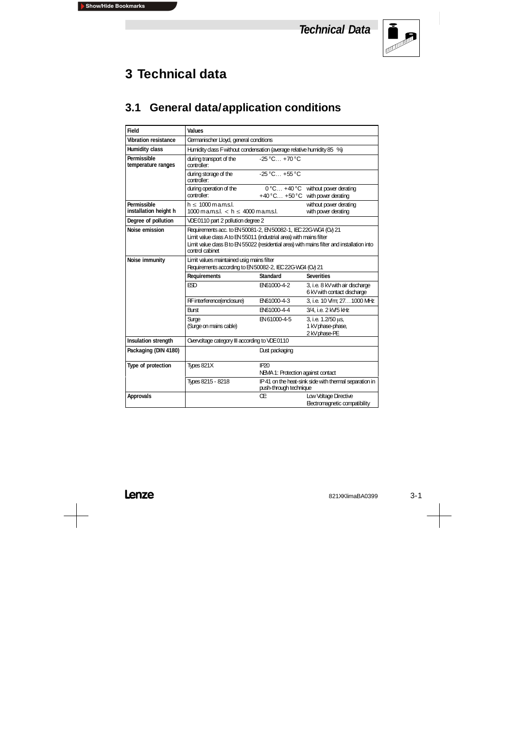# 3 Technical data

## 3.1 General data/application conditions

| Field | Values | | |
|---|---|---|---|
| Vibration resistance | Germanischer Lloyd, general conditions | | |
| Humidity class | Humidity class F without condensation (average relative humidity 85 %) | | |
| Permissible temperature ranges | during transport of the controller: | -25 °C… +70 °C | |
| | during storage of the controller: | -25 °C… +55 °C | |
| | during operation of the controller: | 0 °C… +40 °C<br>+40 °C… +50 °C | without power derating<br>with power derating |
| Permissible installation height h | h ≤ 1000 m a.m.s.l.<br>1000 m a.m.s.l. < h ≤ 4000 m a.m.s.l. | | without power derating<br>with power derating |
| Degree of pollution | VDE 0110 part 2 pollution degree 2 | | |
| Noise emission | Requirements acc. to EN 50081-2, EN 50082-1, IEC 22G-WG4 (Cv) 21<br>Limit value class A to EN 55011 (industrial area) with mains filter<br>Limit value class B to EN 55022 (residential area) with mains filter and installation into control cabinet | | |
| Noise immunity | Limit values maintained usig mains filter<br>Requirements according to EN 50082-2, IEC 22G-WG4 (Cv) 21 | | |
| | **Requirements** | **Standard** | **Severities** |
| | ESD | EN61000-4-2 | 3, i.e. 8 kV with air discharge<br>6 kV with contact discharge |
| | RF interference(enclosure) | EN61000-4-3 | 3, i.e. 10 V/m; 27…1000 MHz |
| | Burst | EN61000-4-4 | 3/4, i.e. 2 kV/5 kHz |
| | Surge<br>(Surge on mains cable) | EN 61000-4-5 | 3, i.e. 1.2/50 µs,<br>1 kV phase-phase,<br>2 kV phase-PE |
| Insulation strength | Overvoltage category III according to VDE 0110 | | |
| Packaging (DIN 4180) | | Dust packaging | |
| Type of protection | Types 821X | IP20<br>NEMA 1: Protection against contact | |
| | Types 8215 - 8218 | IP 41 on the heat-sink side with thermal separation in push-through technique | |
| Approvals | | CE | Low Voltage Directive<br>Electromagnetic compatibility |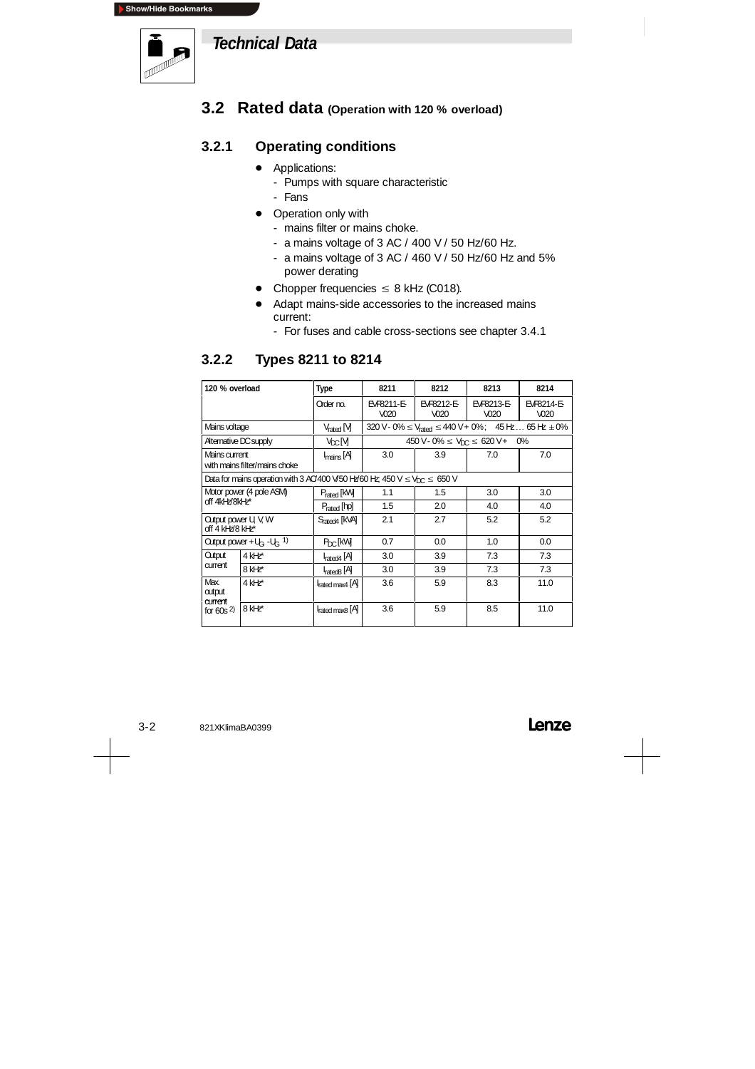# Technical Data

## 3.2 Rated data (Operation with 120 % overload)

### 3.2.1 Operating conditions

- Applications:
  - Pumps with square characteristic
  - Fans
- Operation only with
  - mains filter or mains choke.
  - a mains voltage of 3 AC / 400 V / 50 Hz/60 Hz.
  - a mains voltage of 3 AC / 460 V / 50 Hz/60 Hz and 5% power derating
- Chopper frequencies $\leq$ 8 kHz (C018).
- Adapt mains-side accessories to the increased mains current:
  - For fuses and cable cross-sections see chapter 3.4.1

### 3.2.2 Types 8211 to 8214

| 120 % overload | | Type | 8211 | 8212 | 8213 | 8214 |
|---|---|---|---|---|---|---|
| | | Order no. | EVF8211-E-V020 | EVF8212-E-V020 | EVF8213-E-V020 | EVF8214-E-V020 |
| Mains voltage | | $V_{rated}$ [V] | 320 V - 0% $\leq V_{rated} \leq$ 440 V + 0% ; 45 Hz … 65 Hz ± 0% | | | |
| Alternative DC supply | | $V_{DC}$ [V] | 450 V - 0% $\leq V_{DC} \leq$ 620 V + 0% | | | |
| Mains current with mains filter/mains choke | | $I_{mains}$ [A] | 3.0 | 3.9 | 7.0 | 7.0 |
| Data for mains operation with 3 AC/400 V/50 Hz/60 Hz; 450 V $\leq V_{DC} \leq$ 650 V | | | | | | |
| Motor power (4 pole ASM) off 4kHz/8kHz* | | $P_{rated}$ [kW] | 1.1 | 1.5 | 3.0 | 3.0 |
| | | $P_{rated}$ [hp] | 1.5 | 2.0 | 4.0 | 4.0 |
| Output power U, V, W off 4 kHz/8 kHz* | | $S_{rated4}$ [kVA] | 2.1 | 2.7 | 5.2 | 5.2 |
| Output power + $U_G$ - $U_G$ 1) | | $P_{DC}$ [kW] | 0.7 | 0.0 | 1.0 | 0.0 |
| Output current | 4 kHz* | $I_{rated4}$ [A] | 3.0 | 3.9 | 7.3 | 7.3 |
| | 8 kHz* | $I_{rated8}$ [A] | 3.0 | 3.9 | 7.3 | 7.3 |
| Max. output current for 60s 2) | 4 kHz* | $I_{rated\ max4}$ [A] | 3.6 | 5.9 | 8.3 | 11.0 |
| | 8 kHz* | $I_{rated\ max8}$ [A] | 3.6 | 5.9 | 8.5 | 11.0 |

821XKlimaBA0399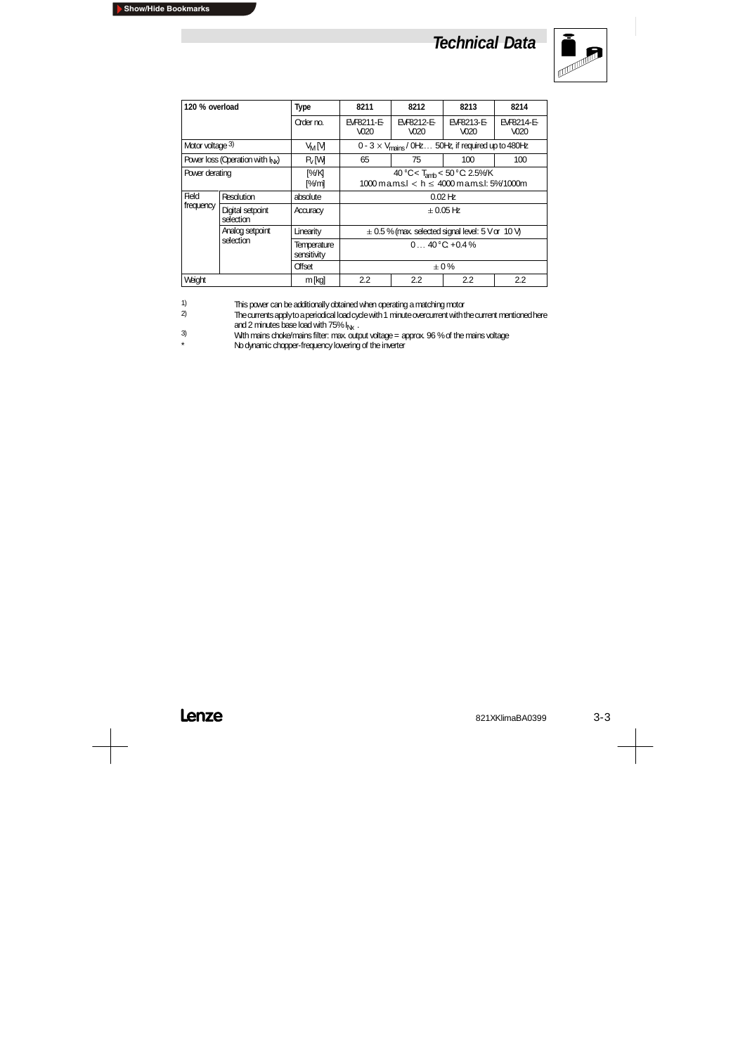## Technical Data

| 120 % overload | | Type | 8211 | 8212 | 8213 | 8214 |
|---|---|---|---|---|---|---|
| | | Order no. | EVF8211-E-V020 | EVF8212-E-V020 | EVF8213-E-V020 | EVF8214-E-V020 |
| Motor voltage [3] | | $V_M$ [V] | 0 - 3 × $V_{mains}$ / 0Hz … 50Hz, if required up to 480Hz | | | |
| Power loss (Operation with $I_{Nx}$) | | $P_V$ [W] | 65 | 75 | 100 | 100 |
| Power derating | | [%/K] [%/m] | 40 °C < $T_{amb}$ < 50 °C: 2.5%/K 1000 m a.m.s.l < h ≤ 4000 m a.m.s.l: 5%/1000m | | | |
| Field frequency | Resolution | absolute | 0.02 Hz | | | |
| | Digital setpoint selection | Accuracy | ± 0.05 Hz | | | |
| | Analog setpoint selection | Linearity | ± 0.5 % (max. selected signal level: 5 V or 10 V) | | | |
| | | Temperature sensitivity | 0 … 40 °C: +0.4 % | | | |
| | | Offset | ± 0 % | | | |
| Weight | | m [kg] | 2.2 | 2.2 | 2.2 | 2.2 |

1) This power can be additionally obtained when operating a matching motor

2) The currents apply to a periodical load cycle with 1 minute overcurrent with the current mentioned here and 2 minutes base load with 75% $I_{Nx}$ .

3) With mains choke/mains filter: max. output voltage = approx. 96 % of the mains voltage

\* No dynamic chopper-frequency lowering of the inverter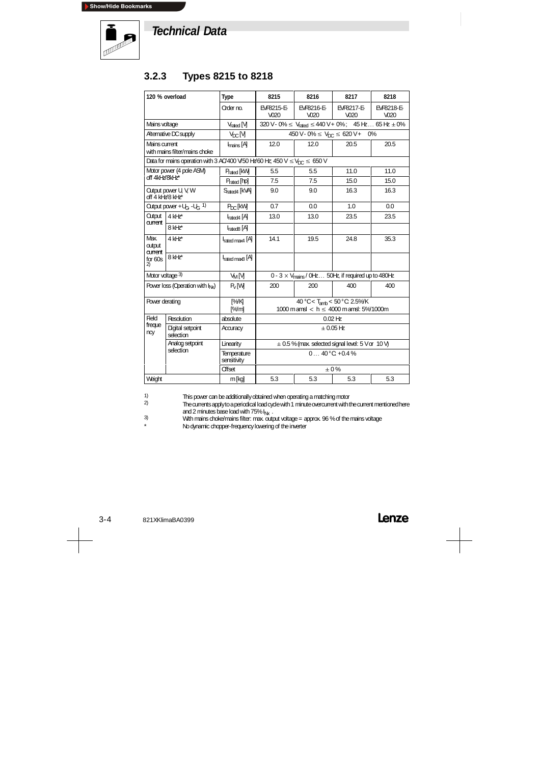# Technical Data

### 3.2.3 Types 8215 to 8218

| 120 % overload | | Type | 8215 | 8216 | 8217 | 8218 |
|---|---|---|---|---|---|---|
| | | Order no. | EVF8215-E-V020 | EVF8216-E-V020 | EVF8217-E-V020 | EVF8218-E-V020 |
| Mains voltage | | $V_{rated}$ [V] | 320 V - 0% ≤ $V_{rated}$ ≤ 440 V + 0% ; 45 Hz … 65 Hz ± 0% | | | |
| Alternative DC supply | | $V_{DC}$ [V] | 450 V - 0% ≤ $V_{DC}$ ≤ 620 V + 0% | | | |
| Mains current with mains filter/mains choke | | $I_{mains}$ [A] | 12.0 | 12.0 | 20.5 | 20.5 |
| Data for mains operation with 3 AC/400 V/50 Hz/60 Hz; 450 V ≤ $V_{DC}$ ≤ 650 V | | | | | | |
| Motor power (4 pole ASM) off 4kHz/8kHz* | | $P_{rated}$ [kW] | 5.5 | 5.5 | 11.0 | 11.0 |
| | | $P_{rated}$ [hp] | 7.5 | 7.5 | 15.0 | 15.0 |
| Output power U, V, W off 4 kHz/8 kHz* | | $S_{rated4}$ [kVA] | 9.0 | 9.0 | 16.3 | 16.3 |
| Output power +$U_G$ -$U_G$ 1) | | $P_{DC}$ [kW] | 0.7 | 0.0 | 1.0 | 0.0 |
| Output current | 4 kHz* | $I_{rated4}$ [A] | 13.0 | 13.0 | 23.5 | 23.5 |
| | 8 kHz* | $I_{rated8}$ [A] | | | | |
| Max. output current for 60s 2) | 4 kHz* | $I_{rated\ max4}$ [A] | 14.1 | 19.5 | 24.8 | 35.3 |
| | 8 kHz* | $I_{rated\ max8}$ [A] | | | | |
| Motor voltage 3) | | $V_M$ [V] | 0 - 3 × $V_{mains}$ / 0Hz … 50Hz, if required up to 480Hz | | | |
| Power loss (Operation with $I_{Nx}$) | | $P_V$ [W] | 200 | 200 | 400 | 400 |
| Power derating | | [%/K] [%/m] | 40 °C < $T_{amb}$ < 50 °C: 2.5%/K 1000 m amsl < h ≤ 4000 m amsl: 5%/1000m | | | |
| Field frequency | Resolution | absolute | 0.02 Hz | | | |
| | Digital setpoint selection | Accuracy | ± 0.05 Hz | | | |
| | Analog setpoint selection | Linearity | ± 0.5 % (max. selected signal level: 5 V or 10 V) | | | |
| | | Temperature sensitivity | 0 … 40 °C: +0.4 % | | | |
| | | Offset | ± 0 % | | | |
| Weight | | m [kg] | 5.3 | 5.3 | 5.3 | 5.3 |

1) This power can be additionally obtained when operating a matching motor

2) The currents apply to a periodical load cycle with 1 minute overcurrent with the current mentioned here and 2 minutes base load with 75% $I_{Nx}$ .

3) With mains choke/mains filter: max. output voltage = approx. 96 % of the mains voltage

\* No dynamic chopper-frequency lowering of the inverter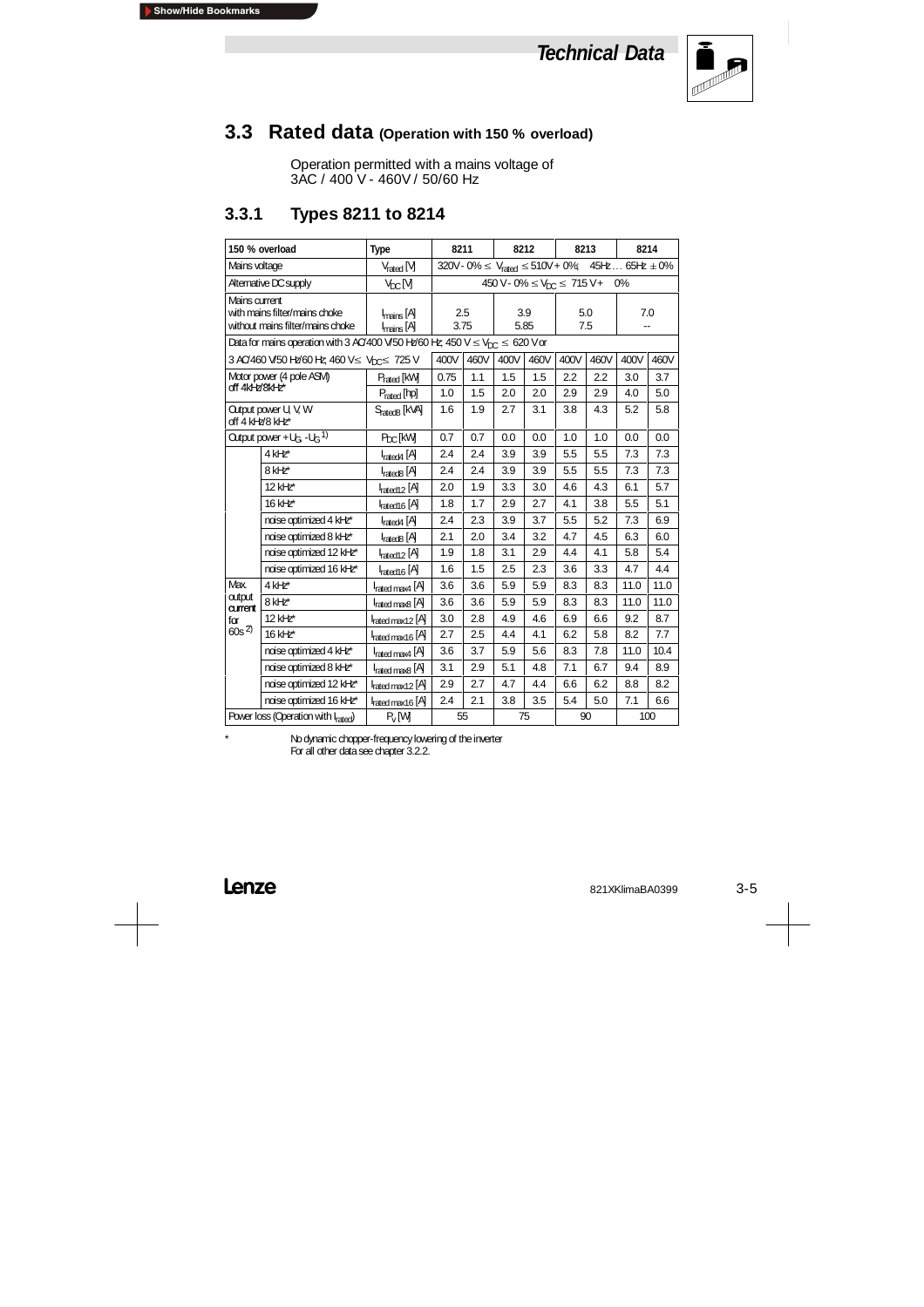## 3.3 Rated data (Operation with 150 % overload)

Operation permitted with a mains voltage of
3AC / 400 V - 460V / 50/60 Hz

### 3.3.1 Types 8211 to 8214

| 150 % overload | | Type | 8211 | | 8212 | | 8213 | | 8214 | |
|---|---|---|---|---|---|---|---|---|---|---|
| Mains voltage | | $V_{rated}$ [V] | 320V - 0% ≤ $V_{rated}$ ≤ 510V + 0%; 45Hz … 65Hz ± 0% | | | | | | | |
| Alternative DC supply | | $V_{DC}$ [V] | 450 V - 0% ≤ $V_{DC}$ ≤ 715 V + 0% | | | | | | | |
| Mains current<br>with mains filter/mains choke<br>without mains filter/mains choke | | $I_{mains}$ [A]<br>$I_{mains}$ [A] | 2.5<br>3.75 | | 3.9<br>5.85 | | 5.0<br>7.5 | | 7.0<br>-- | |
| Data for mains operation with 3 AC/400 V/50 Hz/60 Hz; 450 V ≤ $V_{DC}$ ≤ 620 V or | | | | | | | | | | |
| 3 AC/460 V/50 Hz/60 Hz; 460 V ≤ $V_{DC}$ ≤ 725 V | | | 400V | 460V | 400V | 460V | 400V | 460V | 400V | 460V |
| Motor power (4 pole ASM) off 4kHz/8kHz* | | $P_{rated}$ [kW] | 0.75 | 1.1 | 1.5 | 1.5 | 2.2 | 2.2 | 3.0 | 3.7 |
| | | $P_{rated}$ [hp] | 1.0 | 1.5 | 2.0 | 2.0 | 2.9 | 2.9 | 4.0 | 5.0 |
| Output power U, V, W off 4 kHz/8 kHz* | | $S_{rated8}$ [kVA] | 1.6 | 1.9 | 2.7 | 3.1 | 3.8 | 4.3 | 5.2 | 5.8 |
| Output power + $U_G$, - $U_G$ [1)] | | $P_{DC}$ [kW] | 0.7 | 0.7 | 0.0 | 0.0 | 1.0 | 1.0 | 0.0 | 0.0 |
| | 4 kHz* | $I_{rated4}$ [A] | 2.4 | 2.4 | 3.9 | 3.9 | 5.5 | 5.5 | 7.3 | 7.3 |
| | 8 kHz* | $I_{rated8}$ [A] | 2.4 | 2.4 | 3.9 | 3.9 | 5.5 | 5.5 | 7.3 | 7.3 |
| | 12 kHz* | $I_{rated12}$ [A] | 2.0 | 1.9 | 3.3 | 3.0 | 4.6 | 4.3 | 6.1 | 5.7 |
| | 16 kHz* | $I_{rated16}$ [A] | 1.8 | 1.7 | 2.9 | 2.7 | 4.1 | 3.8 | 5.5 | 5.1 |
| | noise optimized 4 kHz* | $I_{rated4}$ [A] | 2.4 | 2.3 | 3.9 | 3.7 | 5.5 | 5.2 | 7.3 | 6.9 |
| | noise optimized 8 kHz* | $I_{rated8}$ [A] | 2.1 | 2.0 | 3.4 | 3.2 | 4.7 | 4.5 | 6.3 | 6.0 |
| | noise optimized 12 kHz* | $I_{rated12}$ [A] | 1.9 | 1.8 | 3.1 | 2.9 | 4.4 | 4.1 | 5.8 | 5.4 |
| | noise optimized 16 kHz* | $I_{rated16}$ [A] | 1.6 | 1.5 | 2.5 | 2.3 | 3.6 | 3.3 | 4.7 | 4.4 |
| Max. output current for 60s [2)] | 4 kHz* | $I_{rated\,max4}$ [A] | 3.6 | 3.6 | 5.9 | 5.9 | 8.3 | 8.3 | 11.0 | 11.0 |
| | 8 kHz* | $I_{rated\,max8}$ [A] | 3.6 | 3.6 | 5.9 | 5.9 | 8.3 | 8.3 | 11.0 | 11.0 |
| | 12 kHz* | $I_{rated\,max12}$ [A] | 3.0 | 2.8 | 4.9 | 4.6 | 6.9 | 6.6 | 9.2 | 8.7 |
| | 16 kHz* | $I_{rated\,max16}$ [A] | 2.7 | 2.5 | 4.4 | 4.1 | 6.2 | 5.8 | 8.2 | 7.7 |
| | noise optimized 4 kHz* | $I_{rated\,max4}$ [A] | 3.6 | 3.7 | 5.9 | 5.6 | 8.3 | 7.8 | 11.0 | 10.4 |
| | noise optimized 8 kHz* | $I_{rated\,max8}$ [A] | 3.1 | 2.9 | 5.1 | 4.8 | 7.1 | 6.7 | 9.4 | 8.9 |
| | noise optimized 12 kHz* | $I_{rated\,max12}$ [A] | 2.9 | 2.7 | 4.7 | 4.4 | 6.6 | 6.2 | 8.8 | 8.2 |
| | noise optimized 16 kHz* | $I_{rated\,max16}$ [A] | 2.4 | 2.1 | 3.8 | 3.5 | 5.4 | 5.0 | 7.1 | 6.6 |
| Power loss (Operation with $I_{rated}$) | | $P_V$ [W] | 55 | | 75 | | 90 | | 100 | |

\* No dynamic chopper-frequency lowering of the inverter
For all other data see chapter 3.2.2.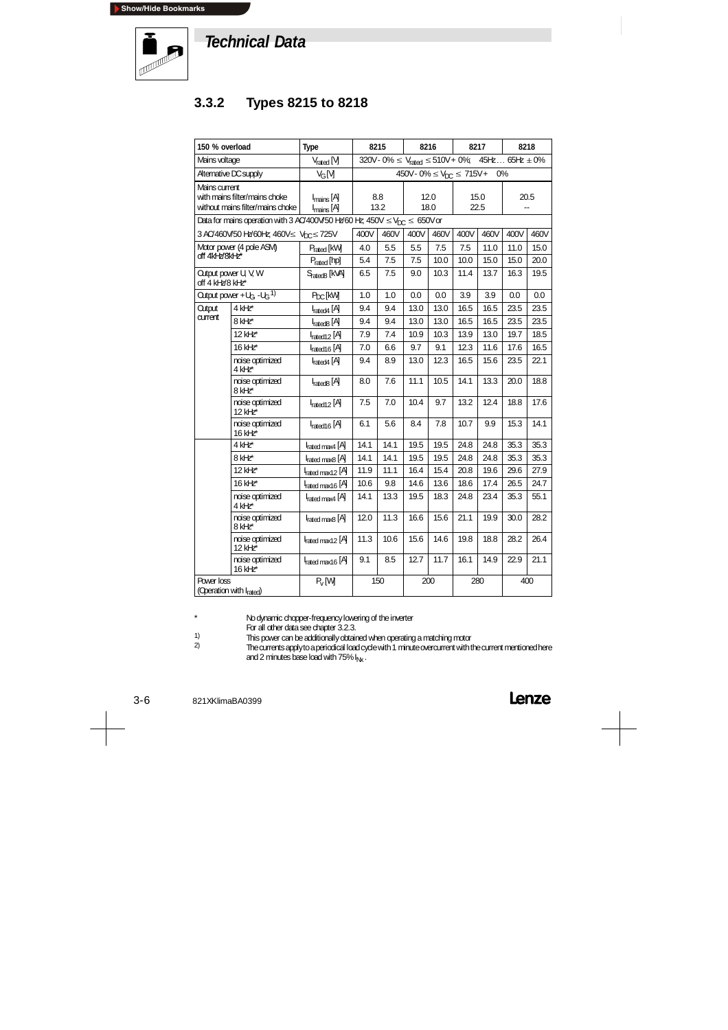## Technical Data

### 3.3.2 Types 8215 to 8218

| 150 % overload | | Type | 8215 | | 8216 | | 8217 | | 8218 | |
|---|---|---|---|---|---|---|---|---|---|---|
| Mains voltage | | $V_{rated}$ [V] | 320V - 0% ≤ $V_{rated}$ ≤ 510V + 0% ; 45Hz … 65Hz ± 0% | | | | | | | |
| Alternative DC supply | | $V_G$ [V] | 450V - 0% ≤ $V_{DC}$ ≤ 715V + 0% | | | | | | | |
| Mains current with mains filter/mains choke | | $I_{mains}$ [A] | 8.8 | | 12.0 | | 15.0 | | 20.5 | |
| Mains current without mains filter/mains choke | | $I_{mains}$ [A] | 13.2 | | 18.0 | | 22.5 | | -- | |
| Data for mains operation with 3 AC/400V/50 Hz/60 Hz; 450V ≤ $V_{DC}$ ≤ 650V or 3 AC/460V/50 Hz/60Hz; 460V ≤ $V_{DC}$ ≤ 725V | | | 400V | 460V | 400V | 460V | 400V | 460V | 400V | 460V |
| Motor power (4 pole ASM) off 4kHz/8kHz* | | $P_{rated}$ [kW] | 4.0 | 5.5 | 5.5 | 7.5 | 7.5 | 11.0 | 11.0 | 15.0 |
| | | $P_{rated}$ [hp] | 5.4 | 7.5 | 7.5 | 10.0 | 10.0 | 15.0 | 15.0 | 20.0 |
| Output power U, V, W off 4 kHz/8 kHz* | | $S_{rated8}$ [kVA] | 6.5 | 7.5 | 9.0 | 10.3 | 11.4 | 13.7 | 16.3 | 19.5 |
| Output power $+U_G$, $-U_G$ 1) | | $P_{DC}$ [kW] | 1.0 | 1.0 | 0.0 | 0.0 | 3.9 | 3.9 | 0.0 | 0.0 |
| Output current | 4 kHz* | $I_{rated4}$ [A] | 9.4 | 9.4 | 13.0 | 13.0 | 16.5 | 16.5 | 23.5 | 23.5 |
| | 8 kHz* | $I_{rated8}$ [A] | 9.4 | 9.4 | 13.0 | 13.0 | 16.5 | 16.5 | 23.5 | 23.5 |
| | 12 kHz* | $I_{rated12}$ [A] | 7.9 | 7.4 | 10.9 | 10.3 | 13.9 | 13.0 | 19.7 | 18.5 |
| | 16 kHz* | $I_{rated16}$ [A] | 7.0 | 6.6 | 9.7 | 9.1 | 12.3 | 11.6 | 17.6 | 16.5 |
| | noise optimized 4 kHz* | $I_{rated4}$ [A] | 9.4 | 8.9 | 13.0 | 12.3 | 16.5 | 15.6 | 23.5 | 22.1 |
| | noise optimized 8 kHz* | $I_{rated8}$ [A] | 8.0 | 7.6 | 11.1 | 10.5 | 14.1 | 13.3 | 20.0 | 18.8 |
| | noise optimized 12 kHz* | $I_{rated12}$ [A] | 7.5 | 7.0 | 10.4 | 9.7 | 13.2 | 12.4 | 18.8 | 17.6 |
| | noise optimized 16 kHz* | $I_{rated16}$ [A] | 6.1 | 5.6 | 8.4 | 7.8 | 10.7 | 9.9 | 15.3 | 14.1 |
| | 4 kHz* | $I_{rated\ max4}$ [A] | 14.1 | 14.1 | 19.5 | 19.5 | 24.8 | 24.8 | 35.3 | 35.3 |
| | 8 kHz* | $I_{rated\ max8}$ [A] | 14.1 | 14.1 | 19.5 | 19.5 | 24.8 | 24.8 | 35.3 | 35.3 |
| | 12 kHz* | $I_{rated\ max12}$ [A] | 11.9 | 11.1 | 16.4 | 15.4 | 20.8 | 19.6 | 29.6 | 27.9 |
| | 16 kHz* | $I_{rated\ max16}$ [A] | 10.6 | 9.8 | 14.6 | 13.6 | 18.6 | 17.4 | 26.5 | 24.7 |
| | noise optimized 4 kHz* | $I_{rated\ max4}$ [A] | 14.1 | 13.3 | 19.5 | 18.3 | 24.8 | 23.4 | 35.3 | 55.1 |
| | noise optimized 8 kHz* | $I_{rated\ max8}$ [A] | 12.0 | 11.3 | 16.6 | 15.6 | 21.1 | 19.9 | 30.0 | 28.2 |
| | noise optimized 12 kHz* | $I_{rated\ max12}$ [A] | 11.3 | 10.6 | 15.6 | 14.6 | 19.8 | 18.8 | 28.2 | 26.4 |
| | noise optimized 16 kHz* | $I_{rated\ max16}$ [A] | 9.1 | 8.5 | 12.7 | 11.7 | 16.1 | 14.9 | 22.9 | 21.1 |
| Power loss (Operation with $I_{rated}$) | | $P_V$ [W] | 150 | | 200 | | 280 | | 400 | |

\* No dynamic chopper-frequency lowering of the inverter
For all other data see chapter 3.2.3.

1) This power can be additionally obtained when operating a matching motor

2) The currents apply to a periodical load cycle with 1 minute overcurrent with the current mentioned here and 2 minutes base load with 75% $I_{Nx}$.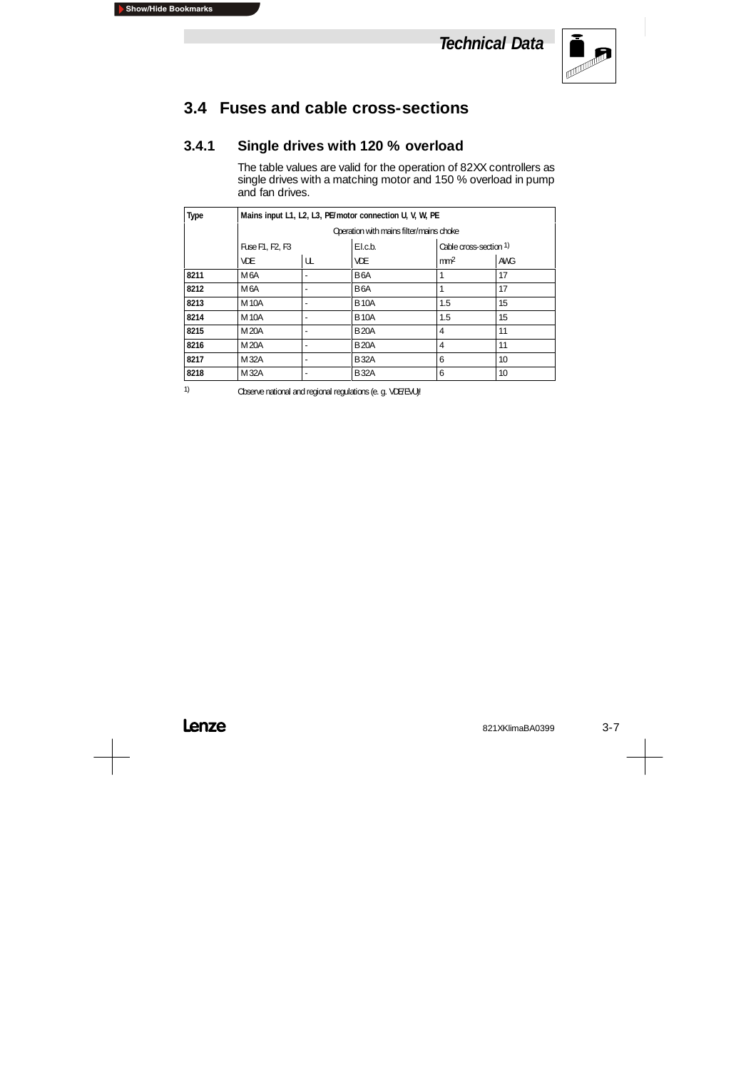## 3.4 Fuses and cable cross-sections

### 3.4.1 Single drives with 120 % overload

The table values are valid for the operation of 82XX controllers as single drives with a matching motor and 150 % overload in pump and fan drives.

| Type | Mains input L1, L2, L3, PE/motor connection U, V, W, PE | | | | |
|---|---|---|---|---|---|
| | Operation with mains filter/mains choke | | | | |
| | Fuse F1, F2, F3 | | E.l.c.b. | Cable cross-section 1) | |
| | VDE | UL | VDE | mm² | AWG |
| **8211** | M 6A | - | B 6A | 1 | 17 |
| **8212** | M 6A | - | B 6A | 1 | 17 |
| **8213** | M 10A | - | B 10A | 1.5 | 15 |
| **8214** | M 10A | - | B 10A | 1.5 | 15 |
| **8215** | M 20A | - | B 20A | 4 | 11 |
| **8216** | M 20A | - | B 20A | 4 | 11 |
| **8217** | M 32A | - | B 32A | 6 | 10 |
| **8218** | M 32A | - | B 32A | 6 | 10 |

1) Observe national and regional regulations (e. g. VDE/EVU)!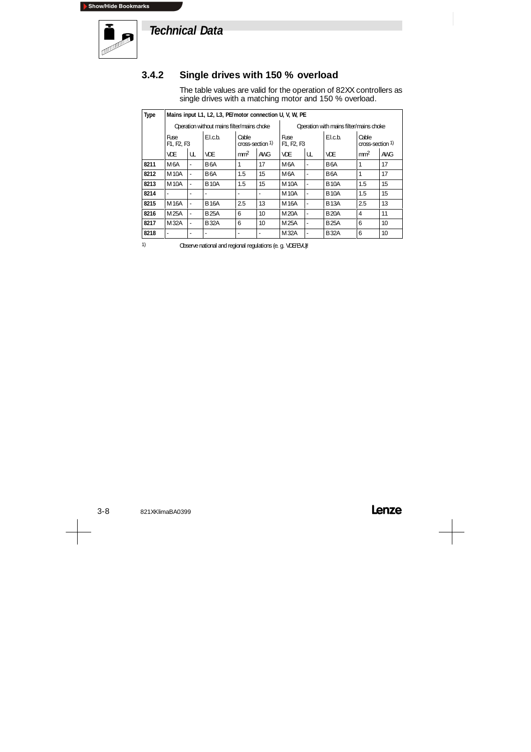# Technical Data

### 3.4.2 Single drives with 150 % overload

The table values are valid for the operation of 82XX controllers as single drives with a matching motor and 150 % overload.

| Type | Mains input L1, L2, L3, PE/motor connection U, V, W, PE | | | | | | | | | |
|---|---|---|---|---|---|---|---|---|---|---|
| | Operation without mains filter/mains choke | | | | | Operation with mains filter/mains choke | | | | |
| | Fuse F1, F2, F3 | | E.l.c.b. | Cable cross-section [1] | | Fuse F1, F2, F3 | | E.l.c.b. | Cable cross-section [1] | |
| | VDE | UL | VDE | $mm^2$ | AWG | VDE | UL | VDE | $mm^2$ | AWG |
| **8211** | M 6A | - | B 6A | 1 | 17 | M 6A | - | B 6A | 1 | 17 |
| **8212** | M 10A | - | B 6A | 1.5 | 15 | M 6A | - | B 6A | 1 | 17 |
| **8213** | M 10A | - | B 10A | 1.5 | 15 | M 10A | - | B 10A | 1.5 | 15 |
| **8214** | - | - | - | - | - | M 10A | - | B 10A | 1.5 | 15 |
| **8215** | M 16A | - | B 16A | 2.5 | 13 | M 16A | - | B 13A | 2.5 | 13 |
| **8216** | M 25A | - | B 25A | 6 | 10 | M 20A | - | B 20A | 4 | 11 |
| **8217** | M 32A | - | B 32A | 6 | 10 | M 25A | - | B 25A | 6 | 10 |
| **8218** | - | - | - | - | - | M 32A | - | B 32A | 6 | 10 |

[1] Observe national and regional regulations (e. g. VDE/EVU)!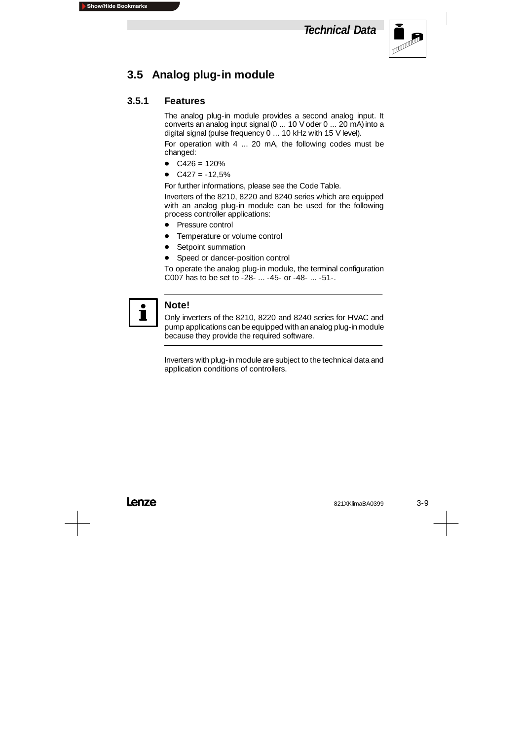## 3.5 Analog plug-in module

### 3.5.1 Features

The analog plug-in module provides a second analog input. It converts an analog input signal (0 ... 10 V oder 0 ... 20 mA) into a digital signal (pulse frequency 0 ... 10 kHz with 15 V level).

For operation with 4 ... 20 mA, the following codes must be changed:

- C426 = 120%
- C427 = -12,5%

For further informations, please see the Code Table.

Inverters of the 8210, 8220 and 8240 series which are equipped with an analog plug-in module can be used for the following process controller applications:

- Pressure control
- Temperature or volume control
- Setpoint summation
- Speed or dancer-position control

To operate the analog plug-in module, the terminal configuration C007 has to be set to -28- ... -45- or -48- ... -51-.

**Note!**

Only inverters of the 8210, 8220 and 8240 series for HVAC and pump applications can be equipped with an analog plug-in module because they provide the required software.

Inverters with plug-in module are subject to the technical data and application conditions of controllers.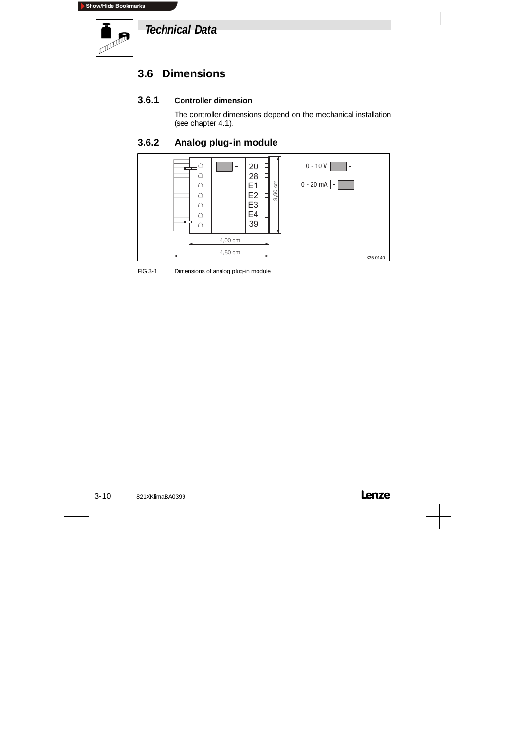# 3.6 Dimensions

## 3.6.1 Controller dimension

The controller dimensions depend on the mechanical installation (see chapter 4.1).

## 3.6.2 Analog plug-in module

FIG 3-1 Dimensions of analog plug-in module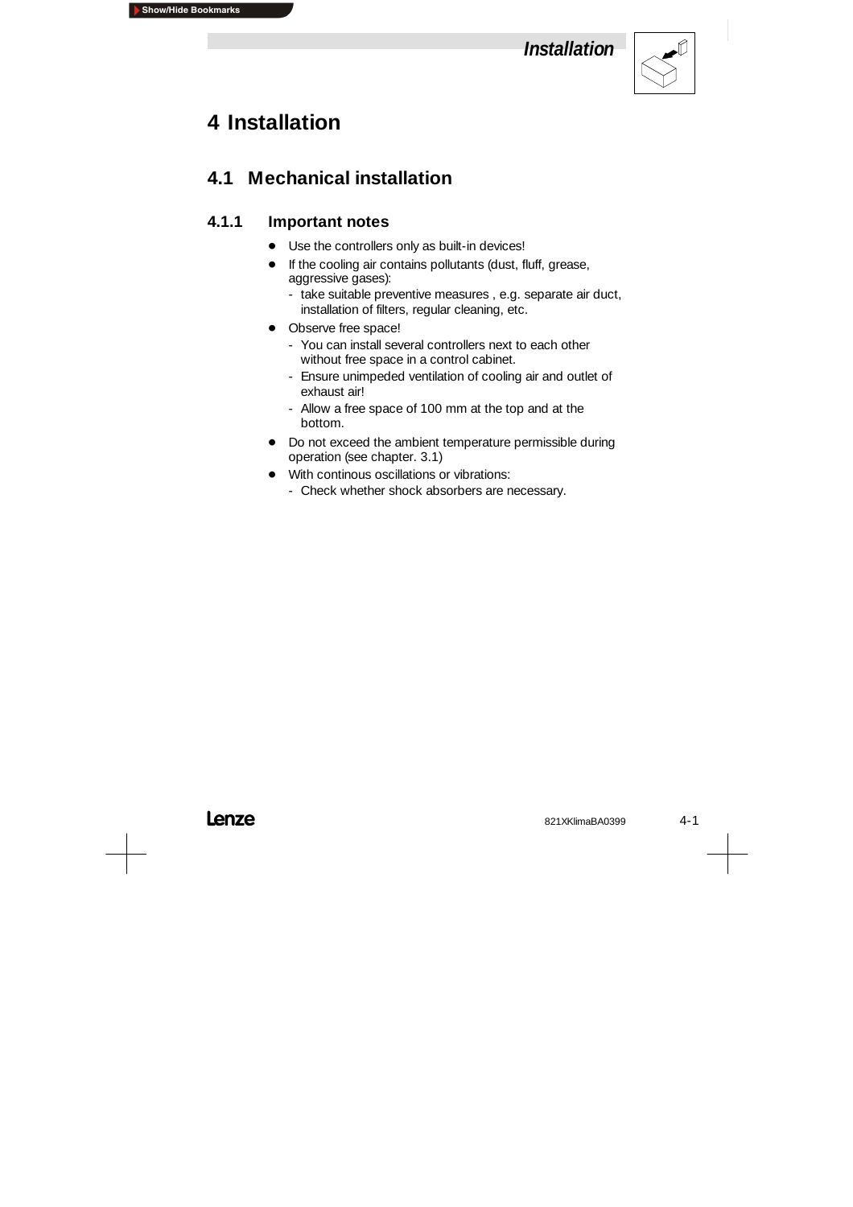# 4 Installation

## 4.1 Mechanical installation

### 4.1.1 Important notes

- Use the controllers only as built-in devices!
- If the cooling air contains pollutants (dust, fluff, grease, aggressive gases):
  - take suitable preventive measures , e.g. separate air duct, installation of filters, regular cleaning, etc.
- Observe free space!
  - You can install several controllers next to each other without free space in a control cabinet.
  - Ensure unimpeded ventilation of cooling air and outlet of exhaust air!
  - Allow a free space of 100 mm at the top and at the bottom.
- Do not exceed the ambient temperature permissible during operation (see chapter. 3.1)
- With continous oscillations or vibrations:
  - Check whether shock absorbers are necessary.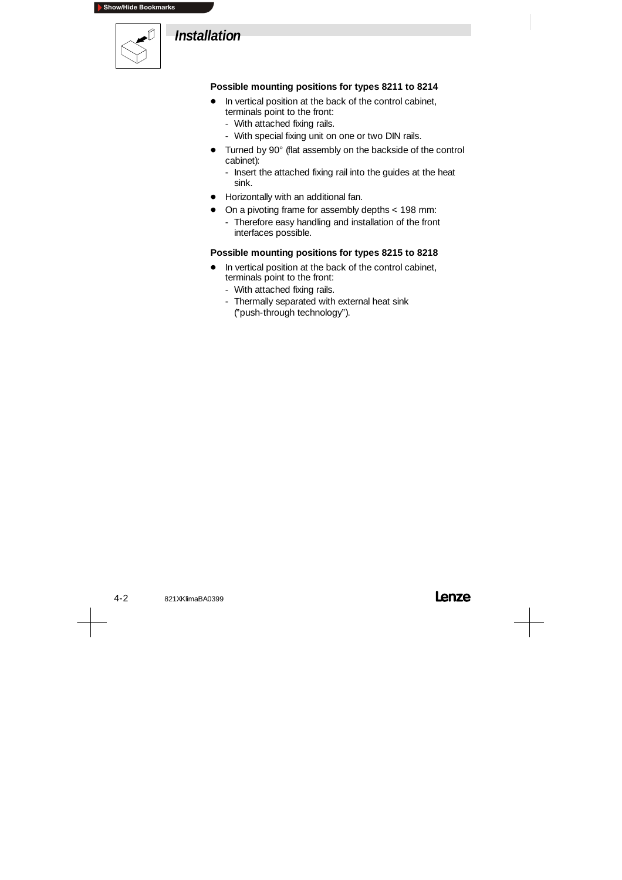# Installation

### Possible mounting positions for types 8211 to 8214

- In vertical position at the back of the control cabinet, terminals point to the front:
  - With attached fixing rails.
  - With special fixing unit on one or two DIN rails.
- Turned by 90° (flat assembly on the backside of the control cabinet):
  - Insert the attached fixing rail into the guides at the heat sink.
- Horizontally with an additional fan.
- On a pivoting frame for assembly depths < 198 mm:
  - Therefore easy handling and installation of the front interfaces possible.

### Possible mounting positions for types 8215 to 8218

- In vertical position at the back of the control cabinet, terminals point to the front:
  - With attached fixing rails.
  - Thermally separated with external heat sink ("push-through technology").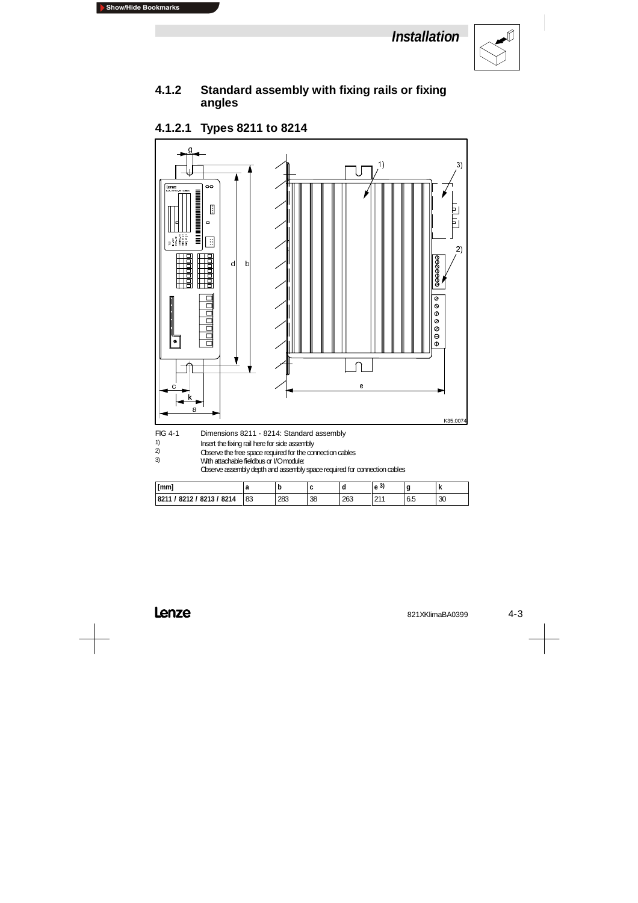### 4.1.2 Standard assembly with fixing rails or fixing angles

#### 4.1.2.1 Types 8211 to 8214

FIG 4-1 Dimensions 8211 - 8214: Standard assembly

1) Insert the fixing rail here for side assembly

2) Observe the free space required for the connection cables

3) With attachable fieldbus or I/O module:
Observe assembly depth and assembly space required for connection cables

| [mm] | a | b | c | d | e 3) | g | k |
|---|---|---|---|---|---|---|---|
| 8211 / 8212 / 8213 / 8214 | 83 | 283 | 38 | 263 | 211 | 6.5 | 30 |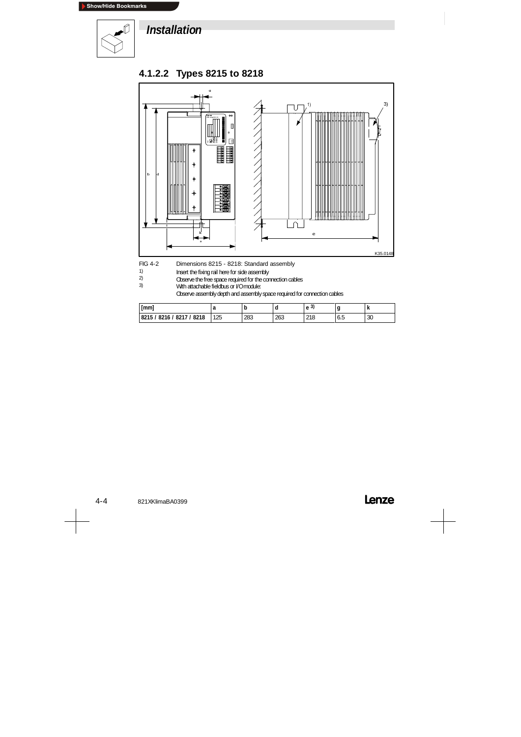# Installation

### 4.1.2.2 Types 8215 to 8218

FIG 4-2 Dimensions 8215 - 8218: Standard assembly

1) Insert the fixing rail here for side assembly

2) Observe the free space required for the connection cables

3) With attachable fieldbus or I/O module:
Observe assembly depth and assembly space required for connection cables

| [mm] | a | b | d | e 3) | g | k |
|---|---|---|---|---|---|---|
| 8215 / 8216 / 8217 / 8218 | 125 | 283 | 263 | 218 | 6.5 | 30 |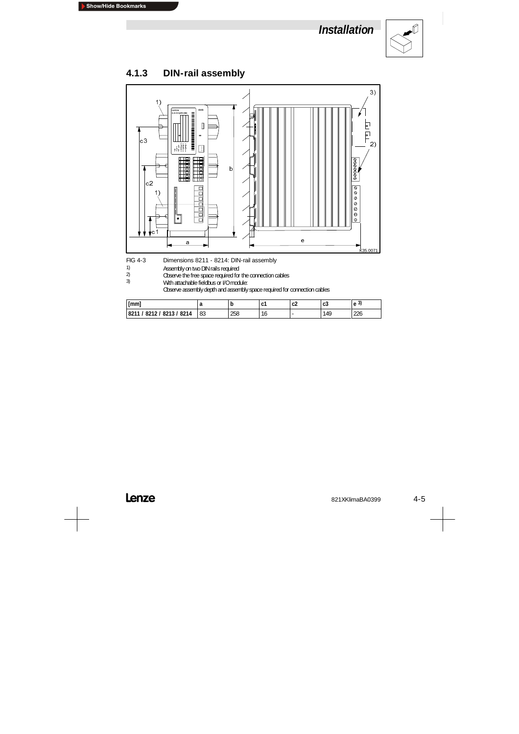## 4.1.3 DIN-rail assembly

FIG 4-3 Dimensions 8211 - 8214: DIN-rail assembly

1) Assembly on two DIN rails required

2) Observe the free space required for the connection cables

3) With attachable fieldbus or I/O module:
Observe assembly depth and assembly space required for connection cables

| [mm] | a | b | c1 | c2 | c3 | e 3) |
|---|---|---|---|---|---|---|
| 8211 / 8212 / 8213 / 8214 | 83 | 258 | 16 | - | 149 | 226 |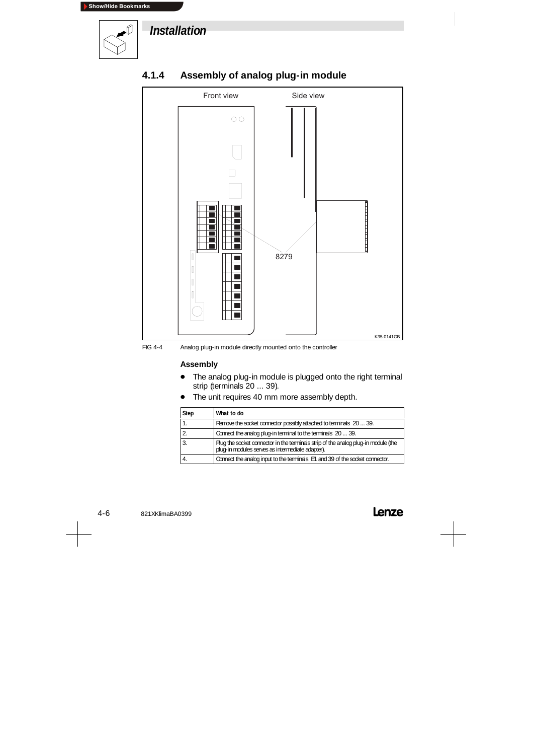## 4.1.4 Assembly of analog plug-in module

FIG 4-4 Analog plug-in module directly mounted onto the controller

### Assembly

- The analog plug-in module is plugged onto the right terminal strip (terminals 20 ... 39).
- The unit requires 40 mm more assembly depth.

| Step | What to do |
|---|---|
| 1. | Remove the socket connector possibly attached to terminals 20 ... 39. |
| 2. | Connect the analog plug-in terminal to the terminals 20 ... 39. |
| 3. | Plug the socket connector in the terminals strip of the analog plug-in module (the plug-in modules serves as intermediate adapter). |
| 4. | Connect the analog input to the terminals E1 and 39 of the socket connector. |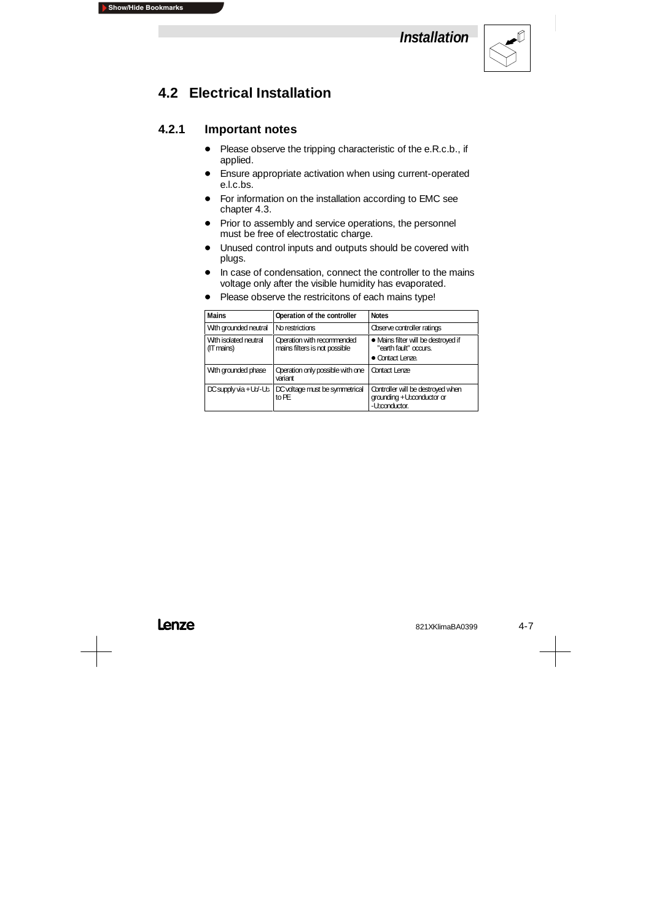## 4.2 Electrical Installation

### 4.2.1 Important notes

- Please observe the tripping characteristic of the e.R.c.b., if applied.
- Ensure appropriate activation when using current-operated e.l.c.bs.
- For information on the installation according to EMC see chapter 4.3.
- Prior to assembly and service operations, the personnel must be free of electrostatic charge.
- Unused control inputs and outputs should be covered with plugs.
- In case of condensation, connect the controller to the mains voltage only after the visible humidity has evaporated.
- Please observe the restricitons of each mains type!

| Mains | Operation of the controller | Notes |
|---|---|---|
| With grounded neutral | No restrictions | Observe controller ratings |
| With isolated neutral (IT mains) | Operation with recommended mains filters is not possible | • Mains filter will be destroyed if "earth fault" occurs.<br>• Contact Lenze. |
| With grounded phase | Operation only possible with one variant | Contact Lenze |
| DC supply via $+U_G$/$-U_G$ | DC voltage must be symmetrical to PE | Controller will be destroyed when grounding $+U_G$ conductor or $-U_G$ conductor. |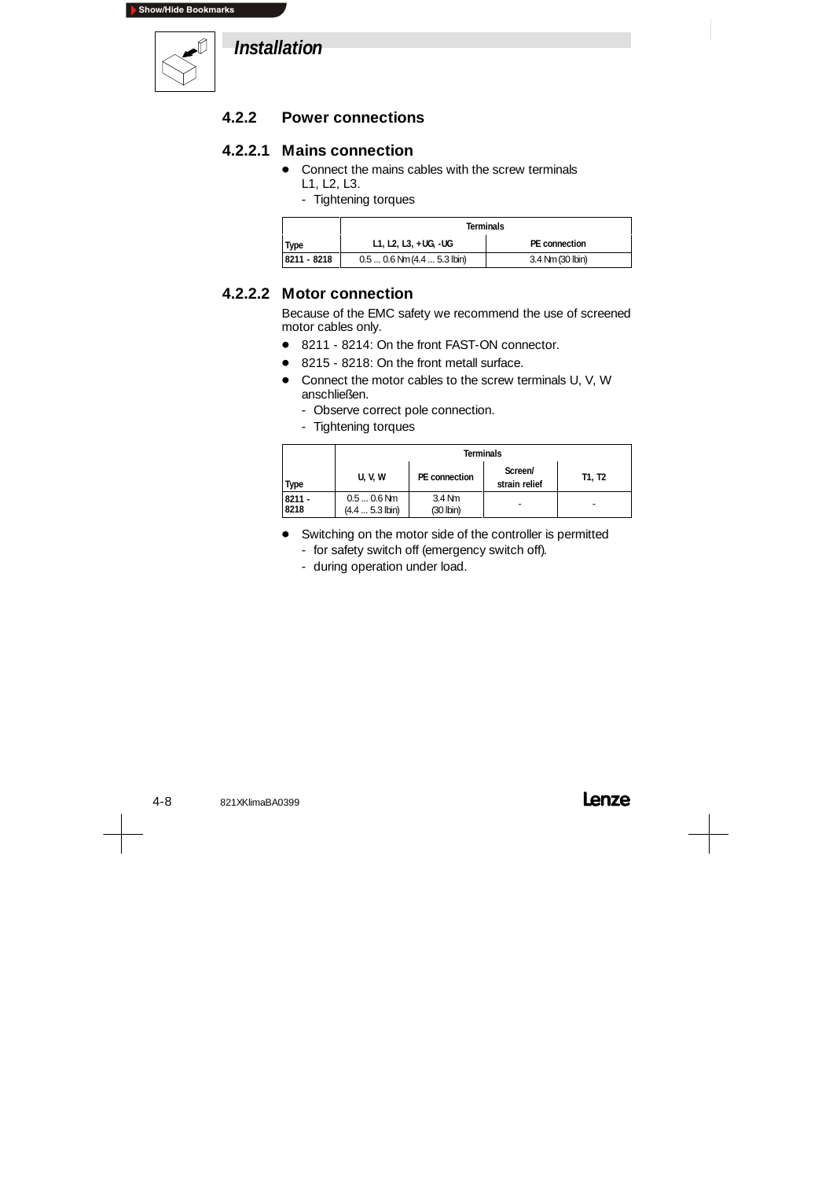# Installation

## 4.2.2 Power connections

### 4.2.2.1 Mains connection

- Connect the mains cables with the screw terminals L1, L2, L3.
  - Tightening torques

| | Terminals | |
|---|---|---|
| Type | L1, L2, L3, +UG, -UG | PE connection |
| 8211 - 8218 | 0.5 ... 0.6 Nm (4.4 ... 5.3 lbin) | 3.4 Nm (30 lbin) |

### 4.2.2.2 Motor connection

Because of the EMC safety we recommend the use of screened motor cables only.

- 8211 - 8214: On the front FAST-ON connector.
- 8215 - 8218: On the front metall surface.
- Connect the motor cables to the screw terminals U, V, W anschließen.
  - Observe correct pole connection.
  - Tightening torques

| | Terminals | | | |
|---|---|---|---|---|
| Type | U, V, W | PE connection | Screen/ strain relief | T1, T2 |
| 8211 - 8218 | 0.5 ... 0.6 Nm (4.4 ... 5.3 lbin) | 3.4 Nm (30 lbin) | - | - |

- Switching on the motor side of the controller is permitted
  - for safety switch off (emergency switch off).
  - during operation under load.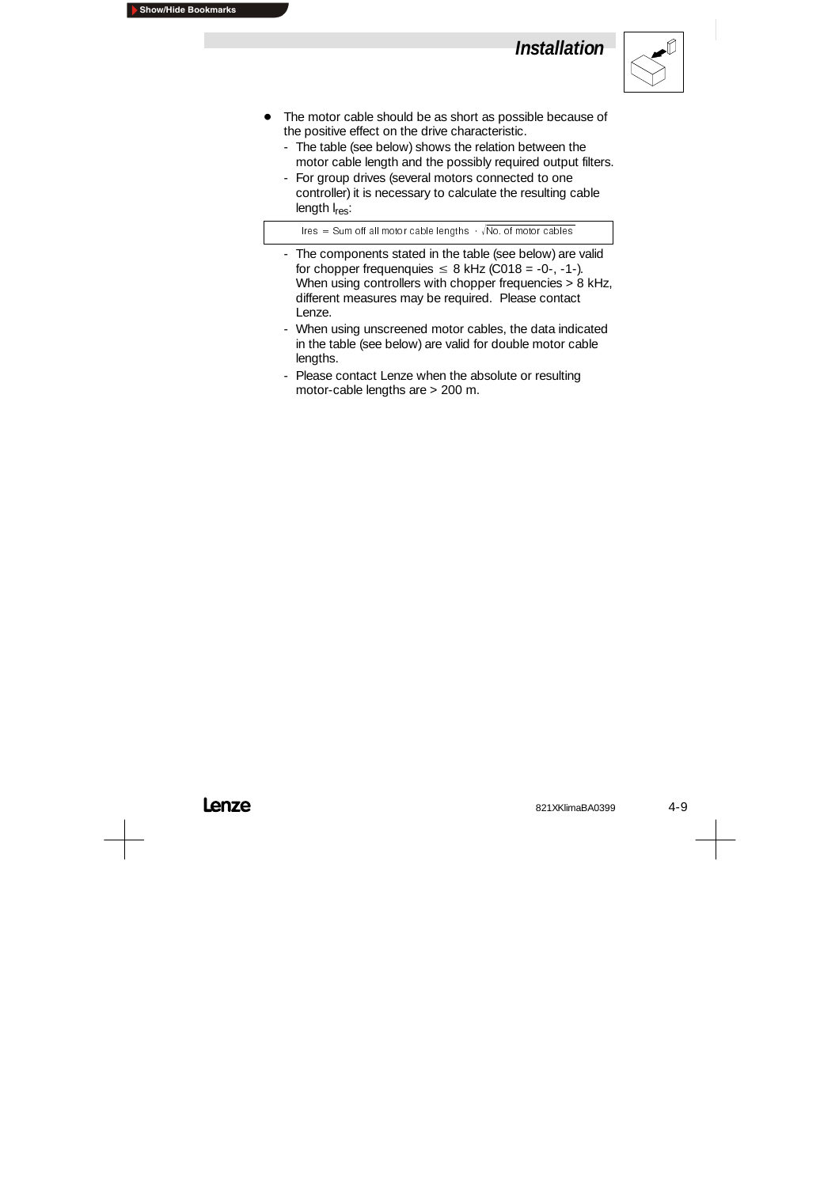- The motor cable should be as short as possible because of the positive effect on the drive characteristic.
  - The table (see below) shows the relation between the motor cable length and the possibly required output filters.
  - For group drives (several motors connected to one controller) it is necessary to calculate the resulting cable length $l_{res}$:

$$\text{lres} = \text{Sum off all motor cable lengths} \cdot \sqrt{\text{No. of motor cables}}$$

  - The components stated in the table (see below) are valid for chopper frequenquies $\leq$ 8 kHz (C018 = -0-, -1-). When using controllers with chopper frequencies > 8 kHz, different measures may be required. Please contact Lenze.
  - When using unscreened motor cables, the data indicated in the table (see below) are valid for double motor cable lengths.
  - Please contact Lenze when the absolute or resulting motor-cable lengths are > 200 m.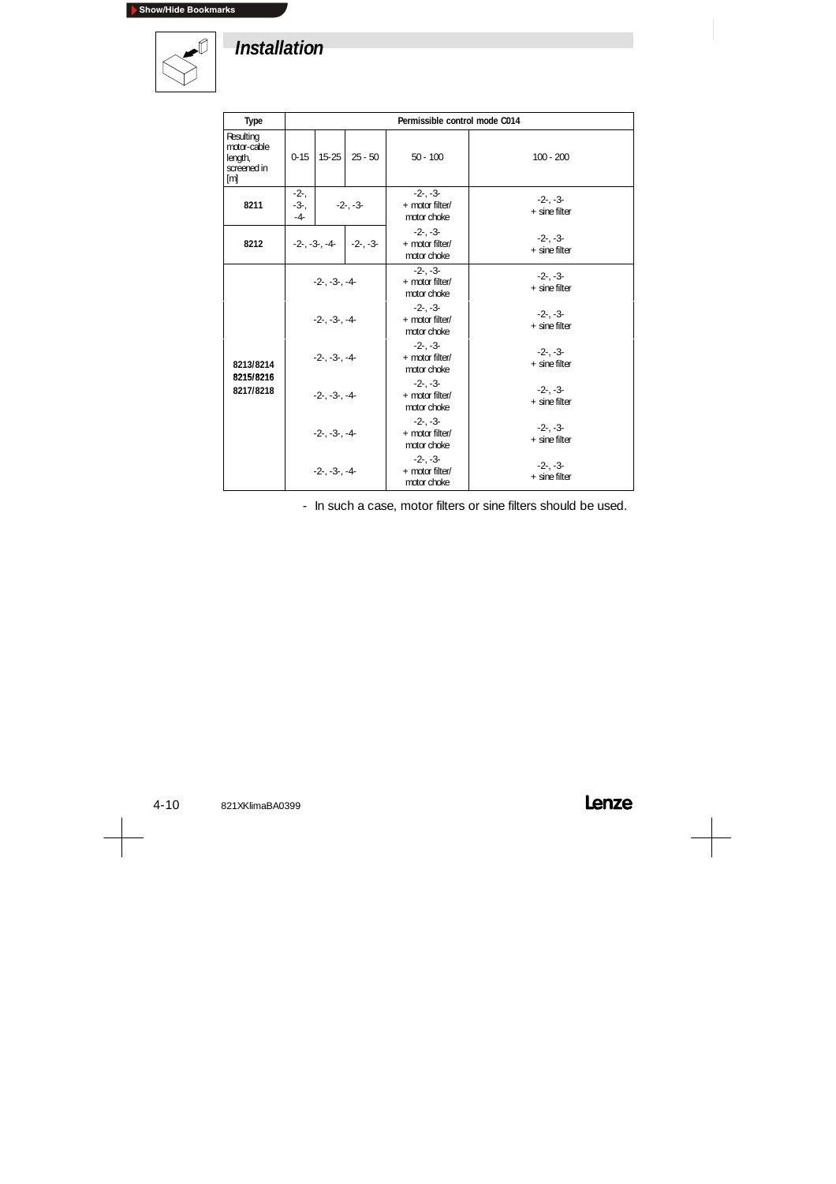# Installation

| Type | Permissible control mode C014 | | | | |
|---|---|---|---|---|---|
| Resulting motor-cable length, screened in [m] | 0-15 | 15-25 | 25 - 50 | 50 - 100 | 100 - 200 |
| 8211 | -2-, -3-, -4- | -2-, -3- | | -2-, -3- + motor filter/ motor choke | -2-, -3- + sine filter |
| 8212 | -2-, -3-, -4- | | -2-, -3- | -2-, -3- + motor filter/ motor choke | -2-, -3- + sine filter |
| 8213/8214 8215/8216 8217/8218 | -2-, -3-, -4- | | | -2-, -3- + motor filter/ motor choke | -2-, -3- + sine filter |
| | -2-, -3-, -4- | | | -2-, -3- + motor filter/ motor choke | -2-, -3- + sine filter |
| | -2-, -3-, -4- | | | -2-, -3- + motor filter/ motor choke | -2-, -3- + sine filter |
| | -2-, -3-, -4- | | | -2-, -3- + motor filter/ motor choke | -2-, -3- + sine filter |
| | -2-, -3-, -4- | | | -2-, -3- + motor filter/ motor choke | -2-, -3- + sine filter |
| | -2-, -3-, -4- | | | -2-, -3- + motor filter/ motor choke | -2-, -3- + sine filter |

- In such a case, motor filters or sine filters should be used.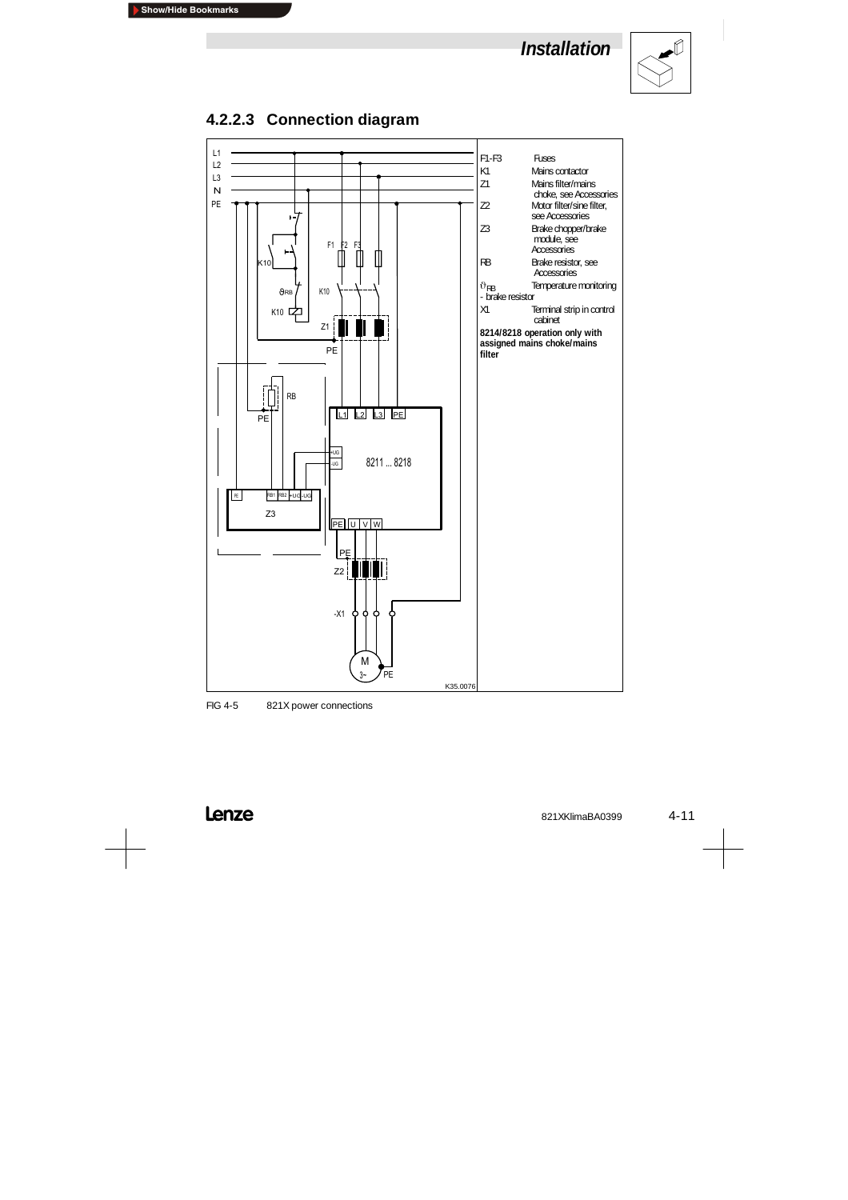## 4.2.2.3 Connection diagram

| | |
|---|---|
| F1-F3 | Fuses |
| K1 | Mains contactor |
| Z1 | Mains filter/mains choke, see Accessories |
| Z2 | Motor filter/sine filter, see Accessories |
| Z3 | Brake chopper/brake module, see Accessories |
| RB | Brake resistor, see Accessories |
| $\vartheta_{RB}$ - brake resistor | Temperature monitoring |
| X1 | Terminal strip in control cabinet |

**8214/8218 operation only with assigned mains choke/mains filter**

FIG 4-5 821X power connections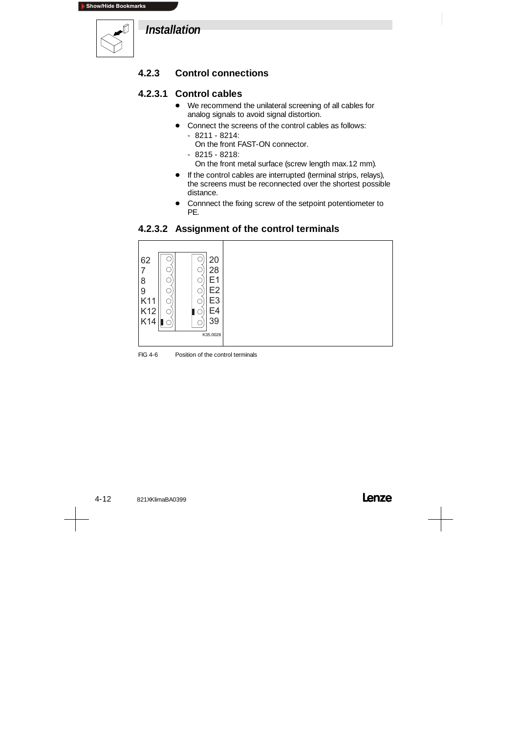# Installation

## 4.2.3 Control connections

### 4.2.3.1 Control cables

- We recommend the unilateral screening of all cables for analog signals to avoid signal distortion.
- Connect the screens of the control cables as follows:
  - 8211 - 8214:
    On the front FAST-ON connector.
  - 8215 - 8218:
    On the front metal surface (screw length max.12 mm).
- If the control cables are interrupted (terminal strips, relays), the screens must be reconnected over the shortest possible distance.
- Connnect the fixing screw of the setpoint potentiometer to PE.

### 4.2.3.2 Assignment of the control terminals

| Left terminal strip | Right terminal strip |
|---|---|
| 62 | 20 |
| 7 | 28 |
| 8 | E1 |
| 9 | E2 |
| K11 | E3 |
| K12 | E4 |
| K14 | 39 |

K35.0026

FIG 4-6 Position of the control terminals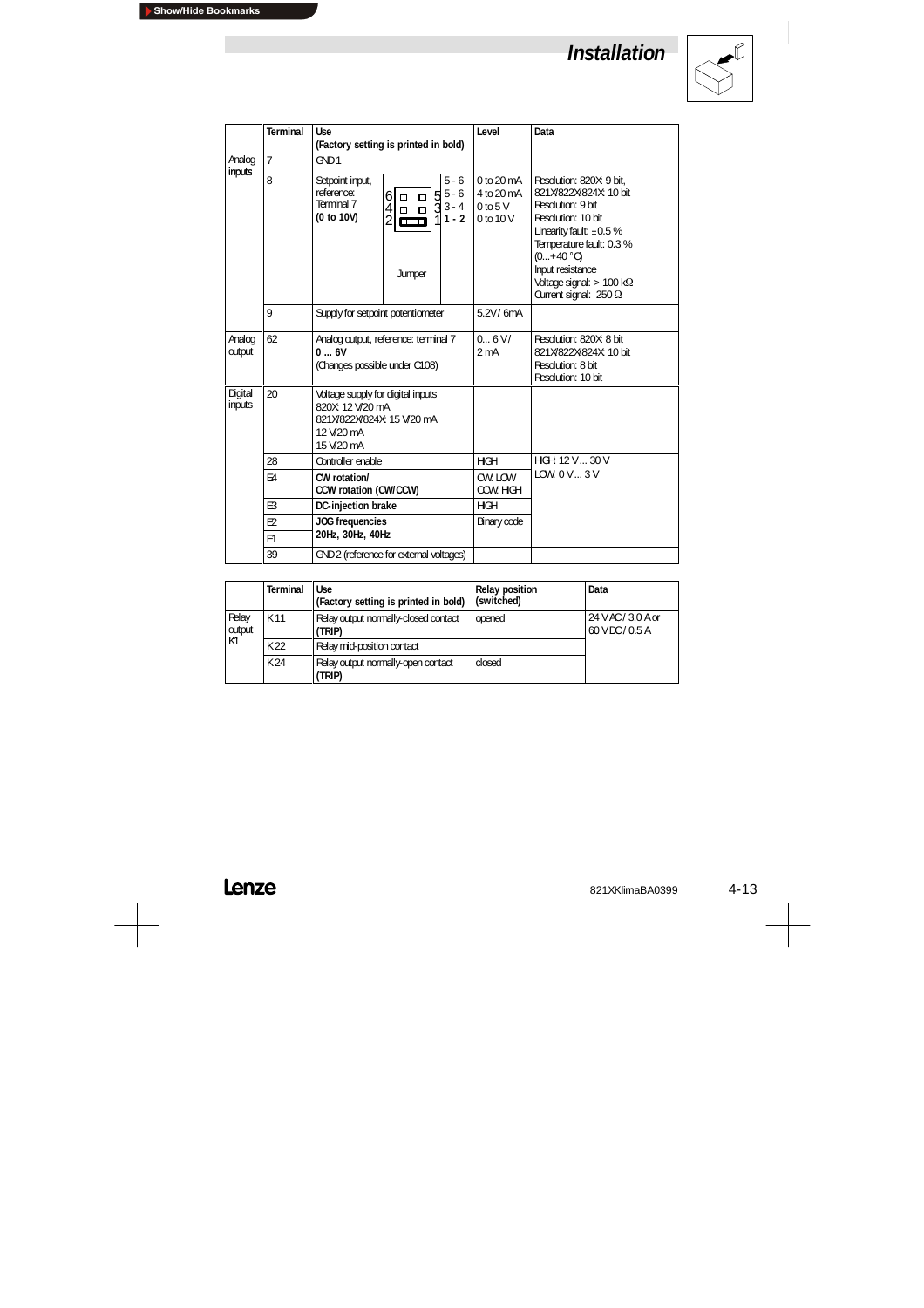## Installation

| | Terminal | Use (Factory setting is printed in bold) | | | Level | Data |
|---|---|---|---|---|---|---|
| Analog inputs | 7 | GND 1 | | | | |
| | 8 | Setpoint input, reference: Terminal 7 **(0 to 10V)** | 6 ▫ ▫ 5<br>4 ▫ ▫ 3<br>2 ▭ 1<br>Jumper | 5 - 6<br>5 - 6<br>3 - 4<br>**1 - 2** | 0 to 20 mA<br>4 to 20 mA<br>0 to 5 V<br>0 to 10 V | Resolution: 820X: 9 bit, 821X/822X/824X: 10 bit<br>Resolution: 9 bit<br>Resolution: 10 bit<br>Linearity fault: ±0.5 %<br>Temperature fault: 0.3 % (0...+40 °C)<br>Input resistance<br>Voltage signal: > 100 kΩ<br>Current signal: 250 Ω |
| | 9 | Supply for setpoint potentiometer | | | 5.2V / 6mA | |
| Analog output | 62 | Analog output, reference: terminal 7 **0 ... 6V** (Changes possible under C108) | | | 0... 6 V / 2 mA | Resolution: 820X: 8 bit<br>821X/822X/824X: 10 bit<br>Resolution: 8 bit<br>Resolution: 10 bit |
| Digital inputs | 20 | Voltage supply for digital inputs<br>820X: 12 V/20 mA<br>821X/822X/824X: 15 V/20 mA<br>12 V/20 mA<br>15 V/20 mA | | | | |
| | 28 | Controller enable | | | HIGH | HIGH: 12 V ... 30 V<br>LOW: 0 V ... 3 V |
| | E4 | **CW rotation/ CCW rotation (CW/CCW)** | | | CW: LOW<br>CCW: HIGH | |
| | E3 | **DC-injection brake** | | | HIGH | |
| | E2 | **JOG frequencies 20Hz, 30Hz, 40Hz** | | | Binary code | |
| | E1 | | | | | |
| | 39 | GND 2 (reference for external voltages) | | | | |

| | Terminal | Use (Factory setting is printed in bold) | Relay position (switched) | Data |
|---|---|---|---|---|
| Relay output K1 | K11 | Relay output normally-closed contact **(TRIP)** | opened | 24 V AC / 3,0 A or 60 V DC / 0.5 A |
| | K22 | Relay mid-position contact | | |
| | K24 | Relay output normally-open contact **(TRIP)** | closed | |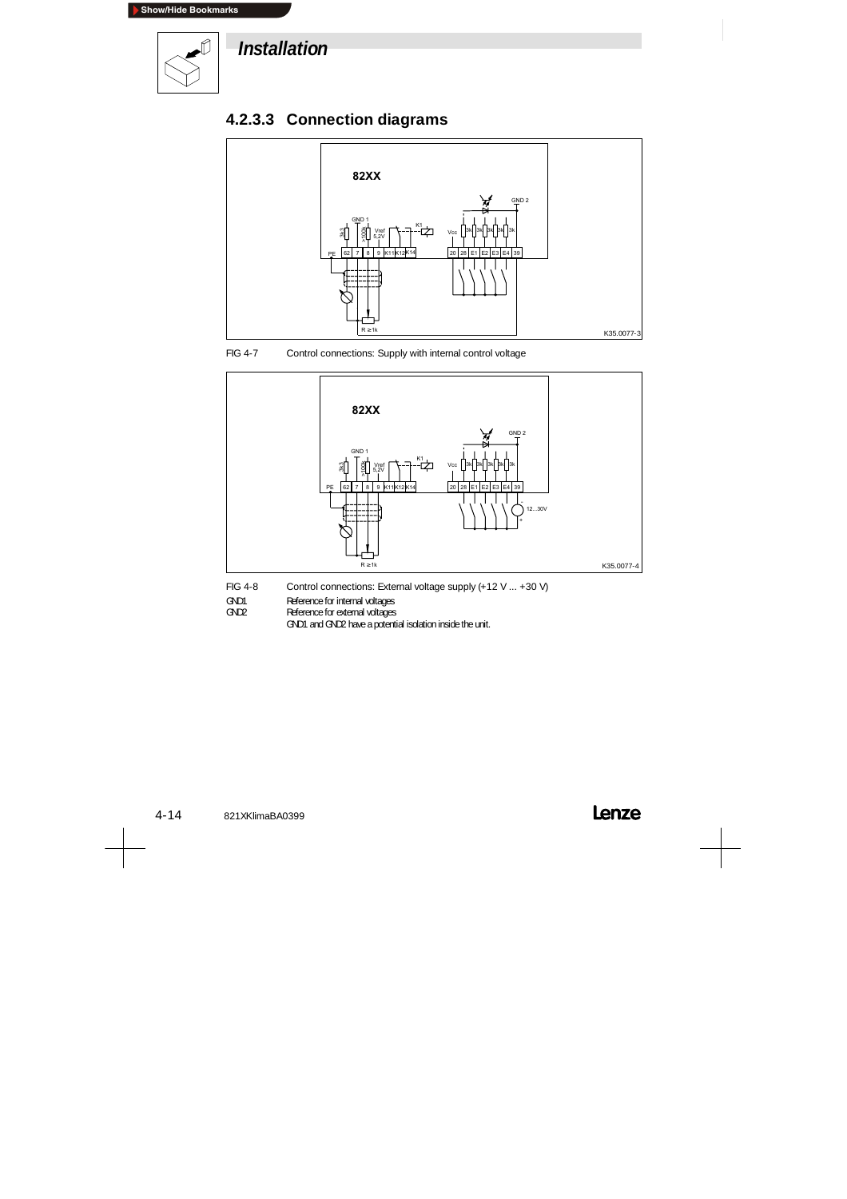## Installation

### 4.2.3.3 Connection diagrams

FIG 4-7 Control connections: Supply with internal control voltage

FIG 4-8 Control connections: External voltage supply (+12 V ... +30 V)

GND1 Reference for internal voltages

GND2 Reference for external voltages

GND1 and GND2 have a potential isolation inside the unit.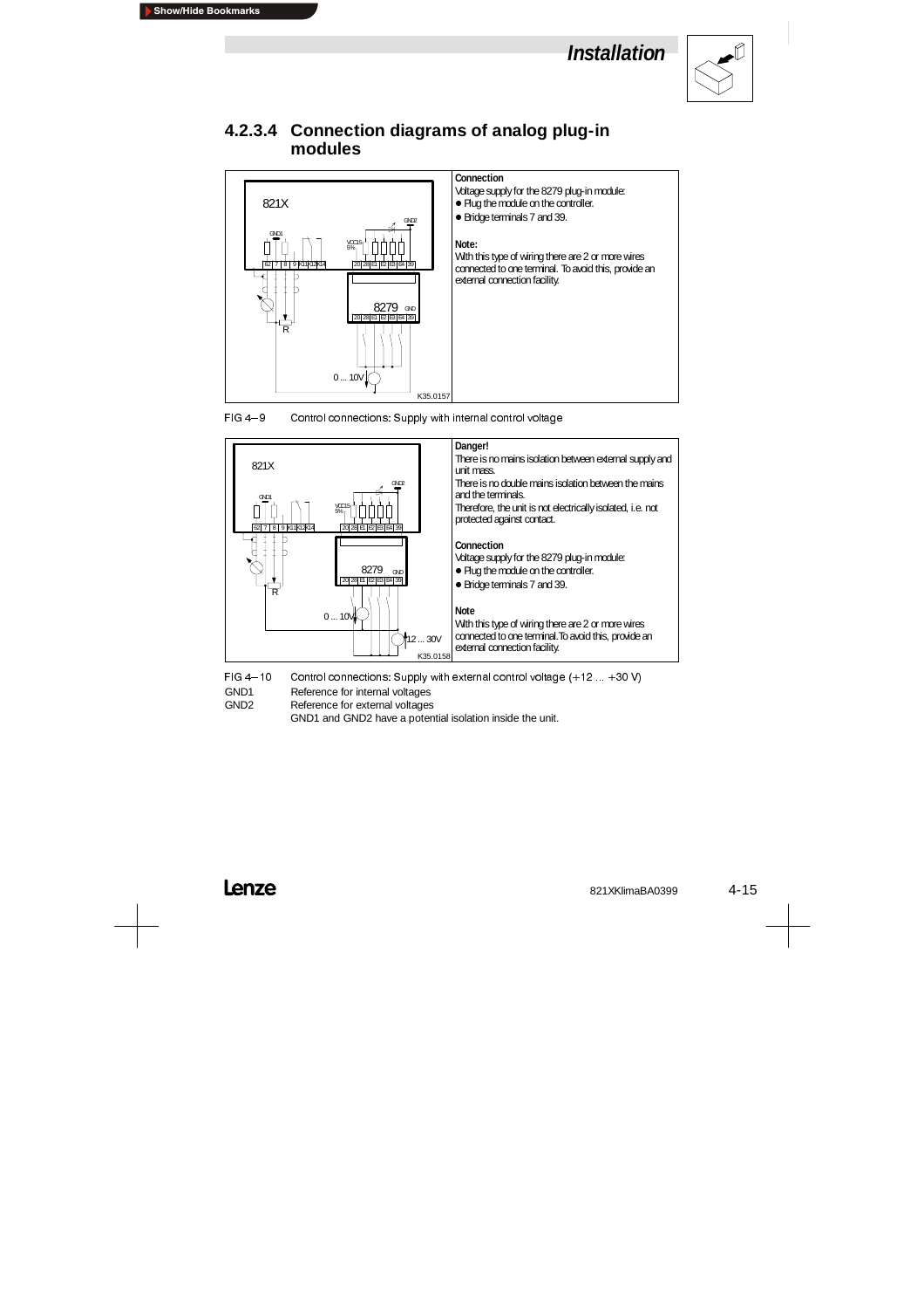## 4.2.3.4 Connection diagrams of analog plug-in modules

**Connection**

Voltage supply for the 8279 plug-in module:

- Plug the module on the controller.
- Bridge terminals 7 and 39.

**Note:**

With this type of wiring there are 2 or more wires connected to one terminal. To avoid this, provide an external connection facility.

FIG 4-9 Control connections: Supply with internal control voltage

**Danger!**

There is no mains isolation between external supply and unit mass.

There is no double mains isolation between the mains and the terminals.

Therefore, the unit is not electrically isolated, i.e. not protected against contact.

**Connection**

Voltage supply for the 8279 plug-in module:

- Plug the module on the controller.
- Bridge terminals 7 and 39.

**Note**

With this type of wiring there are 2 or more wires connected to one terminal.To avoid this, provide an external connection facility.

FIG 4-10 Control connections: Supply with external control voltage (+12 ... +30 V)

GND1 Reference for internal voltages

GND2 Reference for external voltages

GND1 and GND2 have a potential isolation inside the unit.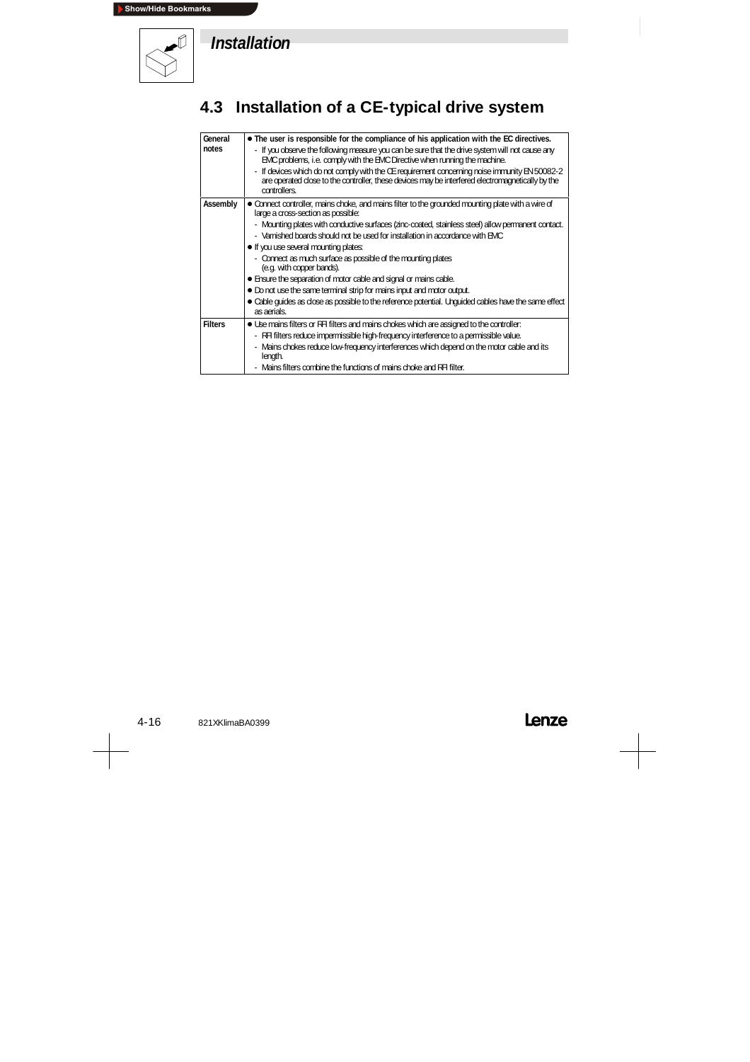## 4.3 Installation of a CE-typical drive system

| | |
|---|---|
| **General notes** | ● **The user is responsible for the compliance of his application with the EC directives.**<br>- If you observe the following measure you can be sure that the drive system will not cause any EMC problems, i.e. comply with the EMC Directive when running the machine.<br>- If devices which do not comply with the CE requirement concerning noise immunity EN 50082-2 are operated close to the controller, these devices may be interfered electromagnetically by the controllers. |
| **Assembly** | ● Connect controller, mains choke, and mains filter to the grounded mounting plate with a wire of large a cross-section as possible:<br>- Mounting plates with conductive surfaces (zinc-coated, stainless steel) allow permanent contact.<br>- Varnished boards should not be used for installation in accordance with EMC<br>● If you use several mounting plates:<br>- Connect as much surface as possible of the mounting plates (e.g. with copper bands).<br>● Ensure the separation of motor cable and signal or mains cable.<br>● Do not use the same terminal strip for mains input and motor output.<br>● Cable guides as close as possible to the reference potential. Unguided cables have the same effect as aerials. |
| **Filters** | ● Use mains filters or RFI filters and mains chokes which are assigned to the controller:<br>- RFI filters reduce impermissible high-frequency interference to a permissible value.<br>- Mains chokes reduce low-frequency interferences which depend on the motor cable and its length.<br>- Mains filters combine the functions of mains choke and RFI filter. |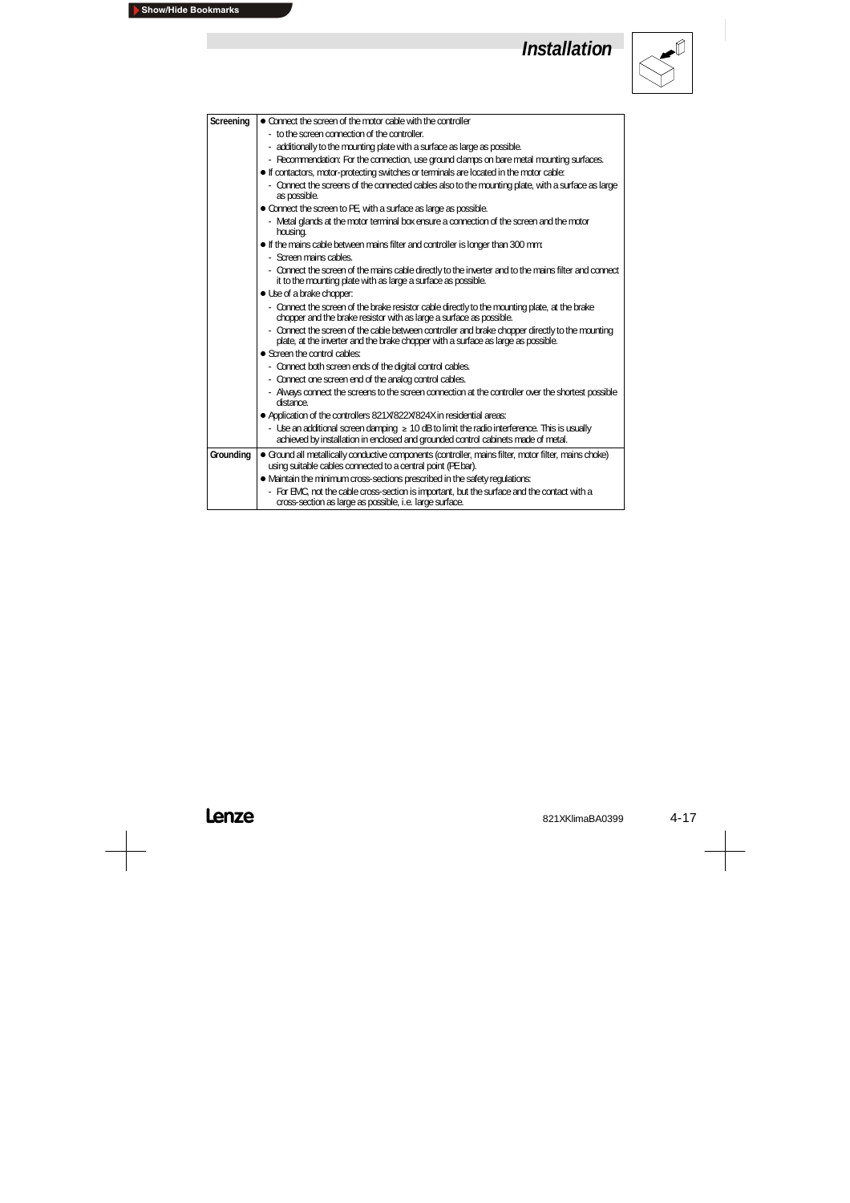| | |
|---|---|
| **Screening** | ● Connect the screen of the motor cable with the controller<br>- to the screen connection of the controller.<br>- additionally to the mounting plate with a surface as large as possible.<br>- Recommendation: For the connection, use ground clamps on bare metal mounting surfaces.<br>● If contactors, motor-protecting switches or terminals are located in the motor cable:<br>- Connect the screens of the connected cables also to the mounting plate, with a surface as large as possible.<br>● Connect the screen to PE, with a surface as large as possible.<br>- Metal glands at the motor terminal box ensure a connection of the screen and the motor housing.<br>● If the mains cable between mains filter and controller is longer than 300 mm:<br>- Screen mains cables.<br>- Connect the screen of the mains cable directly to the inverter and to the mains filter and connect it to the mounting plate with as large a surface as possible.<br>● Use of a brake chopper:<br>- Connect the screen of the brake resistor cable directly to the mounting plate, at the brake chopper and the brake resistor with as large a surface as possible.<br>- Connect the screen of the cable between controller and brake chopper directly to the mounting plate, at the inverter and the brake chopper with a surface as large as possible.<br>● Screen the control cables:<br>- Connect both screen ends of the digital control cables.<br>- Connect one screen end of the analog control cables.<br>- Always connect the screens to the screen connection at the controller over the shortest possible distance.<br>● Application of the controllers 821X/822X/824X in residential areas:<br>- Use an additional screen damping ≥ 10 dB to limit the radio interference. This is usually achieved by installation in enclosed and grounded control cabinets made of metal. |
| **Grounding** | ● Ground all metallically conductive components (controller, mains filter, motor filter, mains choke) using suitable cables connected to a central point (PE bar).<br>● Maintain the minimum cross-sections prescribed in the safety regulations:<br>- For EMC, not the cable cross-section is important, but the surface and the contact with a cross-section as large as possible, i.e. large surface. |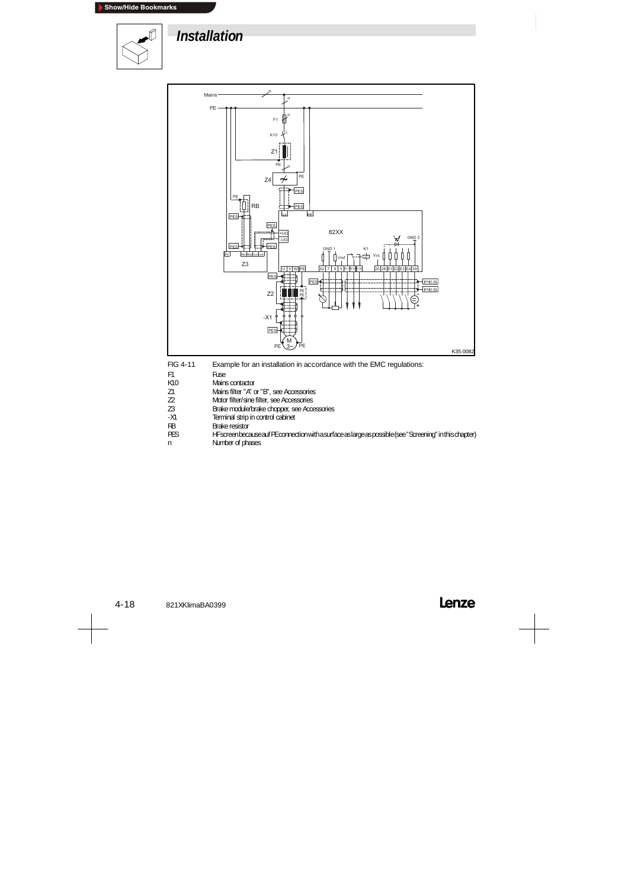# Installation

FIG 4-11 Example for an installation in accordance with the EMC regulations:

| | |
|---|---|
| F1 | Fuse |
| K10 | Mains contactor |
| Z1 | Mains filter "A" or "B", see Accessories |
| Z2 | Motor filter/sine filter, see Accessories |
| Z3 | Brake module/brake chopper, see Accessories |
| -X1 | Terminal strip in control cabinet |
| RB | Brake resistor |
| PES | HF screen because auf PE connection with a surface as large as possible (see "Screening" in this chapter) |
| n | Number of phases |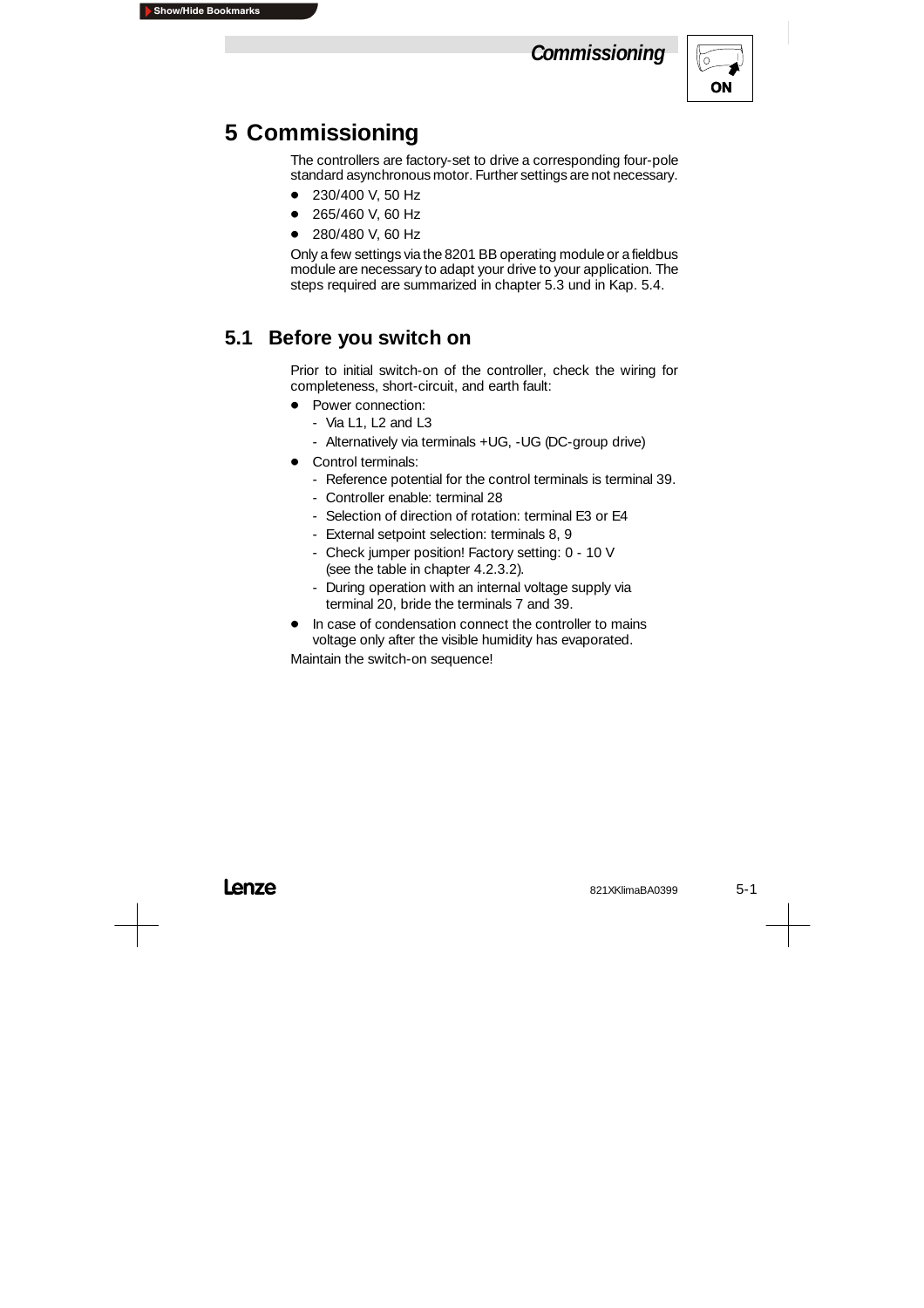# 5 Commissioning

The controllers are factory-set to drive a corresponding four-pole standard asynchronous motor. Further settings are not necessary.

- 230/400 V, 50 Hz
- 265/460 V, 60 Hz
- 280/480 V, 60 Hz

Only a few settings via the 8201 BB operating module or a fieldbus module are necessary to adapt your drive to your application. The steps required are summarized in chapter 5.3 und in Kap. 5.4.

## 5.1 Before you switch on

Prior to initial switch-on of the controller, check the wiring for completeness, short-circuit, and earth fault:

- Power connection:
  - Via L1, L2 and L3
  - Alternatively via terminals +UG, -UG (DC-group drive)
- Control terminals:
  - Reference potential for the control terminals is terminal 39.
  - Controller enable: terminal 28
  - Selection of direction of rotation: terminal E3 or E4
  - External setpoint selection: terminals 8, 9
  - Check jumper position! Factory setting: 0 - 10 V (see the table in chapter 4.2.3.2).
  - During operation with an internal voltage supply via terminal 20, bride the terminals 7 and 39.
- In case of condensation connect the controller to mains voltage only after the visible humidity has evaporated.

Maintain the switch-on sequence!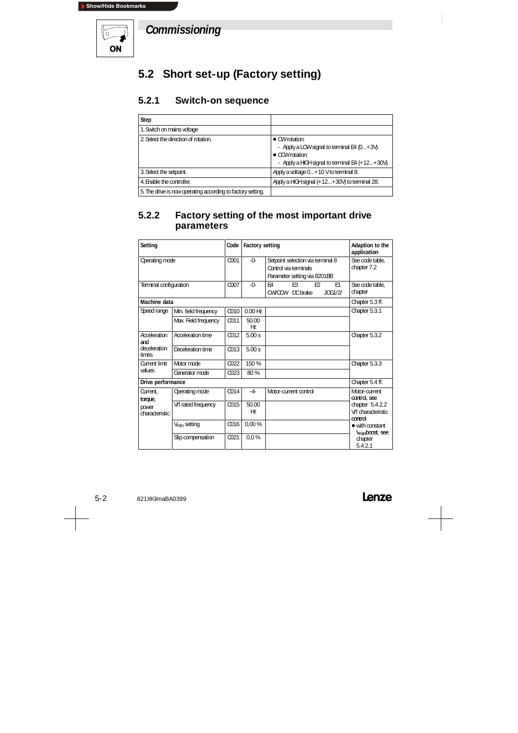# Commissioning

## 5.2 Short set-up (Factory setting)

### 5.2.1 Switch-on sequence

| Step | |
|---|---|
| 1. Switch on mains voltage | |
| 2. Select the direction of rotation. | • CW rotation:<br>- Apply a LOW signal to terminal E4 (0...+3V).<br>• CCW rotation:<br>- Apply a HIGH signal to terminal E4 (+12...+30V). |
| 3. Select the setpoint. | Apply a voltage 0...+10 V to terminal 8. |
| 4. Enable the controller. | Apply a HIGH signal (+12...+30V) to terminal 28. |
| 5. The drive is now operating according to factory setting. | |

### 5.2.2 Factory setting of the most important drive parameters

| Setting | | Code | Factory setting | | Adaption to the application |
|---|---|---|---|---|---|
| Operating mode | | C001 | -0- | Setpoint selection via terminal 8<br>Control via terminals<br>Parameter setting via 8201BB | See code table, chapter 7.2 |
| Terminal configuration | | C007 | -0- | E4 E3 E2 E1<br>CW/CCW DC brake JOG1/2/ | See code table, chapter |
| **Machine data** | | | | | Chapter 5.3 ff. |
| Speed range | Min. field frequency | C010 | 0.00 Hz | | Chapter 5.3.1 |
| | Max. Field frequency | C011 | 50.00 Hz | | |
| Acceleration and deceleration times | Acceleration time | C012 | 5.00 s | | Chapter 5.3.2 |
| | Deceleration time | C013 | 5.00 s | | |
| Current limit values | Motor mode | C022 | 150 % | | Chapter 5.3.3 |
| | Generator mode | C023 | 80 % | | |
| **Drive performance** | | | | | Chapter 5.4 ff. |
| Current, torque, power characteristic | Operating mode | C014 | -4- | Motor-current control | Motor-current control, see chapter 5.4.2.2<br>V/f characteristic control<br>• with constant $V_{min}$ boost, see chapter 5.4.2.1 |
| | V/f rated frequency | C015 | 50.00 Hz | | |
| | $V_{min}$ setting | C016 | 0,00 % | | |
| | Slip compensation | C021 | 0,0 % | | |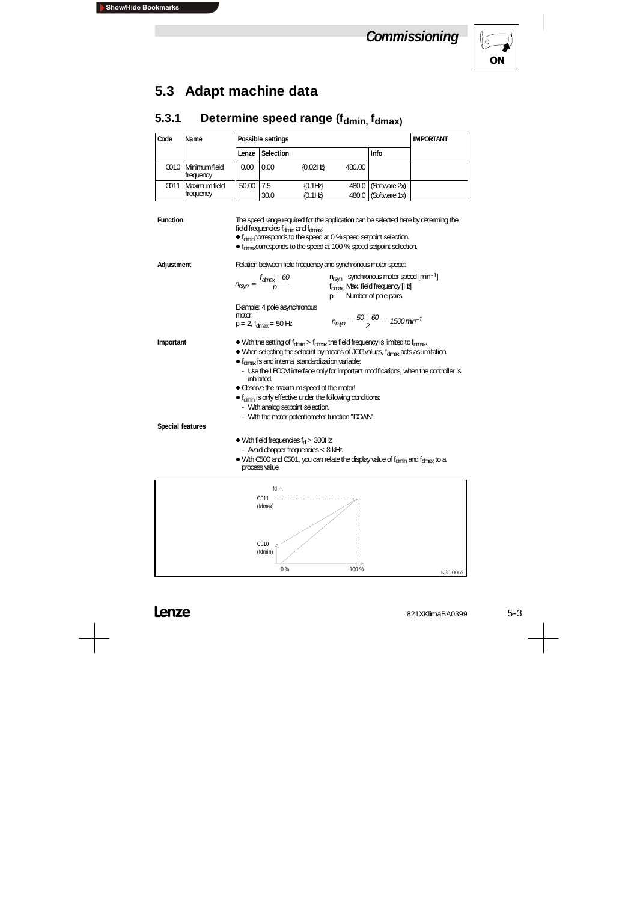## 5.3 Adapt machine data

### 5.3.1 Determine speed range ($f_{dmin}$, $f_{dmax}$)

| Code | Name | Possible settings | | | | | IMPORTANT |
|---|---|---|---|---|---|---|---|
| | | Lenze | Selection | | | Info | |
| C010 | Minimum field frequency | 0.00 | 0.00 | {0.02Hz} | 480.00 | | |
| C011 | Maximum field frequency | 50.00 | 7.5<br>30.0 | {0.1Hz}<br>{0.1Hz} | 480.0<br>480.0 | (Software 2x)<br>(Software 1x) | |

**Function**

The speed range required for the application can be selected here by determining the field frequencies $f_{dmin}$ and $f_{dmax}$:

- $f_{dmin}$ corresponds to the speed at 0 % speed setpoint selection.
- $f_{dmax}$ corresponds to the speed at 100 % speed setpoint selection.

**Adjustment**

Relation between field frequency and synchronous motor speed:

$$n_{rsyn} = \frac{f_{dmax} \cdot 60}{p}$$

$n_{rsyn}$ synchronous motor speed [$min^{-1}$]
$f_{dmax}$ Max. field frequency [Hz]
p Number of pole pairs

Example: 4 pole asynchronous motor:
p = 2, $f_{dmax}$ = 50 Hz

$$n_{rsyn} = \frac{50 \cdot 60}{2} = 1500\,min^{-1}$$

**Important**

- With the setting of $f_{dmin} > f_{dmax}$ the field frequency is limited to $f_{dmax}$.
- When selecting the setpoint by means of JOG values, $f_{dmax}$ acts as limitation.
- $f_{dmax}$ is and internal standardization variable:
  - Use the LECOM interface only for important modifications, when the controller is inhibited.
- Observe the maximum speed of the motor!
- $f_{dmin}$ is only effective under the following conditions:
  - With analog setpoint selection.
  - With the motor potentiometer function "DOWN".

**Special features**

- With field frequencies $f_d$ > 300Hz:
  - Avoid chopper frequencies < 8 kHz.
- With C500 and C501, you can relate the display value of $f_{dmin}$ and $f_{dmax}$ to a process value.

fd
C011 (fdmax)
C010 (fdmin)
0 %
100 %
K35.0062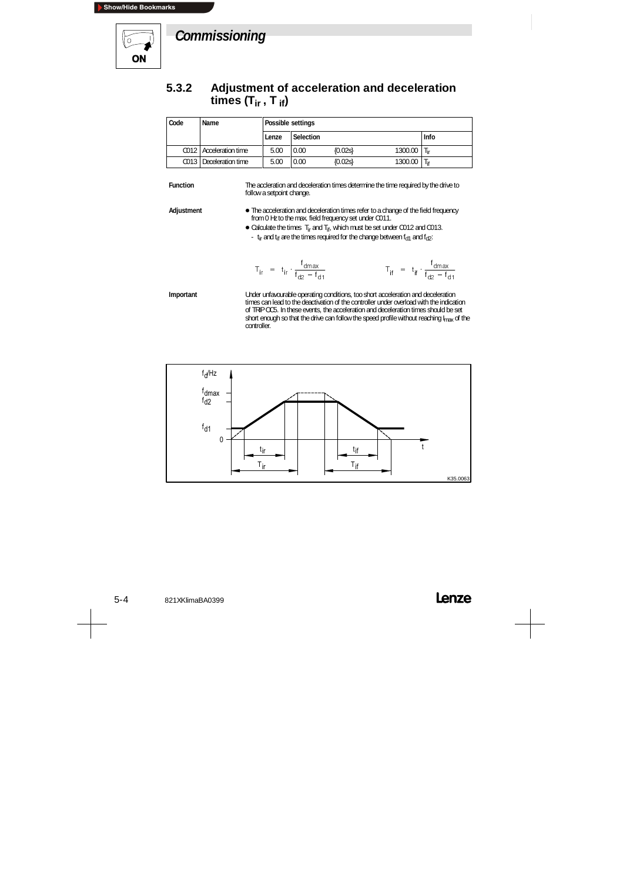# Commissioning

### 5.3.2 Adjustment of acceleration and deceleration times ($T_{ir}$ , $T_{if}$)

| Code | Name | Possible settings | | | | |
|---|---|---|---|---|---|---|
| | | Lenze | Selection | | | Info |
| C012 | Acceleration time | 5.00 | 0.00 | {0.02s} | 1300.00 | $T_{ir}$ |
| C013 | Deceleration time | 5.00 | 0.00 | {0.02s} | 1300.00 | $T_{if}$ |

**Function**

The accleration and deceleration times determine the time required by the drive to follow a setpoint change.

**Adjustment**

- The acceleration and deceleration times refer to a change of the field frequency from 0 Hz to the max. field frequency set under C011.
- Calculate the times $T_{ir}$ and $T_{if}$, which must be set under C012 and C013.
  - $t_{ir}$ and $t_{if}$ are the times required for the change between $f_{d1}$ and $f_{d2}$:

$$T_{ir} = t_{ir} \cdot \frac{f_{dmax}}{f_{d2} - f_{d1}} \qquad T_{if} = t_{if} \cdot \frac{f_{dmax}}{f_{d2} - f_{d1}}$$

**Important**

Under unfavourable operating conditions, too short acceleration and deceleration times can lead to the deactivation of the controller under overload with the indication of TRIP OC5. In these events, the acceleration and deceleration times should be set short enough so that the drive can follow the speed profile without reaching $I_{max}$ of the controller.

K35.0063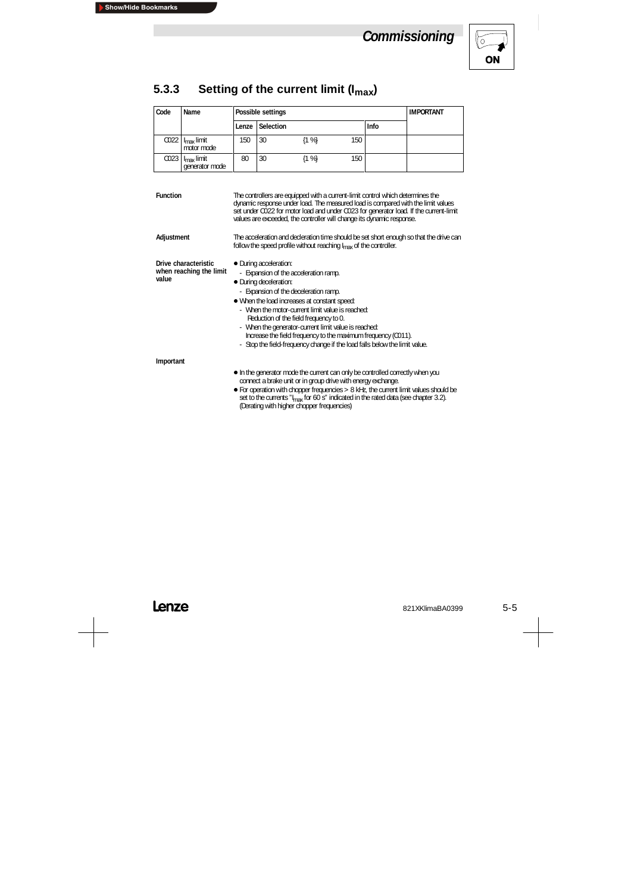### 5.3.3 Setting of the current limit ($I_{max}$)

| Code | Name | Possible settings | | | | | IMPORTANT |
|---|---|---|---|---|---|---|---|
| | | Lenze | Selection | | | Info | |
| C022 | $I_{max}$ limit motor mode | 150 | 30 | {1 %} | 150 | | |
| C023 | $I_{max}$ limit generator mode | 80 | 30 | {1 %} | 150 | | |

**Function**

The controllers are equipped with a current-limit control which determines the dynamic response under load. The measured load is compared with the limit values set under C022 for motor load and under C023 for generator load. If the current-limit values are exceeded, the controller will change its dynamic response.

**Adjustment**

The acceleration and deceleration time should be set short enough so that the drive can follow the speed profile without reaching $I_{max}$ of the controller.

**Drive characteristic when reaching the limit value**

- During acceleration:
  - Expansion of the acceleration ramp.
- During deceleration:
  - Expansion of the deceleration ramp.
- When the load increases at constant speed:
  - When the motor-current limit value is reached: Reduction of the field frequency to 0.
  - When the generator-current limit value is reached: Increase the field frequency to the maximum frequency (C011).
  - Stop the field-frequency change if the load falls below the limit value.

**Important**

- In the generator mode the current can only be controlled correctly when you connect a brake unit or in group drive with energy exchange.
- For operation with chopper frequencies > 8 kHz, the current limit values should be set to the currents "$I_{max}$ for 60 s" indicated in the rated data (see chapter 3.2). (Derating with higher chopper frequencies)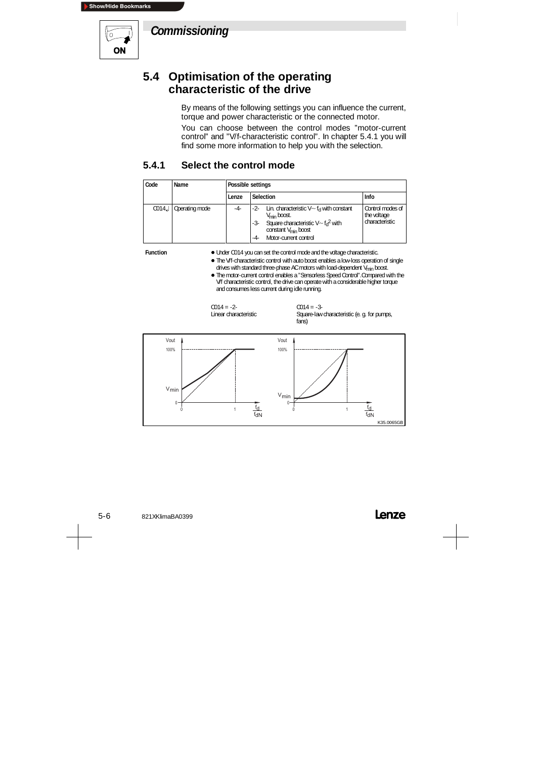## 5.4 Optimisation of the operating characteristic of the drive

By means of the following settings you can influence the current, torque and power characteristic or the connected motor.

You can choose between the control modes "motor-current control" and "V/f-characteristic control". In chapter 5.4.1 you will find some more information to help you with the selection.

### 5.4.1 Select the control mode

| Code | Name | Possible settings | | | |
|---|---|---|---|---|---|
| | | Lenze | Selection | | Info |
| C014↵ | Operating mode | -4- | -2- | Lin. characteristic $V \sim f_d$ with constant $V_{min}$ boost. | Control modes of the voltage characteristic |
| | | | -3- | Square characteristic $V \sim f_d^2$ with constant $V_{min}$ boost | |
| | | | -4- | Motor-current control | |

**Function**

- Under C014 you can set the control mode and the voltage characteristic.
- The V/f-characteristic control with auto boost enables a low-loss operation of single drives with standard three-phase AC motors with load-dependent $V_{min}$ boost.
- The motor-current control enables a "Sensorless Speed Control". Compared with the V/f characteristic control, the drive can operate with a considerable higher torque and consumes less current during idle running.

C014 = -2-
Linear characteristic

C014 = -3-
Square-law characteristic (e. g. for pumps, fans)

K35.0065GB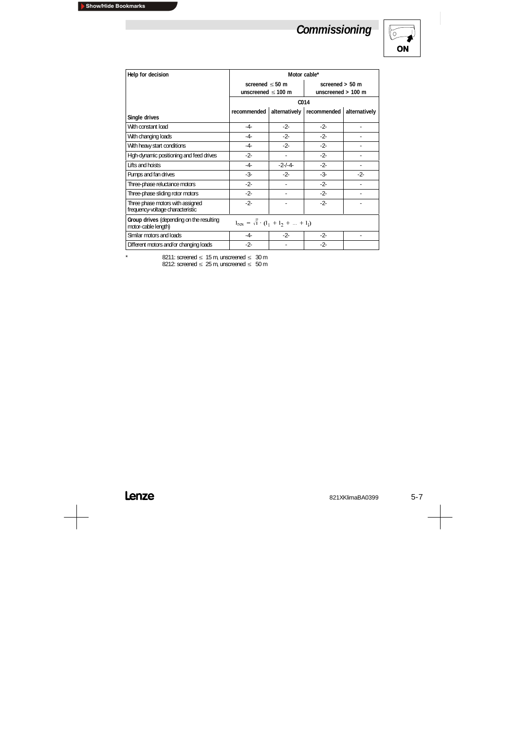| Help for decision | Motor cable* | | | |
|---|---|---|---|---|
| | screened ≤ 50 m<br>unscreened ≤ 100 m | | screened > 50 m<br>unscreened > 100 m | |
| | C014 | | | |
| **Single drives** | recommended | alternatively | recommended | alternatively |
| With constant load | -4- | -2- | -2- | - |
| With changing loads | -4- | -2- | -2- | - |
| With heavy start conditions | -4- | -2- | -2- | - |
| High-dynamic positioning and feed drives | -2- | - | -2- | - |
| Lifts and hoists | -4- | -2-/-4- | -2- | - |
| Pumps and fan drives | -3- | -2- | -3- | -2- |
| Three-phase reluctance motors | -2- | - | -2- | - |
| Three-phase sliding rotor motors | -2- | - | -2- | - |
| Three phase motors with assigned frequency-voltage characteristic | -2- | - | -2- | - |
| **Group drives** (depending on the resulting motor-cable length) | $l_{res} = \sqrt{i} \cdot (l_1 + l_2 + \ldots + l_i)$ | | | |
| Similar motors and loads | -4- | -2- | -2- | - |
| Different motors and/or changing loads | -2- | - | -2- | |

\* 8211: screened ≤ 15 m, unscreened ≤ 30 m
8212: screened ≤ 25 m, unscreened ≤ 50 m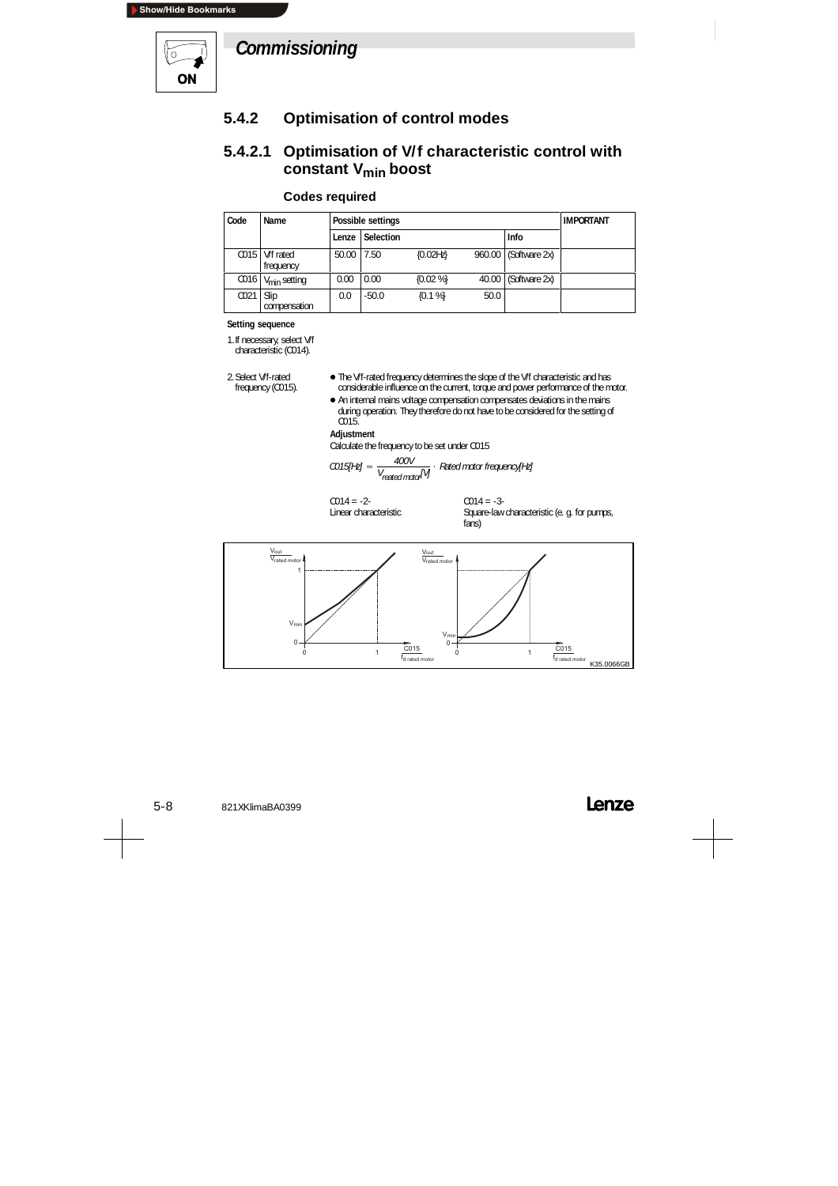## 5.4.2 Optimisation of control modes

### 5.4.2.1 Optimisation of V/f characteristic control with constant $V_{min}$ boost

#### Codes required

| Code | Name | Possible settings | | | | | IMPORTANT |
|---|---|---|---|---|---|---|---|
| | | Lenze | Selection | | | Info | |
| C015 | V/f rated frequency | 50.00 | 7.50 | {0.02Hz} | 960.00 | (Software 2x) | |
| C016 | $V_{min}$ setting | 0.00 | 0.00 | {0.02 %} | 40.00 | (Software 2x) | |
| C021 | Slip compensation | 0.0 | -50.0 | {0.1 %} | 50.0 | | |

**Setting sequence**

1. If necessary, select V/f characteristic (C014).

2. Select V/f-rated frequency (C015).
   - The V/f-rated frequency determines the slope of the V/f characteristic and has considerable influence on the current, torque and power performance of the motor.
   - An internal mains voltage compensation compensates deviations in the mains during operation. They therefore do not have to be considered for the setting of C015.

   **Adjustment**

   Calculate the frequency to be set under C015

$$C015[Hz] = \frac{400V}{V_{reated\ motor}[V]} \cdot \text{Rated motor frequency}[Hz]$$

C014 = -2-
Linear characteristic

C014 = -3-
Square-law characteristic (e. g. for pumps, fans)

K35.0066GB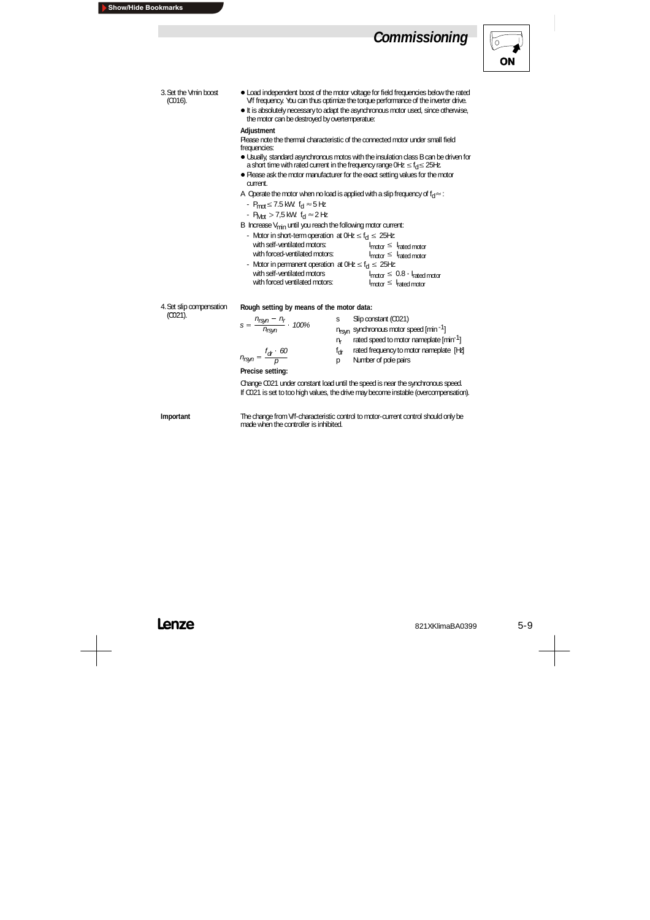3. Set the Vmin boost (C016).

- Load independent boost of the motor voltage for field frequencies below the rated V/f frequency. You can thus optimize the torque performance of the inverter drive.
- It is absolutely necessary to adapt the asynchronous motor used, since otherwise, the motor can be destroyed by overtemperatue:

**Adjustment**

Please note the thermal characteristic of the connected motor under small field frequencies:

- Usually, standard asynchronous motos with the insulation class B can be driven for a short time with rated current in the frequency range $0Hz \leq f_d \leq 25Hz$.
- Please ask the motor manufacturer for the exact setting values for the motor current.

A Operate the motor when no load is applied with a slip frequency of $f_d \approx$ :

- $P_{mot} \leq 7.5$ kW: $f_d \approx 5$ Hz
- $P_{Mot} > 7{,}5$ kW: $f_d \approx 2$ Hz

B Increase $V_{min}$ until you reach the following motor current:

- Motor in short-term operation at $0Hz \leq f_d \leq 25Hz$:
  - with self-ventilated motors: $I_{motor} \leq I_{rated\ motor}$
  - with forced-ventilated motors: $I_{motor} \leq I_{rated\ motor}$
- Motor in permanent operation at $0Hz \leq f_d \leq 25Hz$:
  - with self-ventilated motors: $I_{motor} \leq 0.8 \cdot I_{rated\ motor}$
  - with forced ventilated motors: $I_{motor} \leq I_{rated\ motor}$

4. Set slip compensation (C021).

**Rough setting by means of the motor data:**

$$s = \frac{n_{rsyn} - n_r}{n_{rsyn}} \cdot 100\%$$

$$n_{rsyn} = \frac{f_{dr} \cdot 60}{p}$$

| | |
|---|---|
| s | Slip constant (C021) |
| $n_{rsyn}$ | synchronous motor speed [min$^{-1}$] |
| $n_r$ | rated speed to motor nameplate [min$^{-1}$] |
| $f_{dr}$ | rated frequency to motor nameplate [Hz] |
| p | Number of pole pairs |

**Precise setting:**

Change C021 under constant load until the speed is near the synchronous speed.
If C021 is set to too high values, the drive may become instable (overcompensation).

**Important**

The change from V/f-characteristic control to motor-current control should only be made when the controller is inhibited.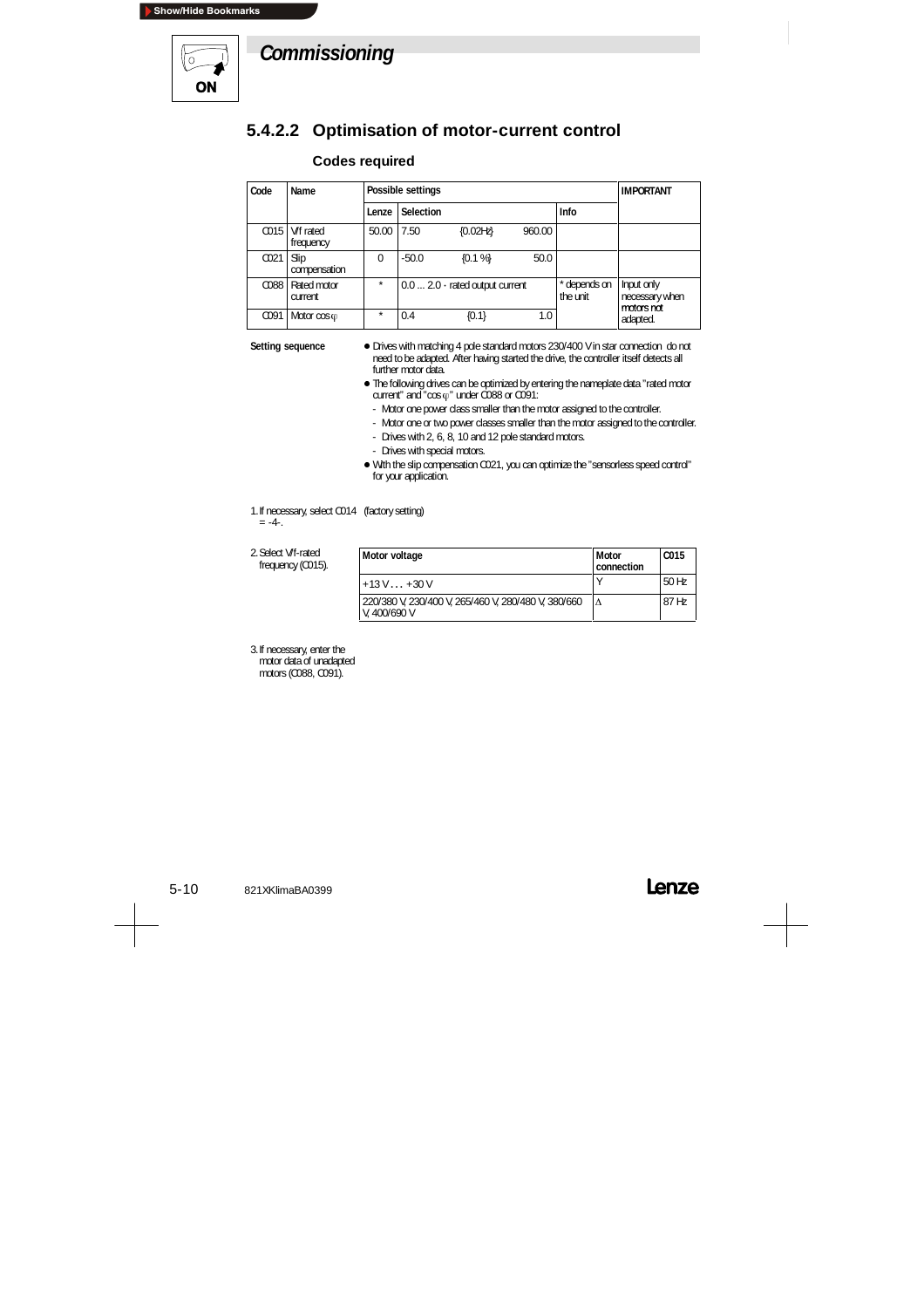## Commissioning

### 5.4.2.2 Optimisation of motor-current control

#### Codes required

| Code | Name | Possible settings | | | | | IMPORTANT |
|---|---|---|---|---|---|---|---|
| | | Lenze | Selection | | | Info | |
| C015 | V/f rated frequency | 50.00 | 7.50 | {0.02Hz} | 960.00 | | |
| C021 | Slip compensation | 0 | -50.0 | {0.1 %} | 50.0 | | |
| C088 | Rated motor current | * | 0.0 ... 2.0 · rated output current | | | * depends on the unit | Input only necessary when motors not adapted. |
| C091 | Motor cos φ | * | 0.4 | {0.1} | 1.0 | | |

**Setting sequence**

- Drives with matching 4 pole standard motors 230/400 V in star connection do not need to be adapted. After having started the drive, the controller itself detects all further motor data.
- The following drives can be optimized by entering the nameplate data "rated motor current" and "cos φ" under C088 or C091:
  - Motor one power class smaller than the motor assigned to the controller.
  - Motor one or two power classes smaller than the motor assigned to the controller.
  - Drives with 2, 6, 8, 10 and 12 pole standard motors.
  - Drives with special motors.
- With the slip compensation C021, you can optimize the "sensorless speed control" for your application.

1. If necessary, select C014 (factory setting) = -4-.

2. Select V/f-rated frequency (C015).

| Motor voltage | Motor connection | C015 |
|---|---|---|
| +13 V ... +30 V | Y | 50 Hz |
| 220/380 V, 230/400 V, 265/460 V, 280/480 V, 380/660 V, 400/690 V | Δ | 87 Hz |

3. If necessary, enter the motor data of unadapted motors (C088, C091).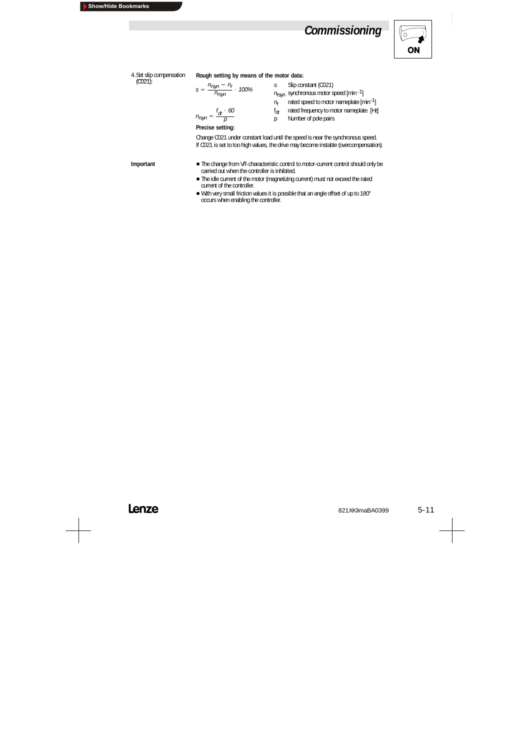4. Set slip compensation (C021):

**Rough setting by means of the motor data:**

$$s = \frac{n_{rsyn} - n_r}{n_{rsyn}} \cdot 100\%$$

$$n_{rsyn} = \frac{f_{dr} \cdot 60}{p}$$

| | |
|---|---|
| s | Slip constant (C021) |
| $n_{rsyn}$ | synchronous motor speed [$min^{-1}$] |
| $n_r$ | rated speed to motor nameplate [$min^{-1}$] |
| $f_{dr}$ | rated frequency to motor nameplate [Hz] |
| p | Number of pole pairs |

**Precise setting:**

Change C021 under constant load until the speed is near the synchronous speed.
If C021 is set to too high values, the drive may become instable (overcompensation).

**Important**

- The change from V/f-characteristic control to motor-current control should only be carried out when the controller is inhibited.
- The idle current of the motor (magnetizing current) must not exceed the rated current of the controller.
- With very small friction values it is possible that an angle offset of up to 180° occurs when enabling the controller.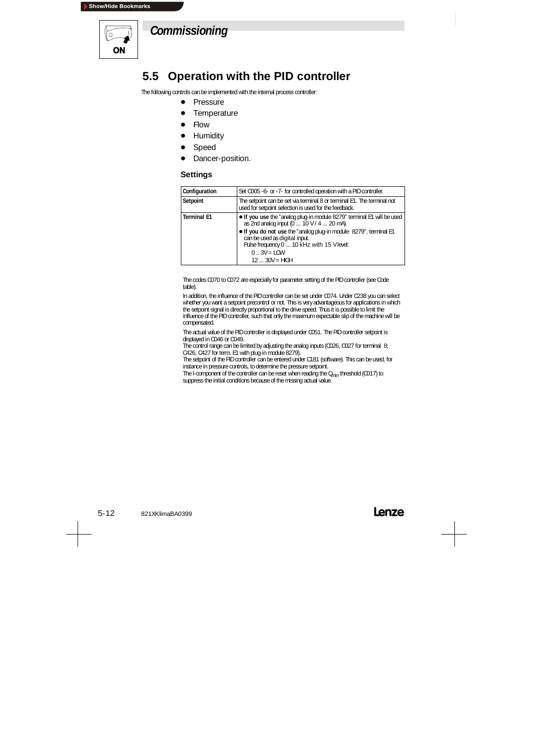## 5.5 Operation with the PID controller

The following controls can be implemented with the internal process controller:

- Pressure
- Temperature
- Flow
- Humidity
- Speed
- Dancer-position.

### Settings

| Configuration | Set C005 -6- or -7- for controlled operation with a PID controller. |
|---|---|
| Setpoint | The setpoint can be set via terminal 8 or terminal E1. The terminal not used for setpoint selection is used for the feedback. |
| Terminal E1 | • **If you use** the "analog plug-in module 8279" terminal E1 will be used as 2nd analog input (0 ... 10 V / 4 ... 20 mA).<br>• **If you do not use** the "analog plug-in module 8279", terminal E1 can be used as digital input.<br>Pulse frequency 0 ... 10 kHz with 15 V level:<br>0 .. 3V = LOW<br>12 ... 30V = HIGH |

The codes C070 to C072 are especially for parameter setting of the PID controller (see Code table).

In addition, the influence of the PID controller can be set under C074. Under C238 you can select whether you want a setpoint precontrol or not. This is very advantageous for applications in which the setpoint signal is directly proportional to the drive speed. Thus it is possible to limit the influence of the PID controller, such that only the maximum expectable slip of the machine will be compensated.

The actual value of the PID controller is displayed under C051. The PID controller setpoint is displayed in C046 or C049.
The control range can be limited by adjusting the analog inputs (C026, C027 for terminal 8; C426, C427 for term. E1 with plug-in module 8279).
The setpoint of the PID controller can be entered under C181 (software). This can be used, for instance in pressure controls, to determine the pressure setpoint.
The I-component of the controller can be reset when reading the $Q_{min}$ threshold (C017) to suppress the initial conditions because of the missing actual value.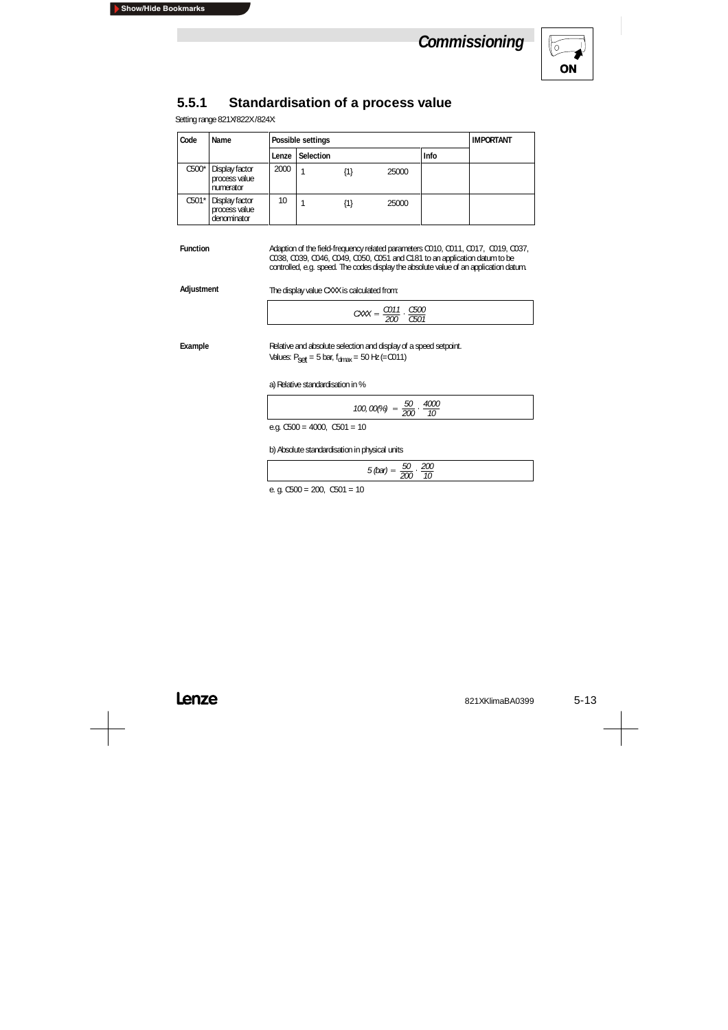### 5.5.1 Standardisation of a process value

Setting range 821X/822X/824X

| Code | Name | Possible settings | | | | | IMPORTANT |
|---|---|---|---|---|---|---|---|
| | | Lenze | Selection | | | Info | |
| C500* | Display factor process value numerator | 2000 | 1 | {1} | 25000 | | |
| C501* | Display factor process value denominator | 10 | 1 | {1} | 25000 | | |

**Function**

Adaption of the field-frequency related parameters C010, C011, C017, C019, C037, C038, C039, C046, C049, C050, C051 and C181 to an application datum to be controlled, e.g. speed. The codes display the absolute value of an application datum.

**Adjustment**

The display value CXXX is calculated from:

$$CXXX = \frac{C011}{200} \cdot \frac{C500}{C501}$$

**Example**

Relative and absolute selection and display of a speed setpoint.
Values: $P_{set}$ = 5 bar, $f_{dmax}$ = 50 Hz (= C011)

a) Relative standardisation in %

$$100,00(\%) = \frac{50}{200} \cdot \frac{4000}{10}$$

e.g. C500 = 4000, C501 = 10

b) Absolute standardisation in physical units

$$5\ (bar) = \frac{50}{200} \cdot \frac{200}{10}$$

e. g. C500 = 200, C501 = 10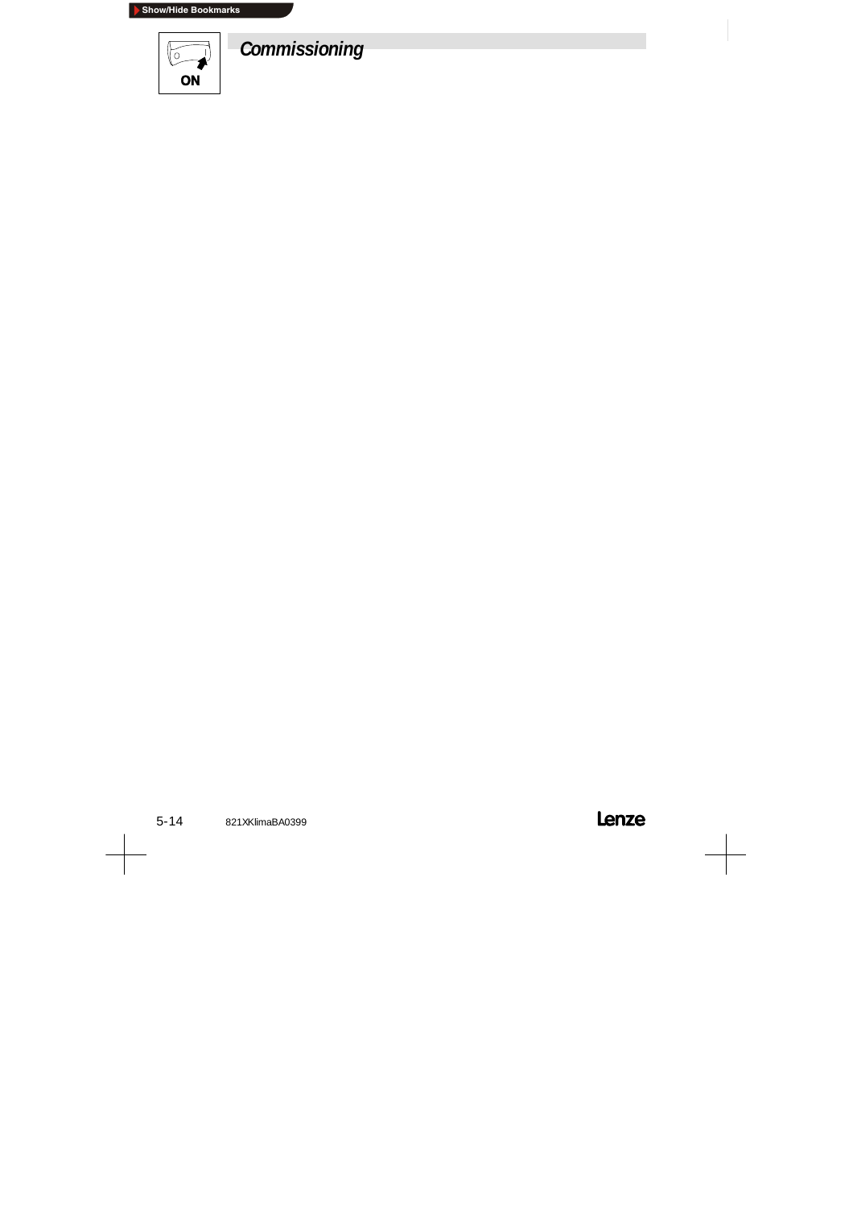# Commissioning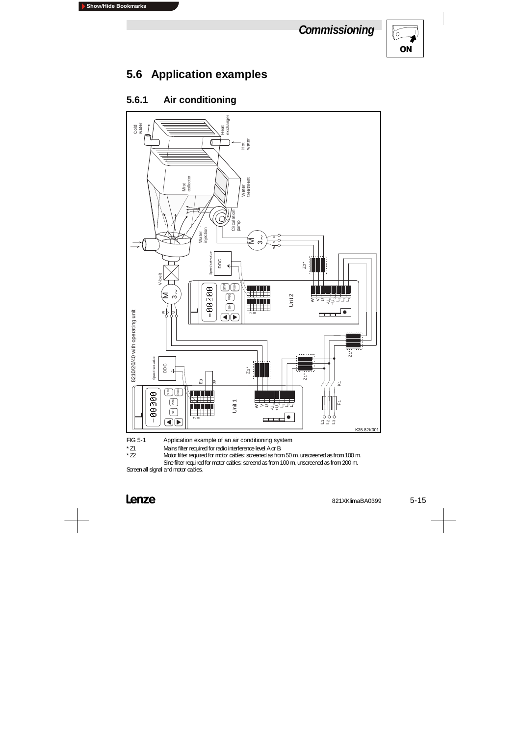## 5.6 Application examples

### 5.6.1 Air conditioning

FIG 5-1 Application example of an air conditioning system

* Z1 Mains filter required for radio interference level A or B.
* Z2 Motor filter required for motor cables: screened as from 50 m, unscreened as from 100 m.
  Sine filter required for motor cables: screend as from 100 m, unscreened as from 200 m.

Screen all signal and motor cables.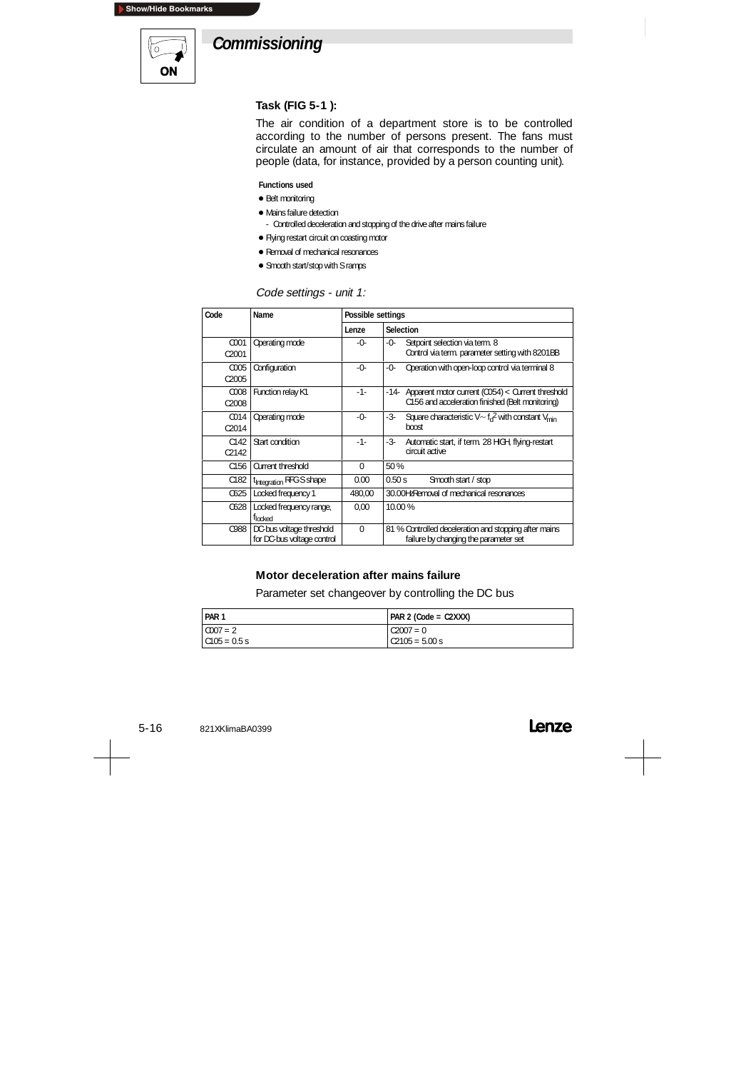## Commissioning

### Task (FIG 5-1 ):

The air condition of a department store is to be controlled according to the number of persons present. The fans must circulate an amount of air that corresponds to the number of people (data, for instance, provided by a person counting unit).

**Functions used**

- Belt monitoring
- Mains failure detection
  - Controlled deceleration and stopping of the drive after mains failure
- Flying restart circuit on coasting motor
- Removal of mechanical resonances
- Smooth start/stop with S ramps

*Code settings - unit 1:*

| Code | Name | Possible settings | |
|---|---|---|---|
| | | Lenze | Selection |
| C001<br>C2001 | Operating mode | -0- | -0- Setpoint selection via term. 8<br>Control via term. parameter setting with 8201BB |
| C005<br>C2005 | Configuration | -0- | -0- Operation with open-loop control via terminal 8 |
| C008<br>C2008 | Function relay K1 | -1- | -14- Apparent motor current (C054) < Current threshold C156 and acceleration finished (Belt monitoring) |
| C014<br>C2014 | Operating mode | -0- | -3- Square characteristic $V \sim f_d^2$ with constant $V_{min}$ boost |
| C142<br>C2142 | Start condition | -1- | -3- Automatic start, if term. 28 HIGH, flying-restart circuit active |
| C156 | Current threshold | 0 | 50 % |
| C182 | $t_{Integration}$ RFG S shape | 0.00 | 0.50 s Smooth start / stop |
| C625 | Locked frequency 1 | 480,00 | 30.00Hz Removal of mechanical resonances |
| C628 | Locked frequency range, $f_{locked}$ | 0,00 | 10.00 % |
| C988 | DC-bus voltage threshold for DC-bus voltage control | 0 | 81 % Controlled deceleration and stopping after mains failure by changing the parameter set |

### Motor deceleration after mains failure

Parameter set changeover by controlling the DC bus

| PAR 1 | PAR 2 (Code = C2XXX) |
|---|---|
| C007 = 2<br>C105 = 0.5 s | C2007 = 0<br>C2105 = 5.00 s |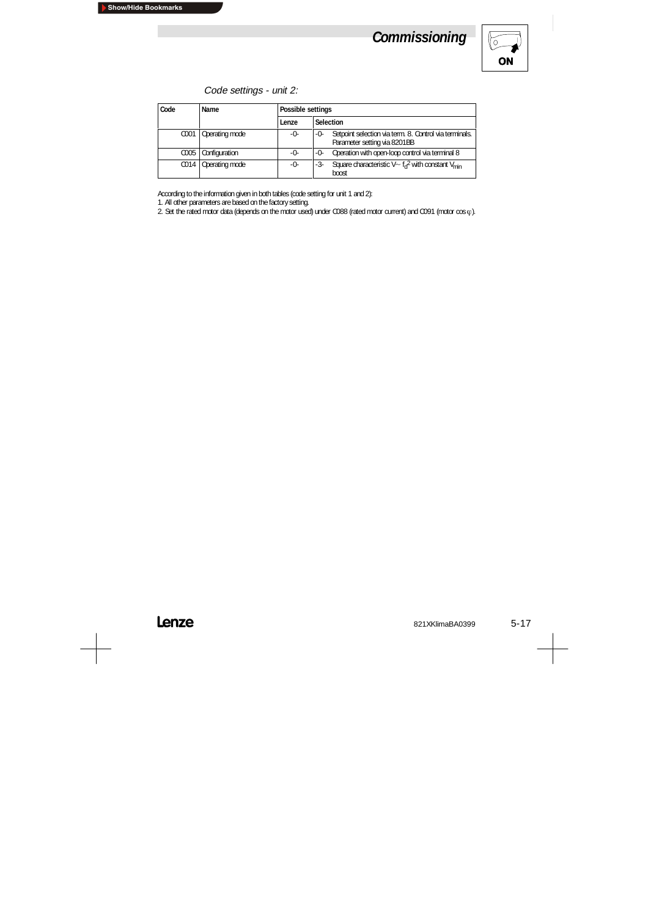*Code settings - unit 2:*

| Code | Name | Possible settings | |
|---|---|---|---|
| | | Lenze | Selection |
| C001 | Operating mode | -0- | -0- Setpoint selection via term. 8. Control via terminals. Parameter setting via 8201BB |
| C005 | Configuration | -0- | -0- Operation with open-loop control via terminal 8 |
| C014 | Operating mode | -0- | -3- Square characteristic $V \sim f_d^2$ with constant $V_{min}$ boost |

According to the information given in both tables (code setting for unit 1 and 2):

1. All other parameters are based on the factory setting.
2. Set the rated motor data (depends on the motor used) under C088 (rated motor current) and C091 (motor cos $\varphi$).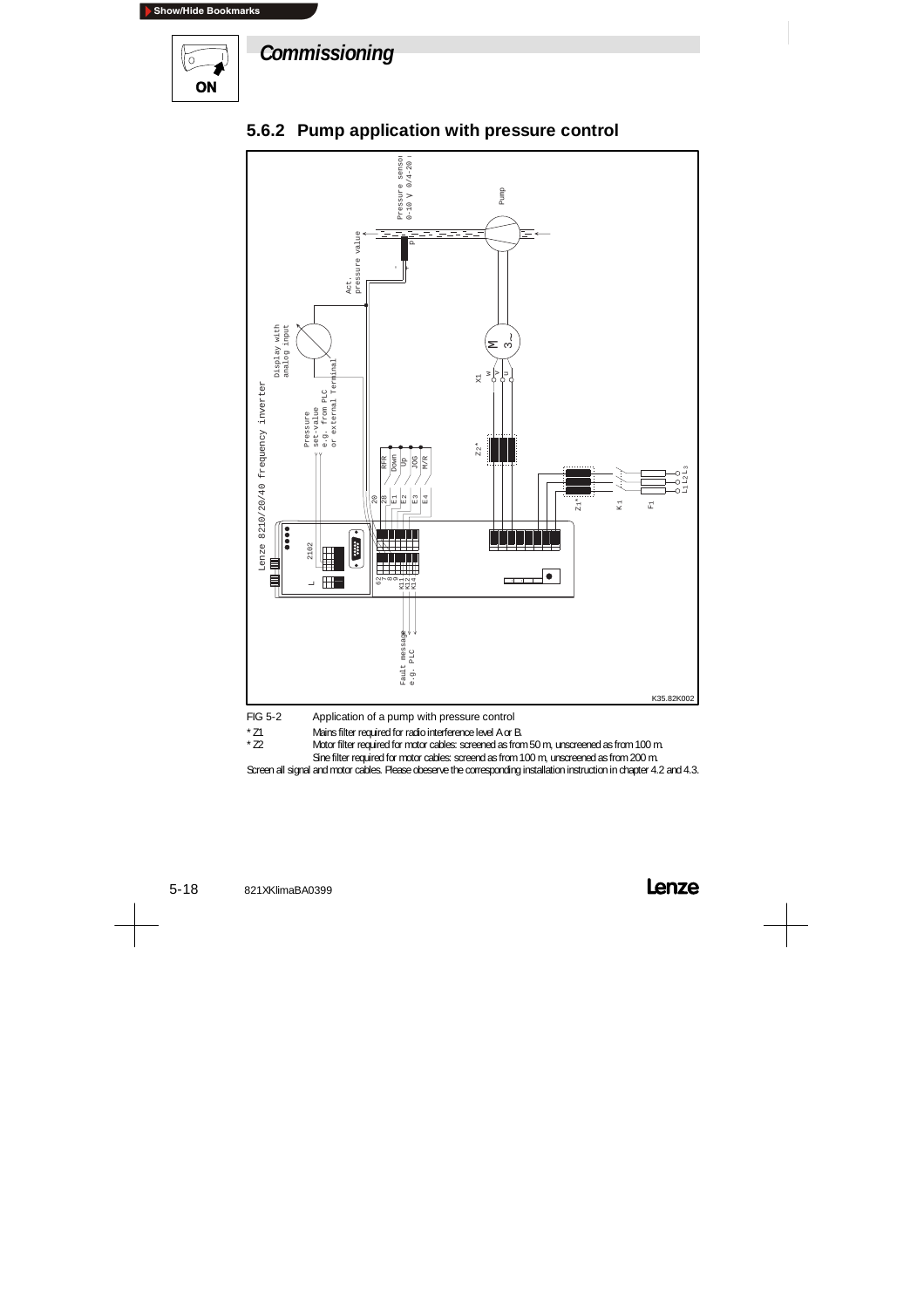## 5.6.2 Pump application with pressure control

FIG 5-2 Application of a pump with pressure control

* Z1 Mains filter required for radio interference level A or B.
* Z2 Motor filter required for motor cables: screened as from 50 m, unscreened as from 100 m.
Sine filter required for motor cables: screend as from 100 m, unscreened as from 200 m.

Screen all signal and motor cables. Please obeserve the corresponding installation instruction in chapter 4.2 and 4.3.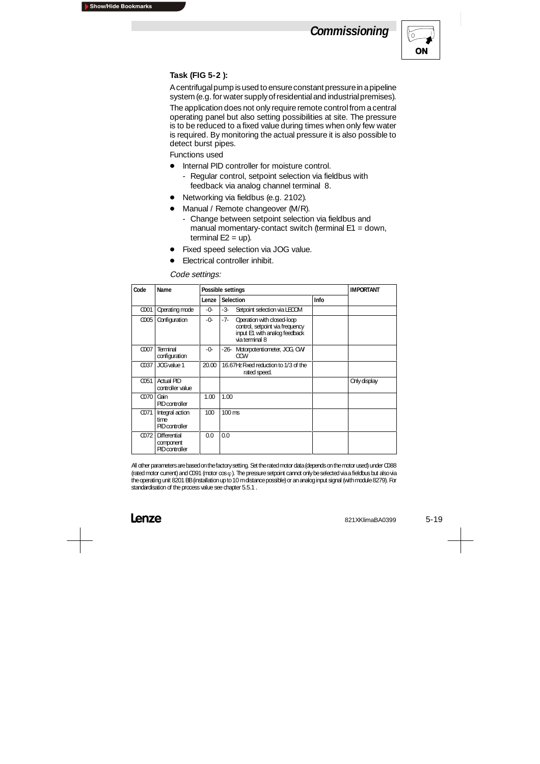### Task (FIG 5-2 ):

A centrifugal pump is used to ensure constant pressure in a pipeline system (e.g. for water supply of residential and industrial premises). The application does not only require remote control from a central operating panel but also setting possibilities at site. The pressure is to be reduced to a fixed value during times when only few water is required. By monitoring the actual pressure it is also possible to detect burst pipes.

Functions used

- Internal PID controller for moisture control.
  - Regular control, setpoint selection via fieldbus with feedback via analog channel terminal 8.
- Networking via fieldbus (e.g. 2102).
- Manual / Remote changeover (M/R).
  - Change between setpoint selection via fieldbus and manual momentary-contact switch (terminal E1 = down, terminal E2 = up).
- Fixed speed selection via JOG value.
- Electrical controller inhibit.

*Code settings:*

| Code | Name | Possible settings | | | IMPORTANT |
|---|---|---|---|---|---|
| | | Lenze | Selection | Info | |
| C001 | Operating mode | -0- | -3- Setpoint selection via LECOM | | |
| C005 | Configuration | -0- | -7- Operation with closed-loop control, setpoint via frequency input E1 with analog feedback via terminal 8 | | |
| C007 | Terminal configuration | -0- | -26- Motorpotentiometer, JOG, CW/ CCW | | |
| C037 | JOG value 1 | 20.00 | 16.67Hz Fixed reduction to 1/3 of the rated speed. | | |
| C051 | Actual PID controller value | | | | Only display |
| C070 | Gain PID controller | 1.00 | 1.00 | | |
| C071 | Integral action time PID controller | 100 | 100 ms | | |
| C072 | Differential component PID controller | 0.0 | 0.0 | | |

All other parameters are based on the factory setting. Set the rated motor data (depends on the motor used) under C088 (rated motor current) and C091 (motor cos $\varphi$ ). The pressure setpoint cannot only be selected via a fieldbus but also via the operating unit 8201 BB (installation up to 10 m distance possible) or an analog input signal (with module 8279). For standardisation of the process value see chapter 5.5.1 .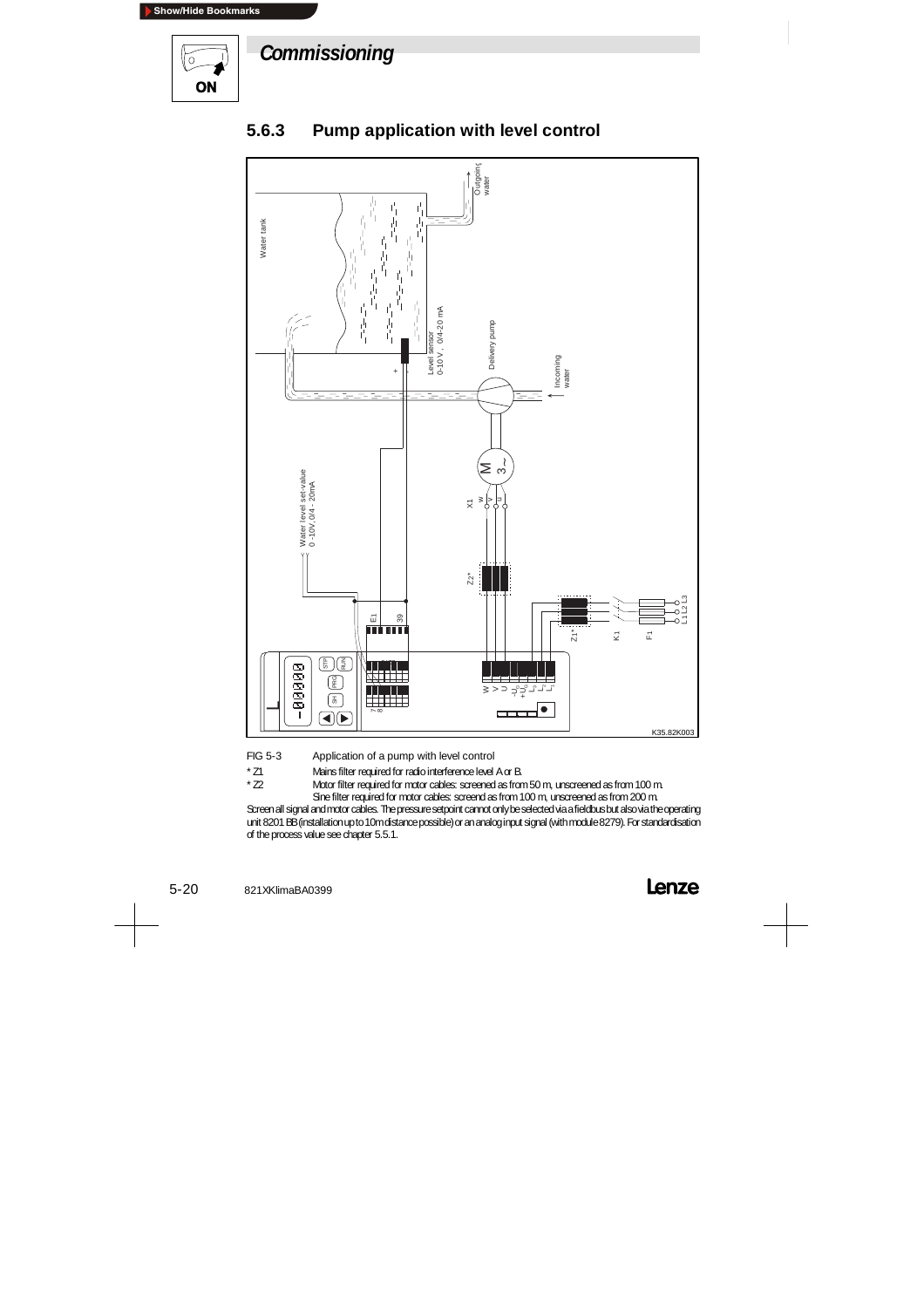## Commissioning

### 5.6.3 Pump application with level control

FIG 5-3 Application of a pump with level control

\* Z1 Mains filter required for radio interference level A or B.

\* Z2 Motor filter required for motor cables: screened as from 50 m, unscreened as from 100 m.
Sine filter required for motor cables: screend as from 100 m, unscreened as from 200 m.

Screen all signal and motor cables. The pressure setpoint cannot only be selected via a fieldbus but also via the operating unit 8201 BB (installation up to 10m distance possible) or an analog input signal (with module 8279). For standardisation of the process value see chapter 5.5.1.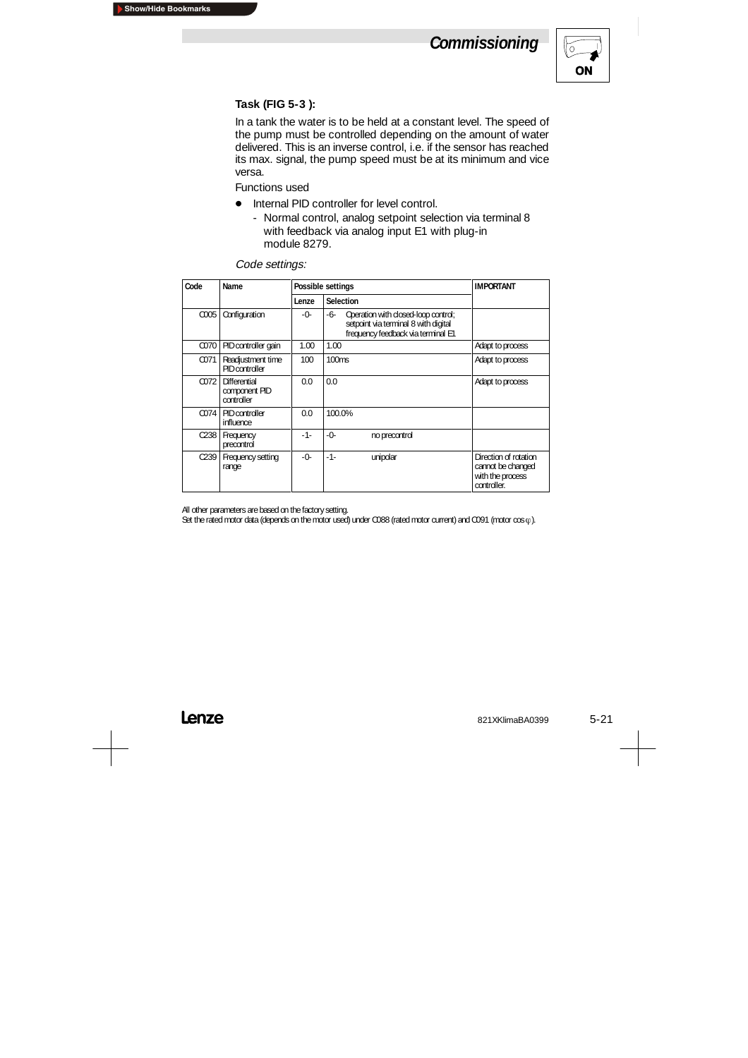**Task (FIG 5-3 ):**

In a tank the water is to be held at a constant level. The speed of the pump must be controlled depending on the amount of water delivered. This is an inverse control, i.e. if the sensor has reached its max. signal, the pump speed must be at its minimum and vice versa.

Functions used

- Internal PID controller for level control.
  - Normal control, analog setpoint selection via terminal 8 with feedback via analog input E1 with plug-in module 8279.

*Code settings:*

| Code | Name | Possible settings | | IMPORTANT |
|---|---|---|---|---|
| | | Lenze | Selection | |
| C005 | Configuration | -0- | -6- Operation with closed-loop control; setpoint via terminal 8 with digital frequency feedback via terminal E1 | |
| C070 | PID controller gain | 1.00 | 1.00 | Adapt to process |
| C071 | Readjustment time PID controller | 100 | 100ms | Adapt to process |
| C072 | Differential component PID controller | 0.0 | 0.0 | Adapt to process |
| C074 | PID controller influence | 0.0 | 100.0% | |
| C238 | Frequency precontrol | -1- | -0- no precontrol | |
| C239 | Frequency setting range | -0- | -1- unipolar | Direction of rotation cannot be changed with the process controller. |

All other parameters are based on the factory setting.
Set the rated motor data (depends on the motor used) under C088 (rated motor current) and C091 (motor cos φ).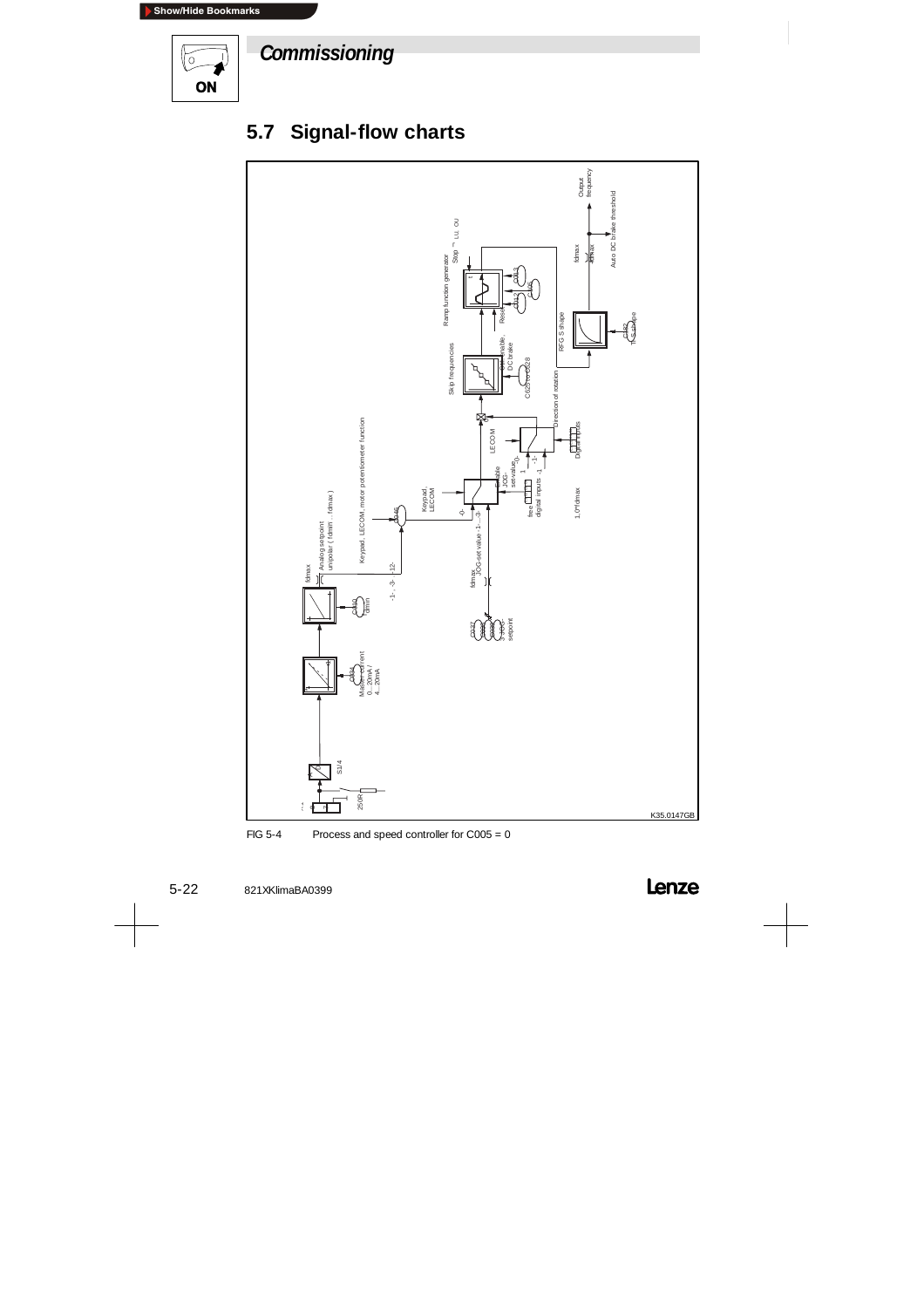## 5.7 Signal-flow charts

FIG 5-4 Process and speed controller for C005 = 0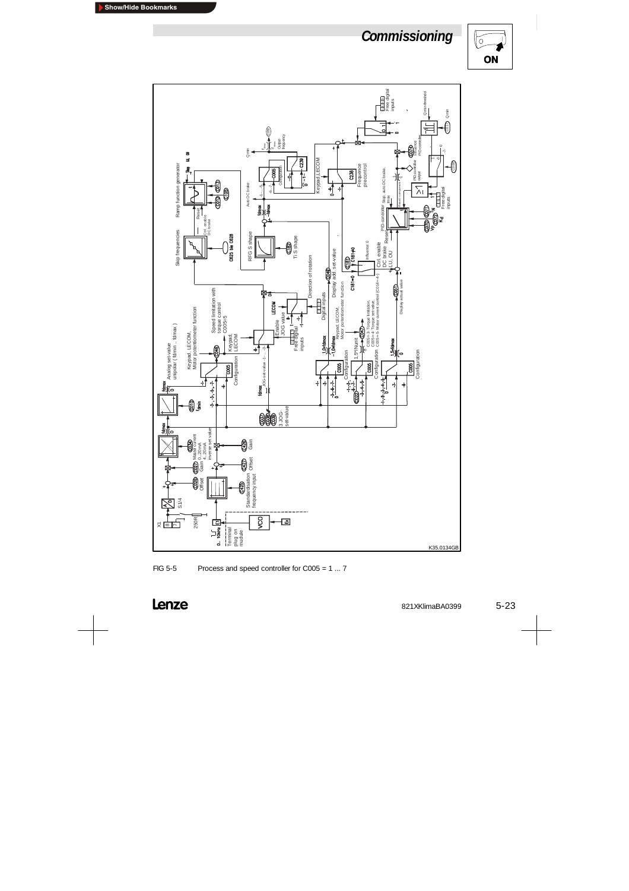FIG 5-5 Process and speed controller for C005 = 1 ... 7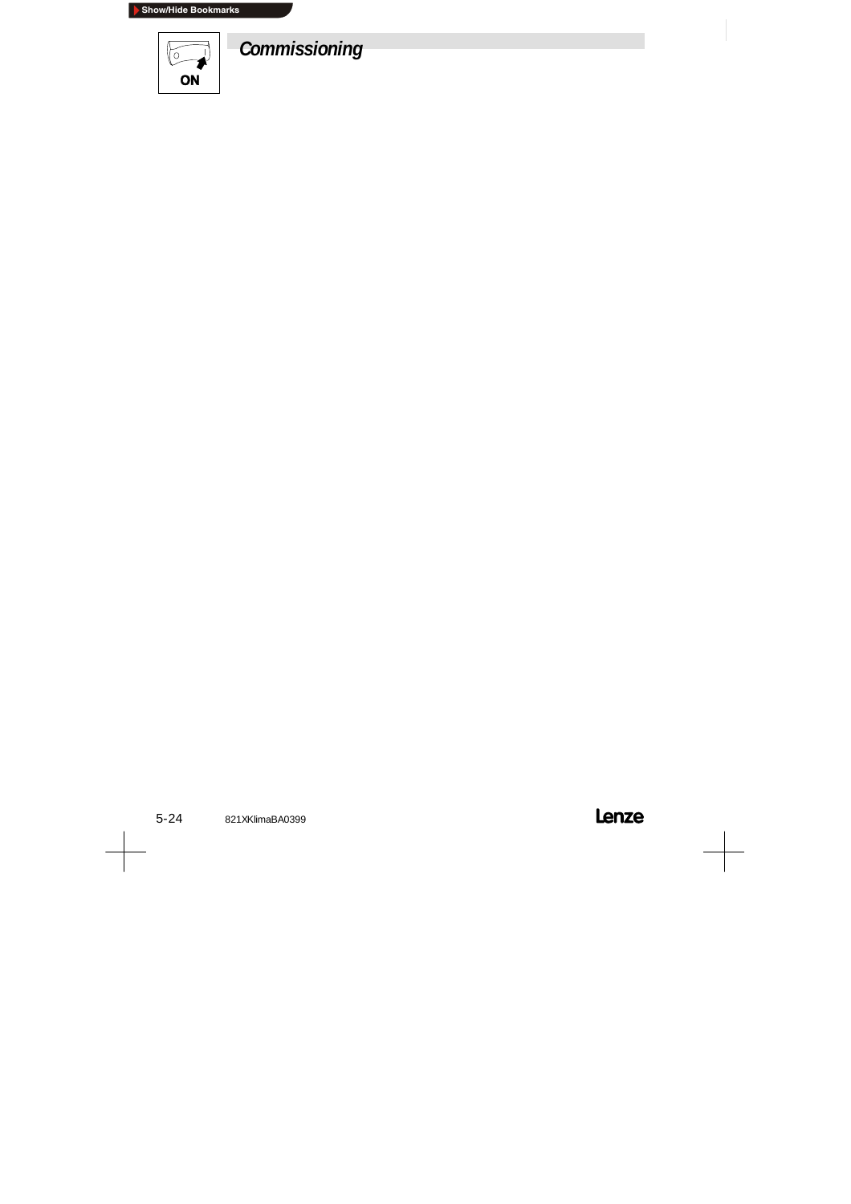# Commissioning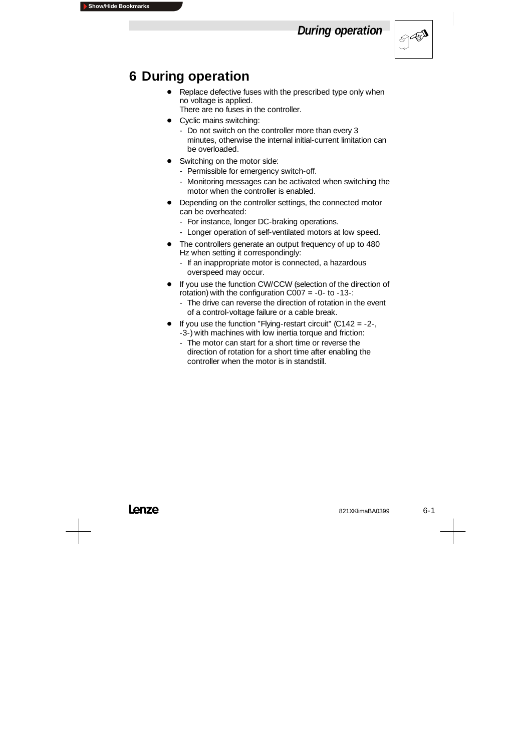# 6 During operation

- Replace defective fuses with the prescribed type only when no voltage is applied.
  There are no fuses in the controller.
- Cyclic mains switching:
  - Do not switch on the controller more than every 3 minutes, otherwise the internal initial-current limitation can be overloaded.
- Switching on the motor side:
  - Permissible for emergency switch-off.
  - Monitoring messages can be activated when switching the motor when the controller is enabled.
- Depending on the controller settings, the connected motor can be overheated:
  - For instance, longer DC-braking operations.
  - Longer operation of self-ventilated motors at low speed.
- The controllers generate an output frequency of up to 480 Hz when setting it correspondingly:
  - If an inappropriate motor is connected, a hazardous overspeed may occur.
- If you use the function CW/CCW (selection of the direction of rotation) with the configuration C007 = -0- to -13-:
  - The drive can reverse the direction of rotation in the event of a control-voltage failure or a cable break.
- If you use the function "Flying-restart circuit" (C142 = -2-, -3-) with machines with low inertia torque and friction:
  - The motor can start for a short time or reverse the direction of rotation for a short time after enabling the controller when the motor is in standstill.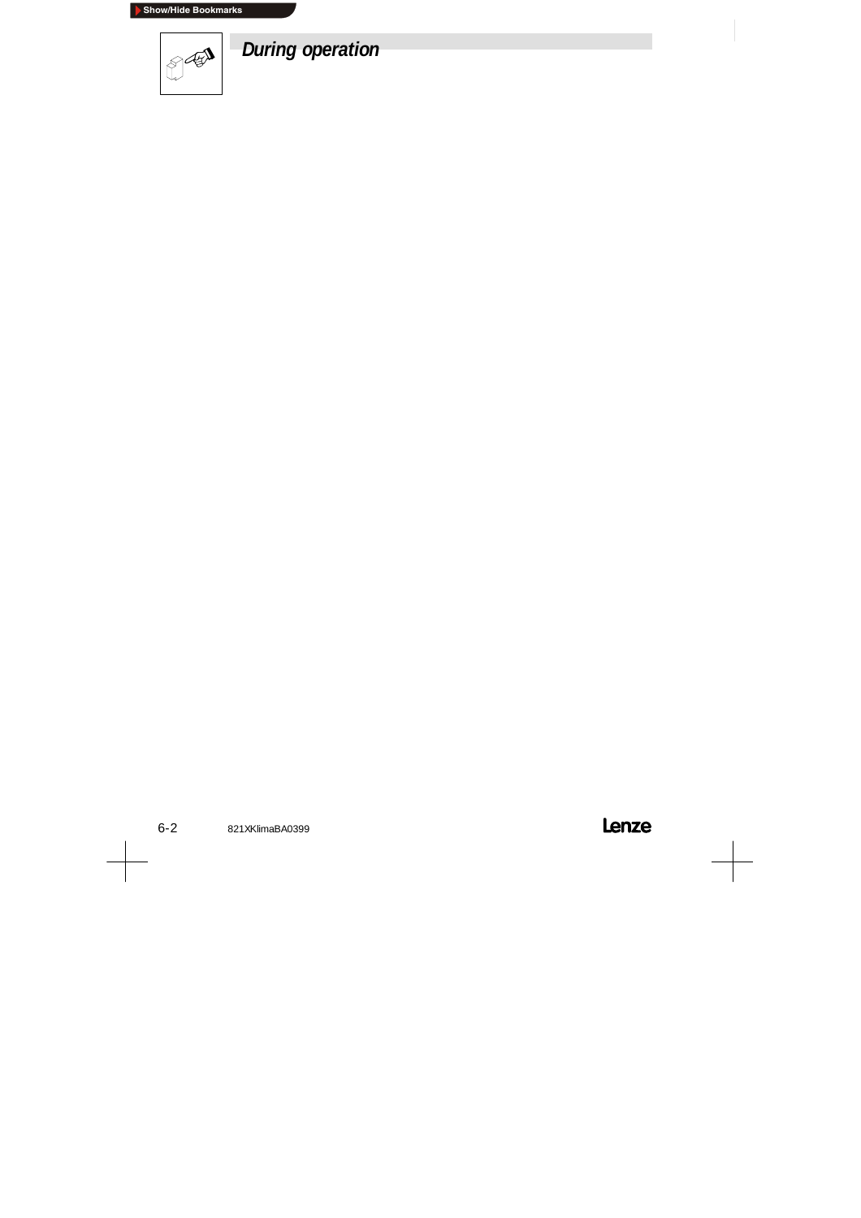# During operation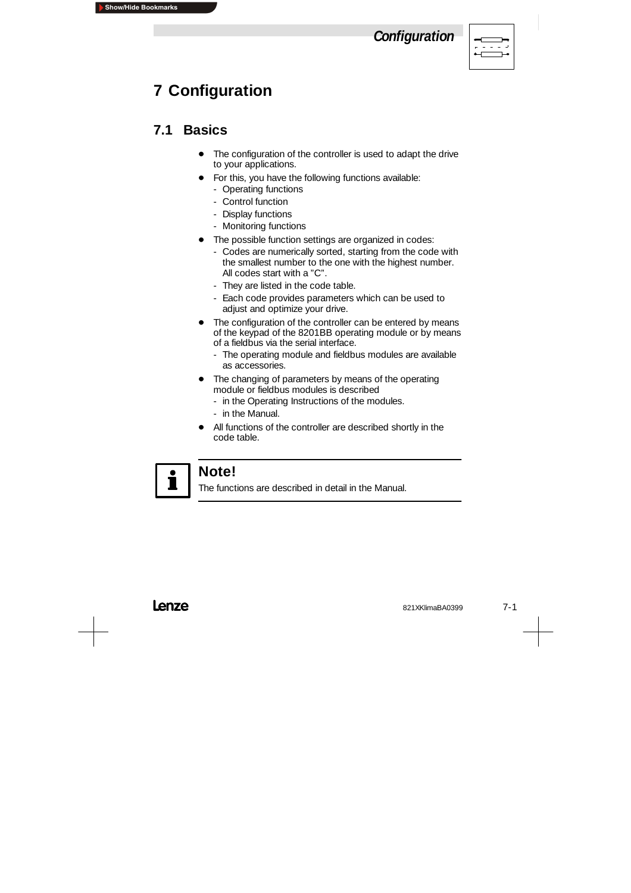# 7 Configuration

## 7.1 Basics

- The configuration of the controller is used to adapt the drive to your applications.
- For this, you have the following functions available:
  - Operating functions
  - Control function
  - Display functions
  - Monitoring functions
- The possible function settings are organized in codes:
  - Codes are numerically sorted, starting from the code with the smallest number to the one with the highest number. All codes start with a "C".
  - They are listed in the code table.
  - Each code provides parameters which can be used to adjust and optimize your drive.
- The configuration of the controller can be entered by means of the keypad of the 8201BB operating module or by means of a fieldbus via the serial interface.
  - The operating module and fieldbus modules are available as accessories.
- The changing of parameters by means of the operating module or fieldbus modules is described
  - in the Operating Instructions of the modules.
  - in the Manual.
- All functions of the controller are described shortly in the code table.

**Note!**

The functions are described in detail in the Manual.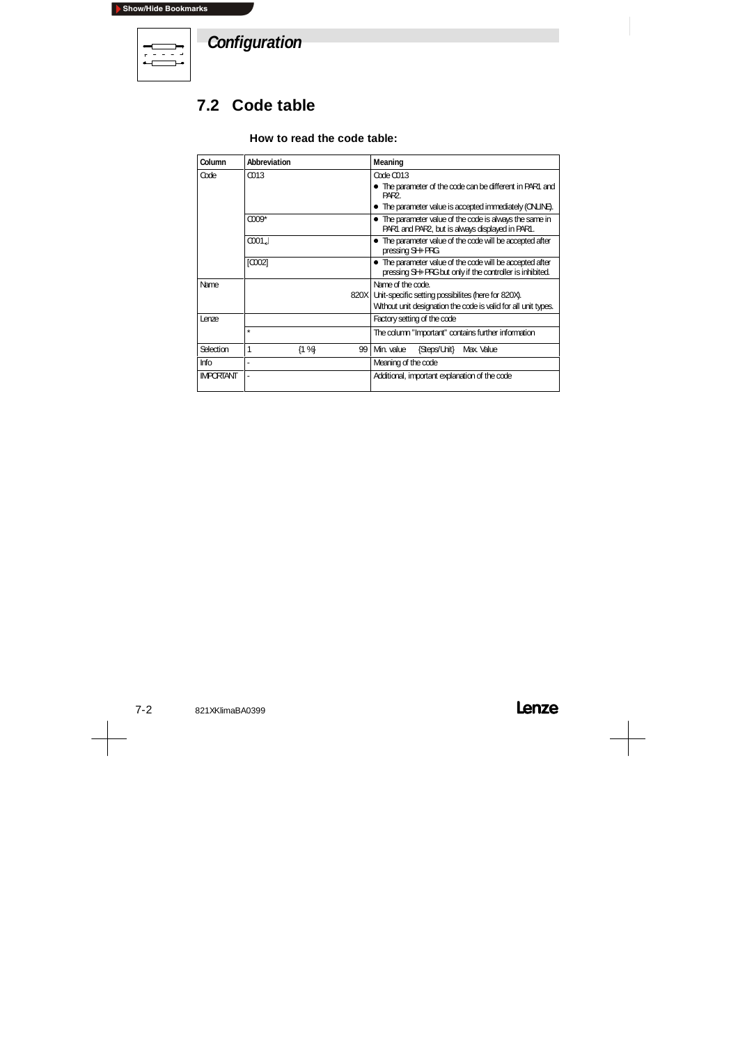## Configuration

## 7.2 Code table

### How to read the code table:

| Column | Abbreviation | Meaning |
|---|---|---|
| Code | C013 | Code C013<br>● The parameter of the code can be different in PAR1 and PAR2.<br>● The parameter value is accepted immediately (ONLINE). |
| | C009* | ● The parameter value of the code is always the same in PAR1 and PAR2, but is always displayed in PAR1. |
| | C001↲ | ● The parameter value of the code will be accepted after pressing SH+ PRG. |
| | [C002] | ● The parameter value of the code will be accepted after pressing SH+ PRG but only if the controller is inhibited. |
| Name | 820X | Name of the code.<br>Unit-specific setting possibilites (here for 820X).<br>Without unit designation the code is valid for all unit types. |
| Lenze | | Factory setting of the code |
| | * | The column "Important" contains further information |
| Selection | 1 {1 %} 99 | Min. value {Steps/Unit} Max. Value |
| Info | - | Meaning of the code |
| IMPORTANT | - | Additional, important explanation of the code |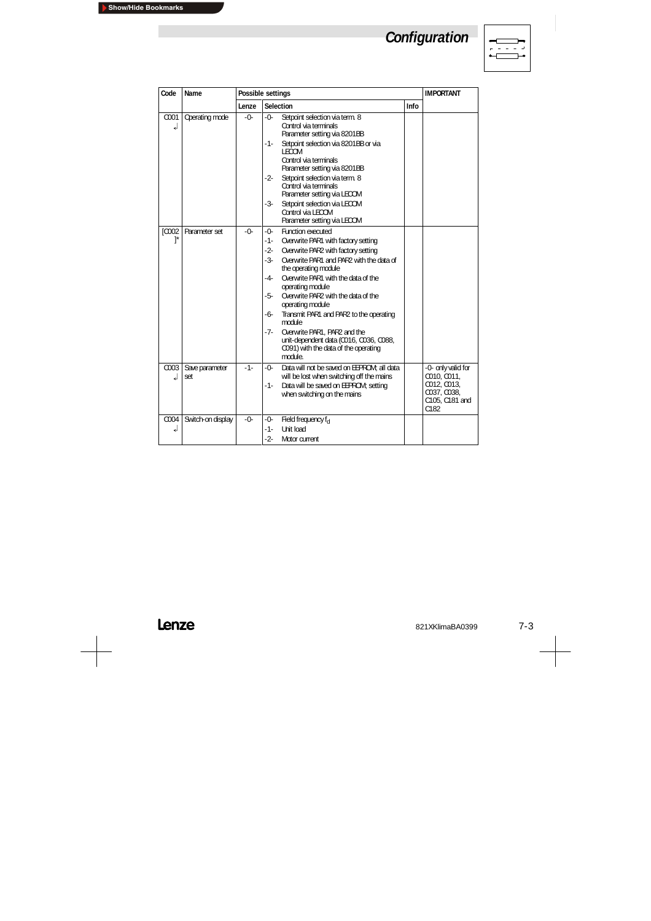## Configuration

| Code | Name | Possible settings | | | IMPORTANT |
|---|---|---|---|---|---|
| | | Lenze | Selection | Info | |
| C001 ↵ | Operating mode | -0- | -0- Setpoint selection via term. 8<br>Control via terminals<br>Parameter setting via 8201BB<br>-1- Setpoint selection via 8201BB or via LECOM<br>Control via terminals<br>Parameter setting via 8201BB<br>-2- Setpoint selection via term. 8<br>Control via terminals<br>Parameter setting via LECOM<br>-3- Setpoint selection via LECOM<br>Control via LECOM<br>Parameter setting via LECOM | | |
| [C002]* | Parameter set | -0- | -0- Function executed<br>-1- Overwrite PAR1 with factory setting<br>-2- Overwrite PAR2 with factory setting<br>-3- Overwrite PAR1 and PAR2 with the data of the operating module<br>-4- Overwrite PAR1 with the data of the operating module<br>-5- Overwrite PAR2 with the data of the operating module<br>-6- Transmit PAR1 and PAR2 to the operating module<br>-7- Overwrite PAR1, PAR2 and the unit-dependent data (C016, C036, C088, C091) with the data of the operating module. | | |
| C003 ↵ | Save parameter set | -1- | -0- Data will not be saved on EEPROM; all data will be lost when switching off the mains<br>-1- Data will be saved on EEPROM; setting when switching on the mains | | -0- only valid for C010, C011, C012, C013, C037, C038, C105, C181 and C182 |
| C004 ↵ | Switch-on display | -0- | -0- Field frequency $f_d$<br>-1- Unit load<br>-2- Motor current | | |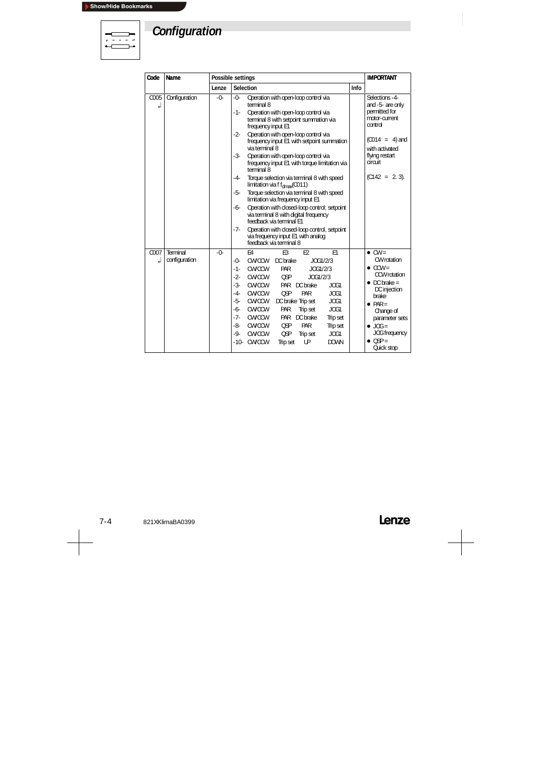# Configuration

| Code | Name | Possible settings | | | IMPORTANT |
|---|---|---|---|---|---|
| | | Lenze | Selection | Info | |
| C005 ↵ | Configuration | -0- | -0- Operation with open-loop control via terminal 8<br>-1- Operation with open-loop control via terminal 8 with setpoint summation via frequency input E1<br>-2- Operation with open-loop control via frequency input E1 with setpoint summation via terminal 8<br>-3- Operation with open-loop control via frequency input E1 with torque limitation via terminal 8<br>-4- Torque selection via terminal 8 with speed limitation via f $f_{dmax}$(C011)<br>-5- Torque selection via terminal 8 with speed limitation via frequency input E1<br>-6- Operation with closed-loop control; setpoint via terminal 8 with digital frequency feedback via terminal E1<br>-7- Operation with closed-loop control, setpoint via frequency input E1 with analog feedback via terminal 8 | | Selections -4- and -5- are only permitted for motor-current control<br><br>(C014 = 4) and with activated flying restart circuit<br><br>(C142 = 2. 3). |
| C007 ↵ | Terminal configuration | -0- | E4 / E3 / E2 / E1<br>-0- CW/CCW / DC brake / JOG1/2/3<br>-1- CW/CCW / PAR / JOG1/2/3<br>-2- CW/CCW / QSP / JOG1/2/3<br>-3- CW/CCW / PAR / DC brake / JOG1<br>-4- CW/CCW / QSP / PAR / JOG1<br>-5- CW/CCW / DC brake / Trip set / JOG1<br>-6- CW/CCW / PAR / Trip set / JOG1<br>-7- CW/CCW / PAR / DC brake / Trip set<br>-8- CW/CCW / QSP / PAR / Trip set<br>-9- CW/CCW / QSP / Trip set / JOG1<br>-10- CW/CCW / Trip set / UP / DOWN | | • CW = CW rotation<br>• CCW = CCW rotation<br>• DC brake = DC injection brake<br>• PAR = Change of parameter sets<br>• JOG = JOG frequency<br>• QSP = Quick stop |

821XKlimaBA0399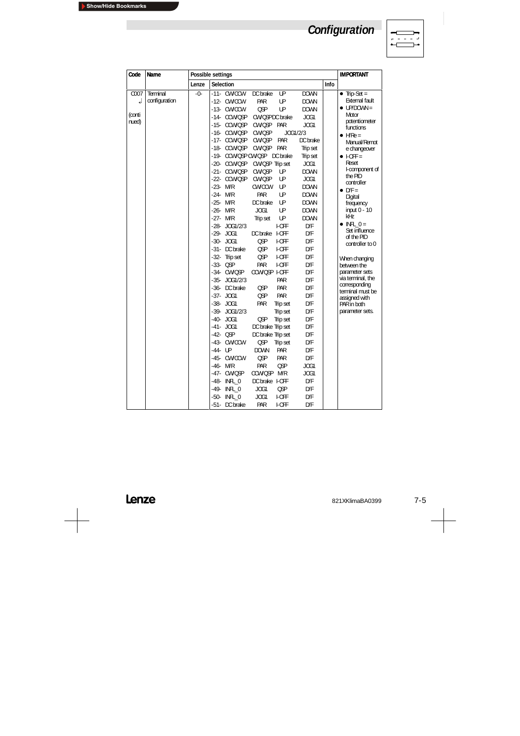# Configuration

| Code | Name | Possible settings | | | IMPORTANT |
|---|---|---|---|---|---|
| | | Lenze | Selection | Info | |
| C007 ↲ (continued) | Terminal configuration | -0- | -11- CW/CCW DC brake UP DOWN<br>-12- CW/CCW PAR UP DOWN<br>-13- CW/CCW QSP UP DOWN<br>-14- CCW/QSP CW/QSP DC brake JOG1<br>-15- CCW/QSP CW/QSP PAR JOG1<br>-16- CCW/QSP CW/QSP JOG1/2/3<br>-17- CCW/QSP CW/QSP PAR DC brake<br>-18- CCW/QSP CW/QSP PAR Trip set<br>-19- CCW/QSP CW/QSP DC brake Trip set<br>-20- CCW/QSP CW/QSP Trip set JOG1<br>-21- CCW/QSP CW/QSP UP DOWN<br>-22- CCW/QSP CW/QSP UP JOG1<br>-23- M/R CW/CCW UP DOWN<br>-24- M/R PAR UP DOWN<br>-25- M/R DC brake UP DOWN<br>-26- M/R JOG1 UP DOWN<br>-27- M/R Trip set UP DOWN<br>-28- JOG1/2/3 I-OFF D/F<br>-29- JOG1 DC brake I-OFF D/F<br>-30- JOG1 QSP I-OFF D/F<br>-31- DC brake QSP I-OFF D/F<br>-32- Trip set QSP I-OFF D/F<br>-33- QSP PAR I-OFF D/F<br>-34- CW/QSP CCW/QSP I-OFF D/F<br>-35- JOG1/2/3 PAR D/F<br>-36- DC brake QSP PAR D/F<br>-37- JOG1 QSP PAR D/F<br>-38- JOG1 PAR Trip set D/F<br>-39- JOG1/2/3 Trip set D/F<br>-40- JOG1 QSP Trip set D/F<br>-41- JOG1 DC brake Trip set D/F<br>-42- QSP DC brake Trip set D/F<br>-43- CW/CCW QSP Trip set D/F<br>-44- UP DOWN PAR D/F<br>-45- CW/CCW QSP PAR D/F<br>-46- M/R PAR QSP JOG1<br>-47- CW/QSP CCW/QSP M/R JOG1<br>-48- INFL_0 DC brake I-OFF D/F<br>-49- INFL_0 JOG1 QSP D/F<br>-50- INFL_0 JOG1 I-OFF D/F<br>-51- DC brake PAR I-OFF D/F | | • Trip-Set = External fault<br>• UP/DOWN = Motor potentiometer functions<br>• H/Re = Manual/Remote changeover<br>• I-OFF = Reset I-component of the PID controller<br>• D/F = Digital frequency input 0 - 10 kHz<br>• INFL_0 = Set influence of the PID controller to 0<br><br>When changing between the parameter sets via terminal, the corresponding terminal must be assigned with PAR in both parameter sets. |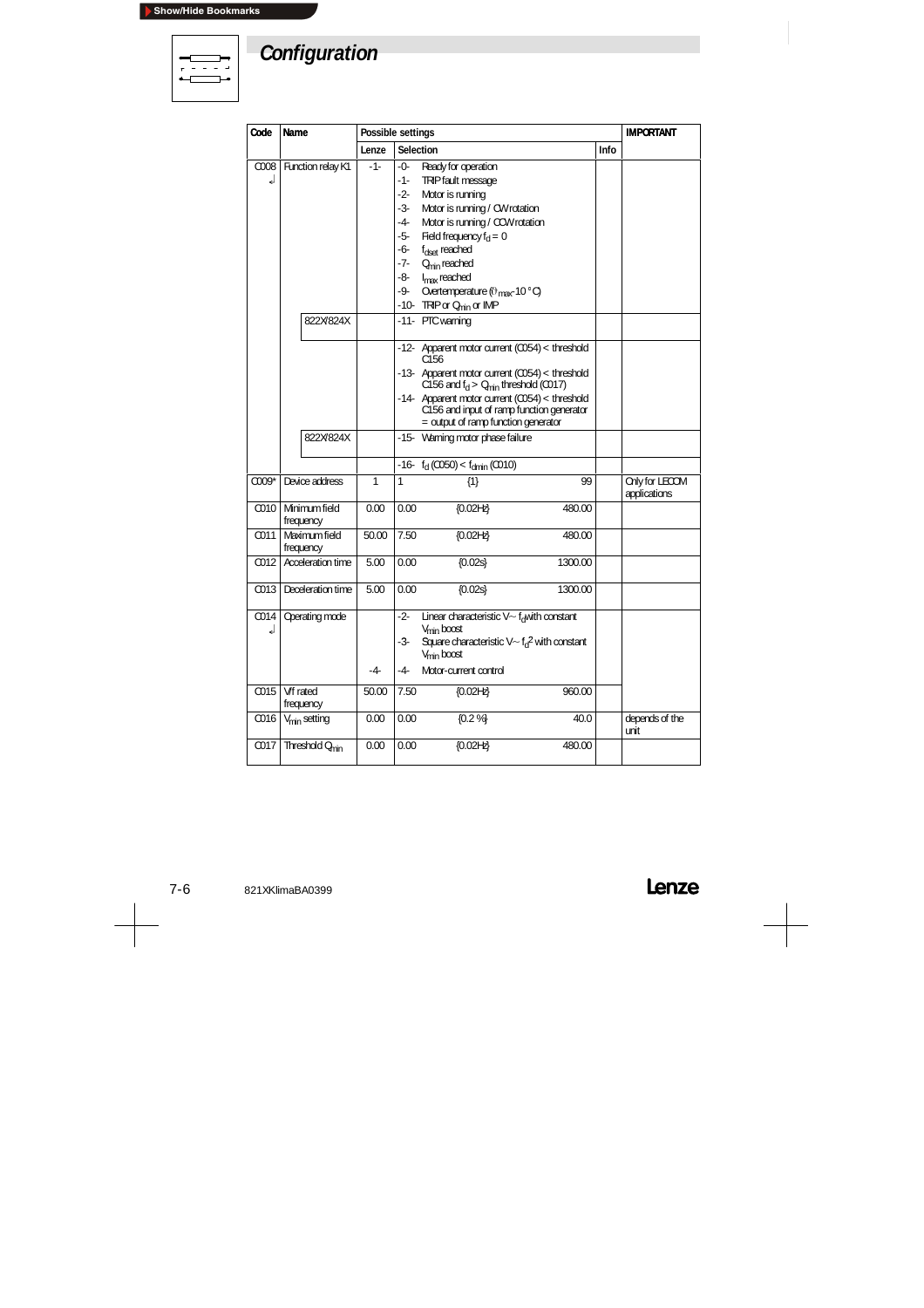# Configuration

| Code | Name | | Possible settings | | | | | IMPORTANT |
|---|---|---|---|---|---|---|---|---|
| | | | Lenze | Selection | | | Info | |
| C008 ↲ | Function relay K1 | | -1- | -0- Ready for operation<br>-1- TRIP fault message<br>-2- Motor is running<br>-3- Motor is running / CW rotation<br>-4- Motor is running / CCW rotation<br>-5- Field frequency $f_d = 0$<br>-6- $f_{dset}$ reached<br>-7- $Q_{min}$ reached<br>-8- $I_{max}$ reached<br>-9- Overtemperature ($\vartheta_{max}$-10 °C)<br>-10- TRIP or $Q_{min}$ or IMP | | | | |
| | | 822X/824X | | -11- PTC warning | | | | |
| | | | | -12- Apparent motor current (C054) < threshold C156<br>-13- Apparent motor current (C054) < threshold C156 and $f_d > Q_{min}$ threshold (C017)<br>-14- Apparent motor current (C054) < threshold C156 and input of ramp function generator = output of ramp function generator | | | | |
| | | 822X/824X | | -15- Warning motor phase failure | | | | |
| | | | | -16- $f_d$ (C050) < $f_{dmin}$ (C010) | | | | |
| C009* | Device address | | 1 | 1 | {1} | 99 | | Only for LECOM applications |
| C010 | Minimum field frequency | | 0.00 | 0.00 | {0.02Hz} | 480.00 | | |
| C011 | Maximum field frequency | | 50.00 | 7.50 | {0.02Hz} | 480.00 | | |
| C012 | Acceleration time | | 5.00 | 0.00 | {0.02s} | 1300.00 | | |
| C013 | Deceleration time | | 5.00 | 0.00 | {0.02s} | 1300.00 | | |
| C014 ↲ | Operating mode | | -4- | -2- Linear characteristic V~ $f_d$ with constant $V_{min}$ boost<br>-3- Square characteristic V~ $f_d^2$ with constant $V_{min}$ boost<br>-4- Motor-current control | | | | |
| C015 | V/f rated frequency | | 50.00 | 7.50 | {0.02Hz} | 960.00 | | |
| C016 | $V_{min}$ setting | | 0.00 | 0.00 | {0.2 %} | 40.0 | | depends of the unit |
| C017 | Threshold $Q_{min}$ | | 0.00 | 0.00 | {0.02Hz} | 480.00 | | |

821XKlimaBA0399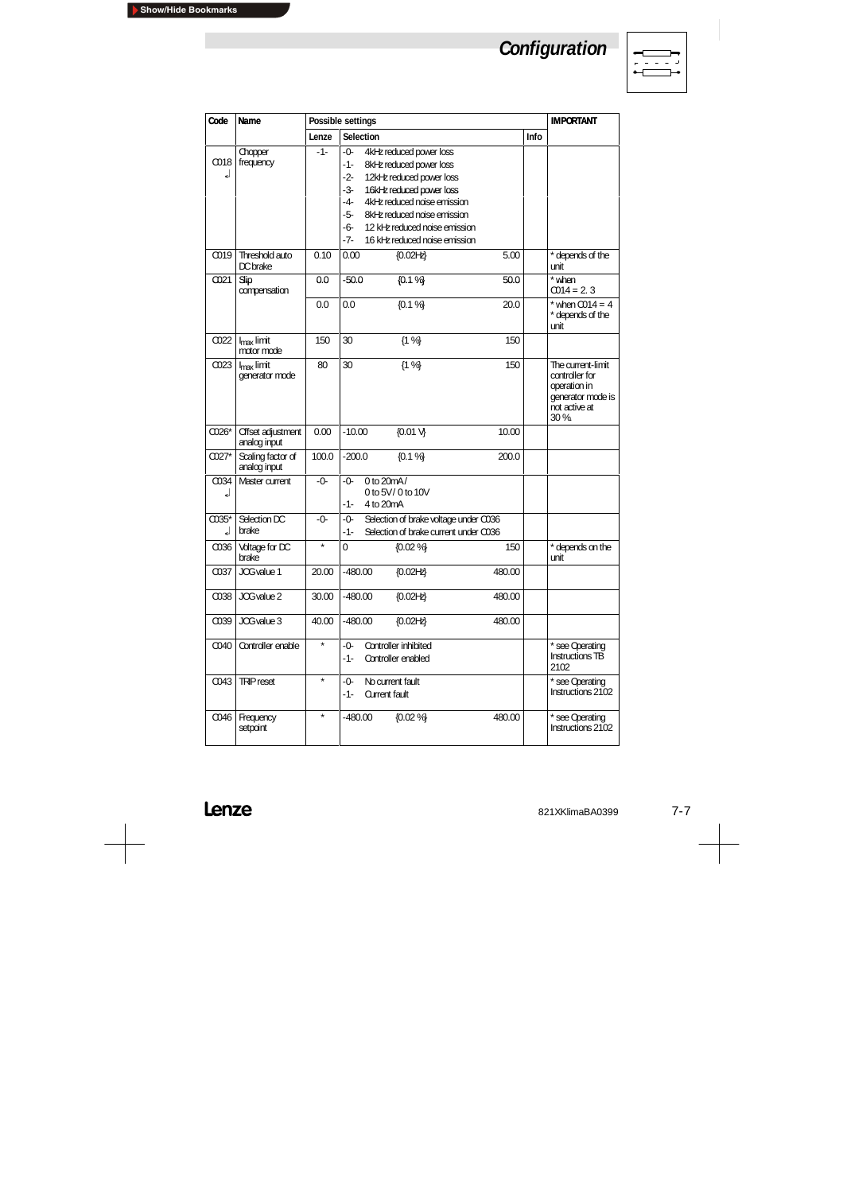# Configuration

| Code | Name | Possible settings | | | IMPORTANT |
|---|---|---|---|---|---|
| | | Lenze | Selection | Info | |
| C018 ↵ | Chopper frequency | -1- | -0- 4kHz reduced power loss<br>-1- 8kHz reduced power loss<br>-2- 12kHz reduced power loss<br>-3- 16kHz reduced power loss<br>-4- 4kHz reduced noise emission<br>-5- 8kHz reduced noise emission<br>-6- 12 kHz reduced noise emission<br>-7- 16 kHz reduced noise emission | | |
| C019 | Threshold auto DC brake | 0.10 | 0.00 {0.02Hz} 5.00 | | * depends of the unit |
| C021 | Slip compensation | 0.0 | -50.0 {0.1 %} 50.0 | | * when C014 = 2. 3 |
| | | 0.0 | 0.0 {0.1 %} 20.0 | | * when C014 = 4<br>* depends of the unit |
| C022 | $I_{max}$ limit motor mode | 150 | 30 {1 %} 150 | | |
| C023 | $I_{max}$ limit generator mode | 80 | 30 {1 %} 150 | | The current-limit controller for operation in generator mode is not active at 30 %. |
| C026* | Offset adjustment analog input | 0.00 | -10.00 {0.01 V} 10.00 | | |
| C027* | Scaling factor of analog input | 100.0 | -200.0 {0.1 %} 200.0 | | |
| C034 ↵ | Master current | -0- | -0- 0 to 20mA / 0 to 5V / 0 to 10V<br>-1- 4 to 20mA | | |
| C035* ↵ | Selection DC brake | -0- | -0- Selection of brake voltage under C036<br>-1- Selection of brake current under C036 | | |
| C036 | Voltage for DC brake | * | 0 {0.02 %} 150 | | * depends on the unit |
| C037 | JOG value 1 | 20.00 | -480.00 {0.02Hz} 480.00 | | |
| C038 | JOG value 2 | 30.00 | -480.00 {0.02Hz} 480.00 | | |
| C039 | JOG value 3 | 40.00 | -480.00 {0.02Hz} 480.00 | | |
| C040 | Controller enable | * | -0- Controller inhibited<br>-1- Controller enabled | | * see Operating Instructions TB 2102 |
| C043 | TRIP reset | * | -0- No current fault<br>-1- Current fault | | * see Operating Instructions 2102 |
| C046 | Frequency setpoint | * | -480.00 {0.02 %} 480.00 | | * see Operating Instructions 2102 |

Lenze 821XKlimaBA0399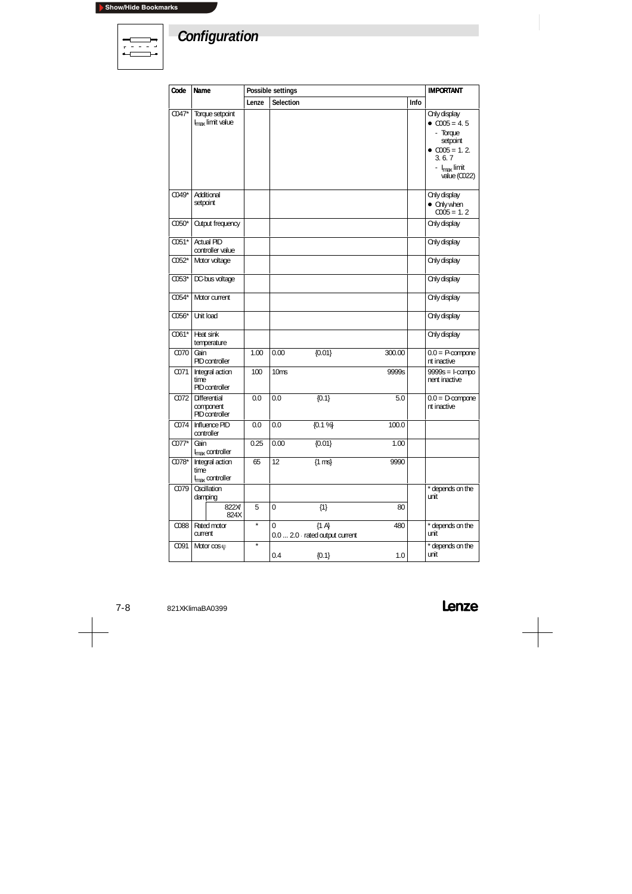# Configuration

| Code | Name | Possible settings | | | | | IMPORTANT |
|---|---|---|---|---|---|---|---|
| | | Lenze | Selection | | | Info | |
| C047* | Torque setpoint $I_{max}$ limit value | | | | | | Only display<br>● C005 = 4. 5<br>- Torque setpoint<br>● C005 = 1. 2. 3. 6. 7<br>- $I_{max}$ limit value (C022) |
| C049* | Additional setpoint | | | | | | Only display<br>● Only when C005 = 1. 2 |
| C050* | Output frequency | | | | | | Only display |
| C051* | Actual PID controller value | | | | | | Only display |
| C052* | Motor voltage | | | | | | Only display |
| C053* | DC-bus voltage | | | | | | Only display |
| C054* | Motor current | | | | | | Only display |
| C056* | Unit load | | | | | | Only display |
| C061* | Heat sink temperature | | | | | | Only display |
| C070 | Gain PID controller | 1.00 | 0.00 | {0.01} | 300.00 | | 0.0 = P-component inactive |
| C071 | Integral action time PID controller | 100 | 10ms | | 9999s | | 9999s = I-component inactive |
| C072 | Differential component PID controller | 0.0 | 0.0 | {0.1} | 5.0 | | 0.0 = D-component inactive |
| C074 | Influence PID controller | 0.0 | 0.0 | {0.1 %} | 100.0 | | |
| C077* | Gain $I_{max}$ controller | 0.25 | 0.00 | {0.01} | 1.00 | | |
| C078* | Integral action time $I_{max}$ controller | 65 | 12 | {1 ms} | 9990 | | |
| C079 | Oscillation damping | | | | | | * depends on the unit |
| | 822X/ 824X | 5 | 0 | {1} | 80 | | |
| C088 | Rated motor current | * | 0<br>0.0 ... 2.0 · rated output current | {1 A} | 480 | | * depends on the unit |
| C091 | Motor cos φ | * | 0.4 | {0.1} | 1.0 | | * depends on the unit |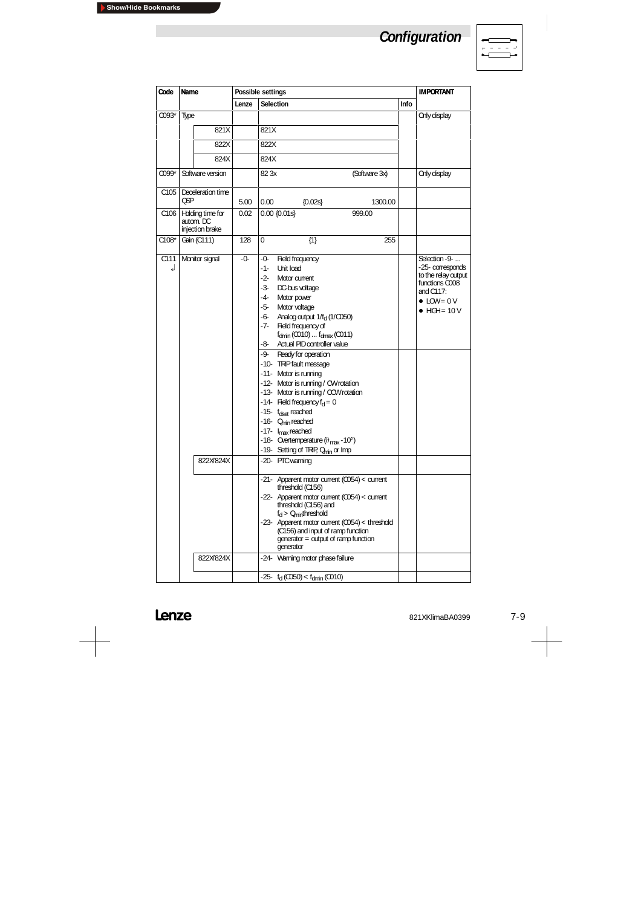## Configuration

| Code | Name | | Possible settings | | | IMPORTANT |
|---|---|---|---|---|---|---|
| | | | Lenze | Selection | Info | |
| C093* | Type | | | | | Only display |
| | | 821X | | 821X | | |
| | | 822X | | 822X | | |
| | | 824X | | 824X | | |
| C099* | Software version | | | 82 3x (Software 3x) | | Only display |
| C105 | Deceleration time QSP | | 5.00 | 0.00 {0.02s} 1300.00 | | |
| C106 | Holding time for autom. DC injection brake | | 0.02 | 0.00 {0.01s} 999.00 | | |
| C108* | Gain (C111) | | 128 | 0 {1} 255 | | |
| C111 ↵ | Monitor signal | | -0- | -0- Field frequency<br>-1- Unit load<br>-2- Motor current<br>-3- DC-bus voltage<br>-4- Motor power<br>-5- Motor voltage<br>-6- Analog output $1/f_d$ (1/C050)<br>-7- Field frequency of $f_{dmin}$ (C010) ... $f_{dmax}$ (C011)<br>-8- Actual PID controller value | | Selection -9- ... -25- corresponds to the relay output functions C008 and C117:<br>● LOW = 0 V<br>● HIGH = 10 V |
| | | | | -9- Ready for operation<br>-10- TRIP fault message<br>-11- Motor is running<br>-12- Motor is running / CW rotation<br>-13- Motor is running / CCW rotation<br>-14- Field frequency $f_d$ = 0<br>-15- $f_{dset}$ reached<br>-16- $Q_{min}$ reached<br>-17- $I_{max}$ reached<br>-18- Overtemperature ($\vartheta_{max}$ -10°)<br>-19- Setting of TRIP, $Q_{min}$ or Imp | | |
| | | 822X/824X | | -20- PTC warning | | |
| | | | | -21- Apparent motor current (C054) < current threshold (C156)<br>-22- Apparent motor current (C054) < current threshold (C156) and $f_d > Q_{min}$ threshold<br>-23- Apparent motor current (C054) < threshold (C156) and input of ramp function generator = output of ramp function generator | | |
| | | 822X/824X | | -24- Warning motor phase failure | | |
| | | | | -25- $f_d$ (C050) < $f_{dmin}$ (C010) | | |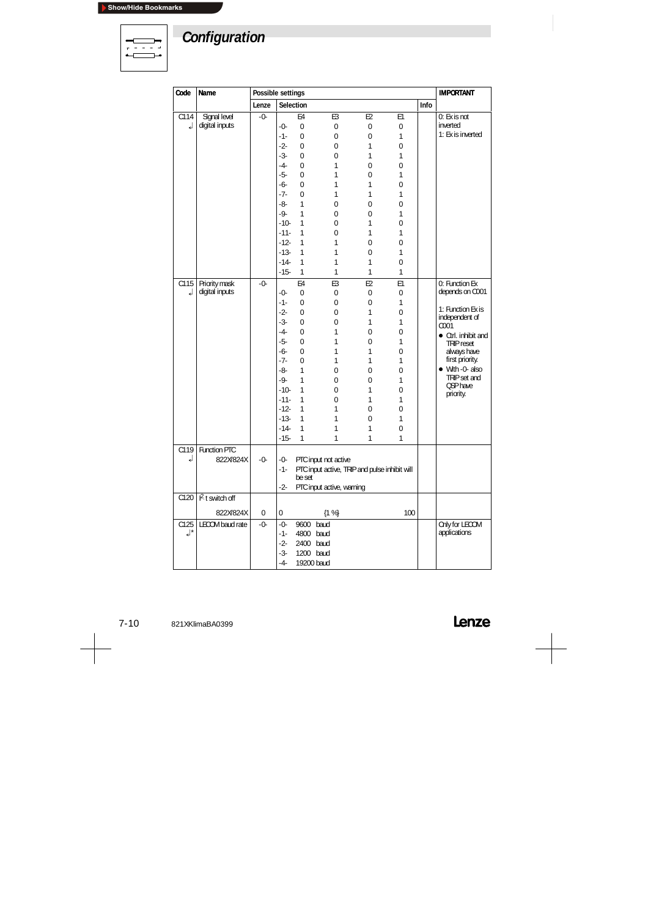# Configuration

| Code | Name | Possible settings | | | IMPORTANT |
|---|---|---|---|---|---|
| | | Lenze | Selection | Info | |
| C114 ↵ | Signal level digital inputs | -0- | E4 E3 E2 E1<br>-0- 0 0 0 0<br>-1- 0 0 0 1<br>-2- 0 0 1 0<br>-3- 0 0 1 1<br>-4- 0 1 0 0<br>-5- 0 1 0 1<br>-6- 0 1 1 0<br>-7- 0 1 1 1<br>-8- 1 0 0 0<br>-9- 1 0 0 1<br>-10- 1 0 1 0<br>-11- 1 0 1 1<br>-12- 1 1 0 0<br>-13- 1 1 0 1<br>-14- 1 1 1 0<br>-15- 1 1 1 1 | | 0: Ex is not inverted<br>1: Ex is inverted |
| C115 ↵ | Priority mask digital inputs | -0- | E4 E3 E2 E1<br>-0- 0 0 0 0<br>-1- 0 0 0 1<br>-2- 0 0 1 0<br>-3- 0 0 1 1<br>-4- 0 1 0 0<br>-5- 0 1 0 1<br>-6- 0 1 1 0<br>-7- 0 1 1 1<br>-8- 1 0 0 0<br>-9- 1 0 0 1<br>-10- 1 0 1 0<br>-11- 1 0 1 1<br>-12- 1 1 0 0<br>-13- 1 1 0 1<br>-14- 1 1 1 0<br>-15- 1 1 1 1 | | 0: Function Ex depends on C001<br><br>1: Function Ex is independent of C001<br>• Ctrl. inhibit and TRIP reset always have first priority.<br>• With -0- also TRIP set and QSP have priority. |
| C119 ↵ | Function PTC<br>822X/824X | -0- | -0- PTC input not active<br>-1- PTC input active, TRIP and pulse inhibit will be set<br>-2- PTC input active, warning | | |
| C120 | $I^2 \cdot t$ switch off<br>822X/824X | 0 | 0 {1 %} 100 | | |
| C125 ↵* | LECOM baud rate | -0- | -0- 9600 baud<br>-1- 4800 baud<br>-2- 2400 baud<br>-3- 1200 baud<br>-4- 19200 baud | | Only for LECOM applications |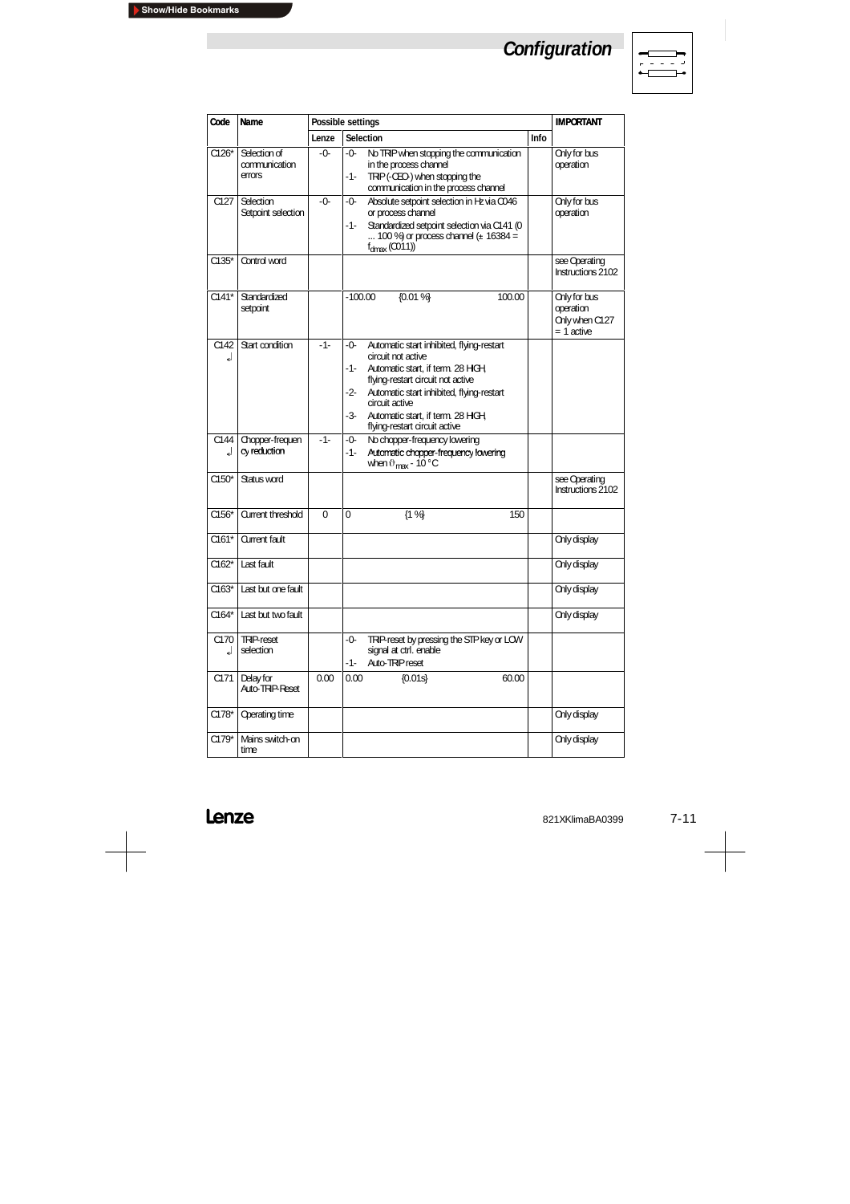## Configuration

| Code | Name | Possible settings | | | IMPORTANT |
|---|---|---|---|---|---|
| | | Lenze | Selection | Info | |
| C126* | Selection of communication errors | -0- | -0- No TRIP when stopping the communication in the process channel<br>-1- TRIP (-CE0-) when stopping the communication in the process channel | | Only for bus operation |
| C127 | Selection Setpoint selection | -0- | -0- Absolute setpoint selection in Hz via C046 or process channel<br>-1- Standardized setpoint selection via C141 (0 ... 100 %) or process channel (± 16384 = $f_{dmax}$ (C011)) | | Only for bus operation |
| C135* | Control word | | | | see Operating Instructions 2102 |
| C141* | Standardized setpoint | | -100.00 {0.01 %} 100.00 | | Only for bus operation<br>Only when C127 = 1 active |
| C142 ↵ | Start condition | -1- | -0- Automatic start inhibited, flying-restart circuit not active<br>-1- Automatic start, if term. 28 HIGH, flying-restart circuit not active<br>-2- Automatic start inhibited, flying-restart circuit active<br>-3- Automatic start, if term. 28 HIGH, flying-restart circuit active | | |
| C144 ↵ | Chopper-frequency reduction | -1- | -0- No chopper-frequency lowering<br>-1- Automatic chopper-frequency lowering when $\vartheta_{max}$ - 10 °C | | |
| C150* | Status word | | | | see Operating Instructions 2102 |
| C156* | Current threshold | 0 | 0 {1 %} 150 | | |
| C161* | Current fault | | | | Only display |
| C162* | Last fault | | | | Only display |
| C163* | Last but one fault | | | | Only display |
| C164* | Last but two fault | | | | Only display |
| C170 ↵ | TRIP-reset selection | | -0- TRIP-reset by pressing the STP key or LOW signal at ctrl. enable<br>-1- Auto-TRIP reset | | |
| C171 | Delay for Auto-TRIP-Reset | 0.00 | 0.00 {0.01s} 60.00 | | |
| C178* | Operating time | | | | Only display |
| C179* | Mains switch-on time | | | | Only display |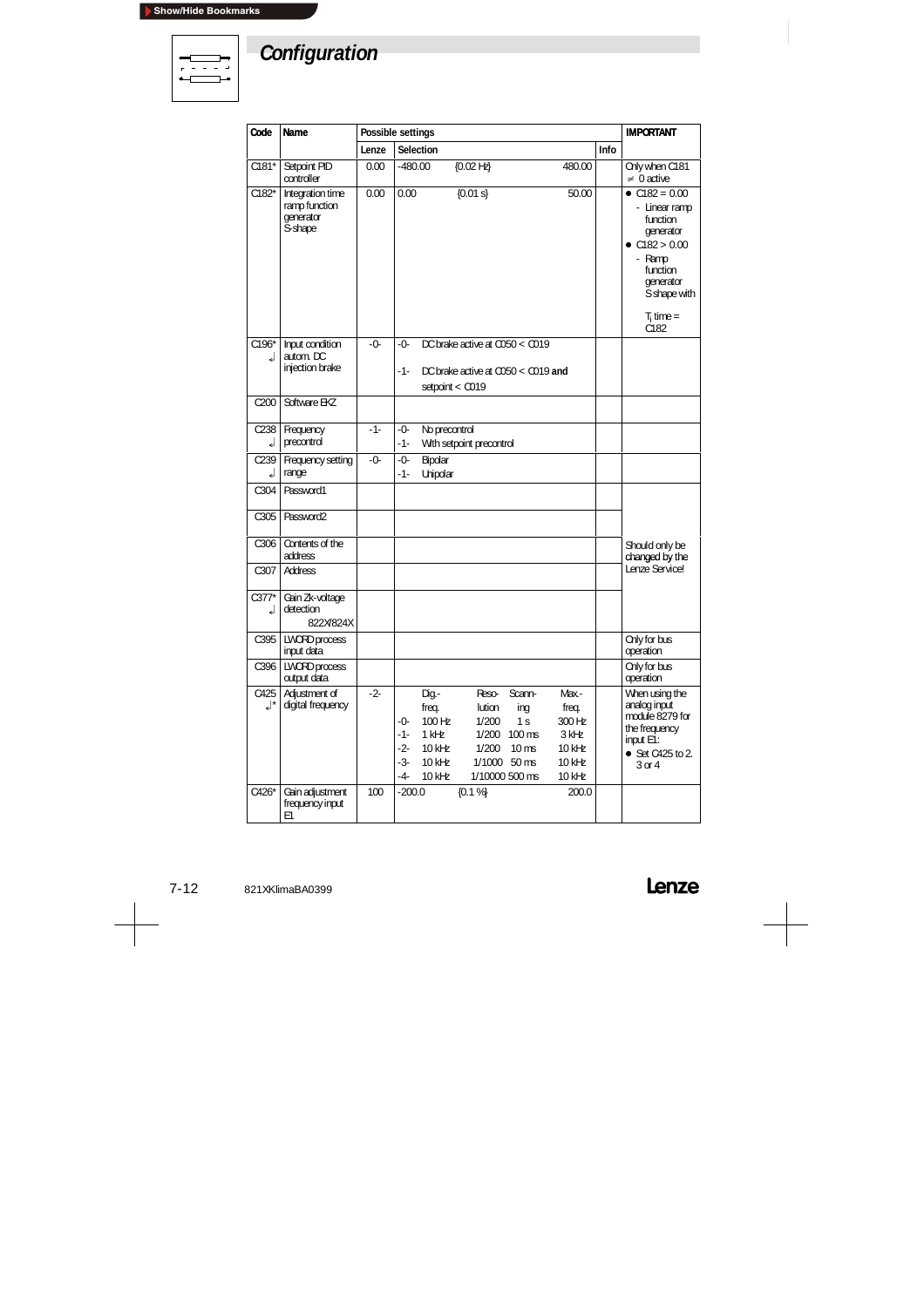# Configuration

| Code | Name | Possible settings | | | IMPORTANT |
|---|---|---|---|---|---|
| | | Lenze | Selection | Info | |
| C181* | Setpoint PID controller | 0.00 | -480.00 {0.02 Hz} 480.00 | | Only when C181 ≠ 0 active |
| C182* | Integration time ramp function generator S-shape | 0.00 | 0.00 {0.01 s} 50.00 | | • C182 = 0.00 - Linear ramp function generator • C182 > 0.00 - Ramp function generator S shape with $T_i$ time = C182 |
| C196* ↲ | Input condition autom. DC injection brake | -0- | -0- DC brake active at C050 < C019<br>-1- DC brake active at C050 < C019 **and** setpoint < C019 | | |
| C200 | Software EKZ | | | | |
| C238 ↲ | Frequency precontrol | -1- | -0- No precontrol<br>-1- With setpoint precontrol | | |
| C239 ↲ | Frequency setting range | -0- | -0- Bipolar<br>-1- Unipolar | | |
| C304 | Password1 | | | | Should only be changed by the Lenze Service! |
| C305 | Password2 | | | | |
| C306 | Contents of the address | | | | |
| C307 | Address | | | | |
| C377* ↲ | Gain Zk-voltage detection 822X/824X | | | | |
| C395 | LWORD process input data | | | | Only for bus operation |
| C396 | LWORD process output data | | | | Only for bus operation |
| C425 ↲* | Adjustment of digital frequency | -2- | Dig.-freq. / Reso-lution / Scann-ing / Max.-freq.<br>-0- 100 Hz 1/200 1 s 300 Hz<br>-1- 1 kHz 1/200 100 ms 3 kHz<br>-2- 10 kHz 1/200 10 ms 10 kHz<br>-3- 10 kHz 1/1000 50 ms 10 kHz<br>-4- 10 kHz 1/10000 500 ms 10 kHz | | When using the analog input module 8279 for the frequency input E1: • Set C425 to 2, 3 or 4 |
| C426* | Gain adjustment frequency input E1 | 100 | -200.0 {0.1 %} 200.0 | | |

821XKlimaBA0399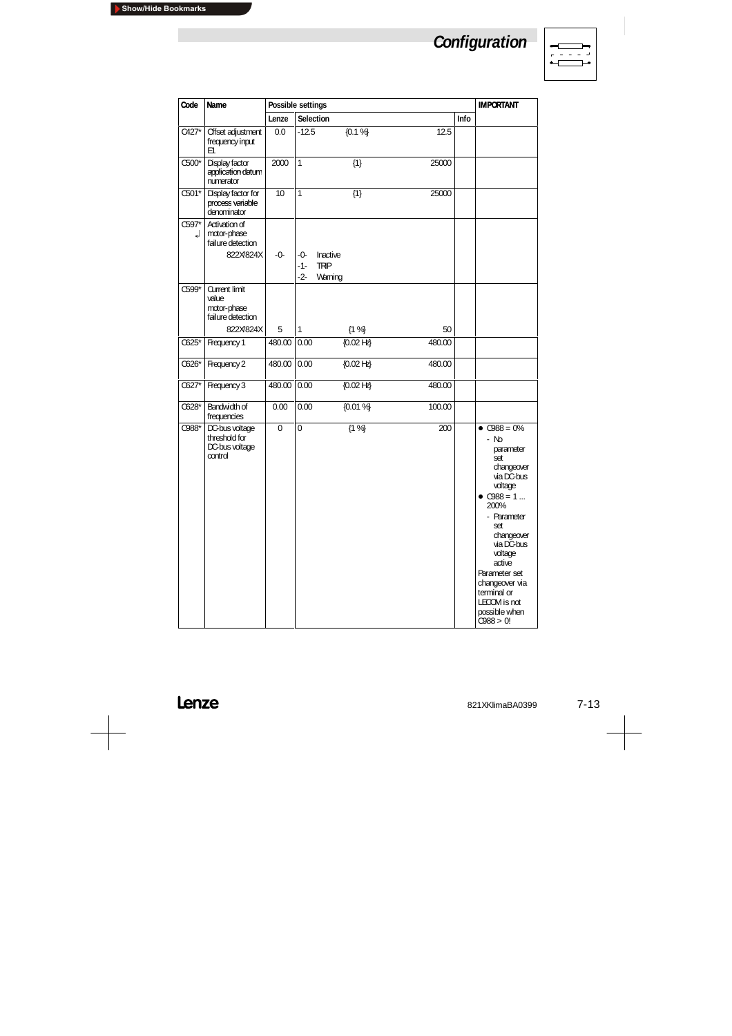# Configuration

| Code | Name | Possible settings | | | | IMPORTANT |
|---|---|---|---|---|---|---|
| | | Lenze | Selection | | Info | |
| C427* | Offset adjustment frequency input E1 | 0.0 | -12.5 | {0.1 %} 12.5 | | |
| C500* | Display factor application datum numerator | 2000 | 1 | {1} 25000 | | |
| C501* | Display factor for process variable denominator | 10 | 1 | {1} 25000 | | |
| C597* ↲ | Activation of motor-phase failure detection 822X/824X | -0- | -0- Inactive<br>-1- TRIP<br>-2- Warning | | | |
| C599* | Current limit value motor-phase failure detection 822X/824X | 5 | 1 | {1 %} 50 | | |
| C625* | Frequency 1 | 480.00 | 0.00 | {0.02 Hz} 480.00 | | |
| C626* | Frequency 2 | 480.00 | 0.00 | {0.02 Hz} 480.00 | | |
| C627* | Frequency 3 | 480.00 | 0.00 | {0.02 Hz} 480.00 | | |
| C628* | Bandwidth of frequencies | 0.00 | 0.00 | {0.01 %} 100.00 | | |
| C988* | DC-bus voltage threshold for DC-bus voltage control | 0 | 0 | {1 %} 200 | | • C988 = 0%<br>- No parameter set changeover via DC-bus voltage<br>• C988 = 1 ... 200%<br>- Parameter set changeover via DC-bus voltage active<br>Parameter set changeover via terminal or LECOM is not possible when C988 > 0! |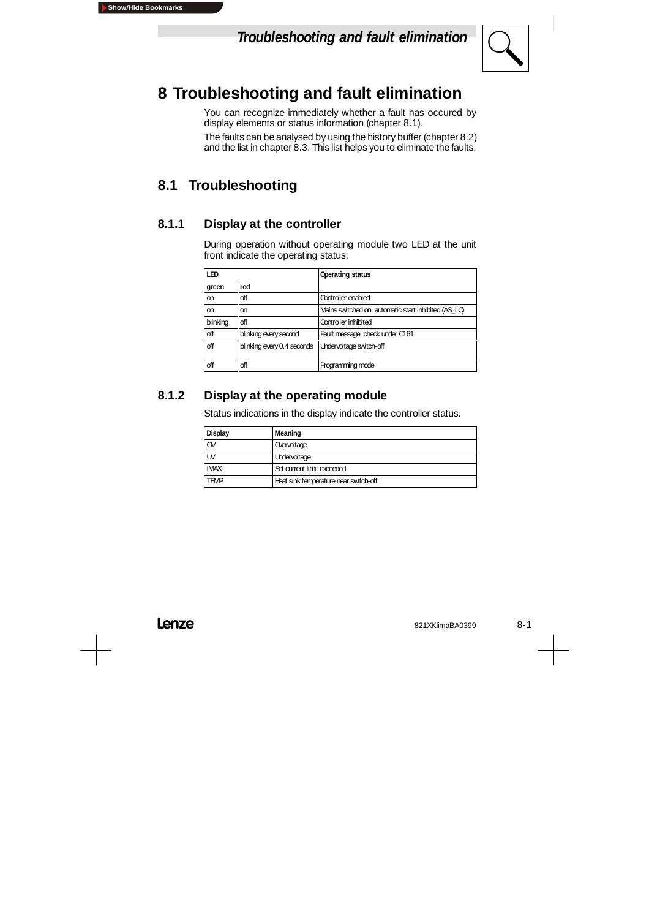# 8 Troubleshooting and fault elimination

You can recognize immediately whether a fault has occured by display elements or status information (chapter 8.1).

The faults can be analysed by using the history buffer (chapter 8.2) and the list in chapter 8.3. This list helps you to eliminate the faults.

## 8.1 Troubleshooting

### 8.1.1 Display at the controller

During operation without operating module two LED at the unit front indicate the operating status.

| LED | | Operating status |
|---|---|---|
| green | red | |
| on | off | Controller enabled |
| on | on | Mains switched on, automatic start inhibited (AS_LC) |
| blinking | off | Controller inhibited |
| off | blinking every second | Fault message, check under C161 |
| off | blinking every 0.4 seconds | Undervoltage switch-off |
| off | off | Programming mode |

### 8.1.2 Display at the operating module

Status indications in the display indicate the controller status.

| Display | Meaning |
|---|---|
| OV | Overvoltage |
| UV | Undervoltage |
| IMAX | Set current limit exceeded |
| TEMP | Heat sink temperature near switch-off |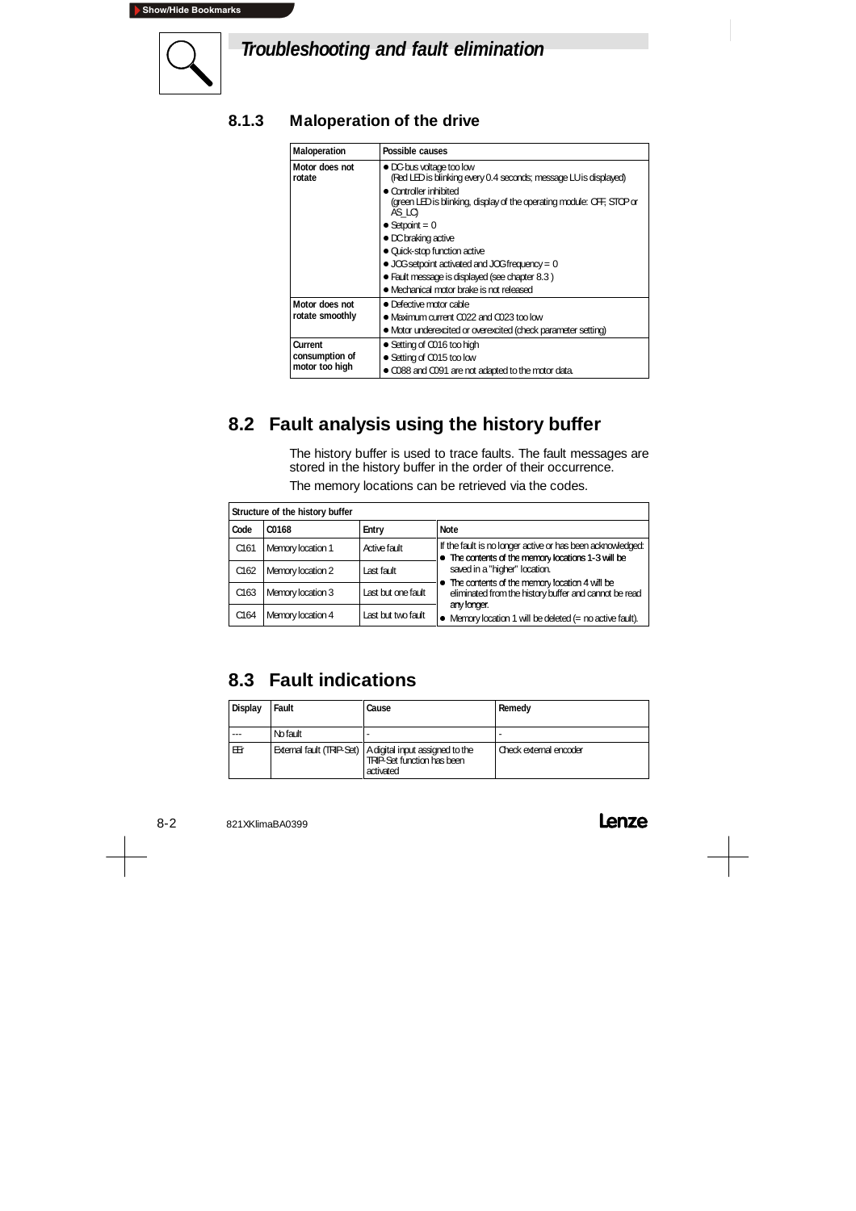# Troubleshooting and fault elimination

### 8.1.3 Maloperation of the drive

| Maloperation | Possible causes |
|---|---|
| Motor does not rotate | • DC-bus voltage too low (Red LED is blinking every 0.4 seconds; message LU is displayed)<br>• Controller inhibited (green LED is blinking, display of the operating module: OFF, STOP or AS_LC)<br>• Setpoint = 0<br>• DC braking active<br>• Quick-stop function active<br>• JOG setpoint activated and JOG frequency = 0<br>• Fault message is displayed (see chapter 8.3 )<br>• Mechanical motor brake is not released |
| Motor does not rotate smoothly | • Defective motor cable<br>• Maximum current C022 and C023 too low<br>• Motor underexcited or overexcited (check parameter setting) |
| Current consumption of motor too high | • Setting of C016 too high<br>• Setting of C015 too low<br>• C088 and C091 are not adapted to the motor data. |

## 8.2 Fault analysis using the history buffer

The history buffer is used to trace faults. The fault messages are stored in the history buffer in the order of their occurrence.

The memory locations can be retrieved via the codes.

| Structure of the history buffer | | | |
|---|---|---|---|
| Code | C0168 | Entry | Note |
| C161 | Memory location 1 | Active fault | If the fault is no longer active or has been acknowledged:<br>• The contents of the memory locations 1-3 will be saved in a "higher" location.<br>• The contents of the memory location 4 will be eliminated from the history buffer and cannot be read any longer.<br>• Memory location 1 will be deleted (= no active fault). |
| C162 | Memory location 2 | Last fault | |
| C163 | Memory location 3 | Last but one fault | |
| C164 | Memory location 4 | Last but two fault | |

## 8.3 Fault indications

| Display | Fault | Cause | Remedy |
|---|---|---|---|
| --- | No fault | - | - |
| EEr | External fault (TRIP-Set) | A digital input assigned to the TRIP-Set function has been activated | Check external encoder |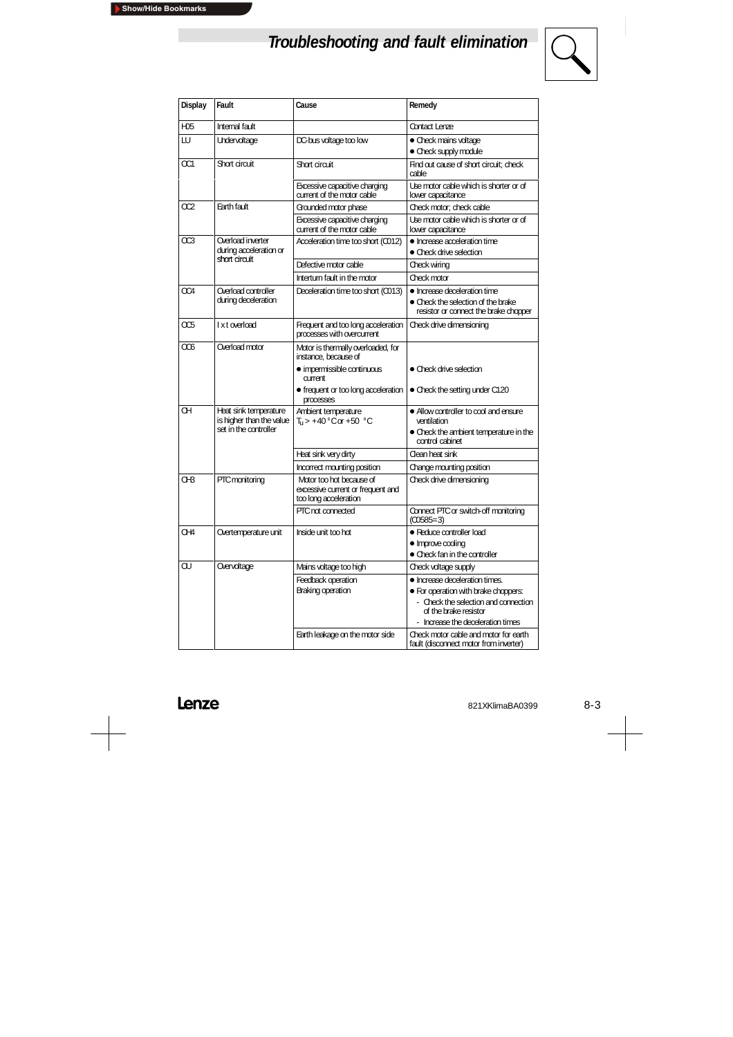# Troubleshooting and fault elimination

| Display | Fault | Cause | Remedy |
|---|---|---|---|
| H05 | Internal fault | | Contact Lenze |
| LU | Undervoltage | DC-bus voltage too low | • Check mains voltage<br>• Check supply module |
| OC1 | Short circuit | Short circuit | Find out cause of short circuit; check cable |
| | | Excessive capacitive charging current of the motor cable | Use motor cable which is shorter or of lower capacitance |
| OC2 | Earth fault | Grounded motor phase | Check motor; check cable |
| | | Excessive capacitive charging current of the motor cable | Use motor cable which is shorter or of lower capacitance |
| OC3 | Overload inverter during acceleration or short circuit | Acceleration time too short (C012) | • Increase acceleration time<br>• Check drive selection |
| | | Defective motor cable | Check wiring |
| | | Interturn fault in the motor | Check motor |
| OC4 | Overload controller during deceleration | Deceleration time too short (C013) | • Increase deceleration time<br>• Check the selection of the brake resistor or connect the brake chopper |
| OC5 | I x t overload | Frequent and too long acceleration processes with overcurrent | Check drive dimensioning |
| OC6 | Overload motor | Motor is thermally overloaded, for instance, because of<br>• impermissible continuous current<br>• frequent or too long acceleration processes | <br>• Check drive selection<br>• Check the setting under C120 |
| OH | Heat sink temperature is higher than the value set in the controller | Ambient temperature $T_u > +40\ °C$ or $+50\ °C$ | • Allow controller to cool and ensure ventilation<br>• Check the ambient temperature in the control cabinet |
| | | Heat sink very dirty | Clean heat sink |
| | | Incorrect mounting position | Change mounting position |
| OH3 | PTC monitoring | Motor too hot because of excessive current or frequent and too long acceleration | Check drive dimensioning |
| | | PTC not connected | Connect PTC or switch-off monitoring (C0585=3) |
| OH4 | Overtemperature unit | Inside unit too hot | • Reduce controller load<br>• Improve cooling<br>• Check fan in the controller |
| OU | Overvoltage | Mains voltage too high | Check voltage supply |
| | | Feedback operation<br>Braking operation | • Increase deceleration times.<br>• For operation with brake choppers:<br>- Check the selection and connection of the brake resistor<br>- Increase the deceleration times |
| | | Earth leakage on the motor side | Check motor cable and motor for earth fault (disconnect motor from inverter) |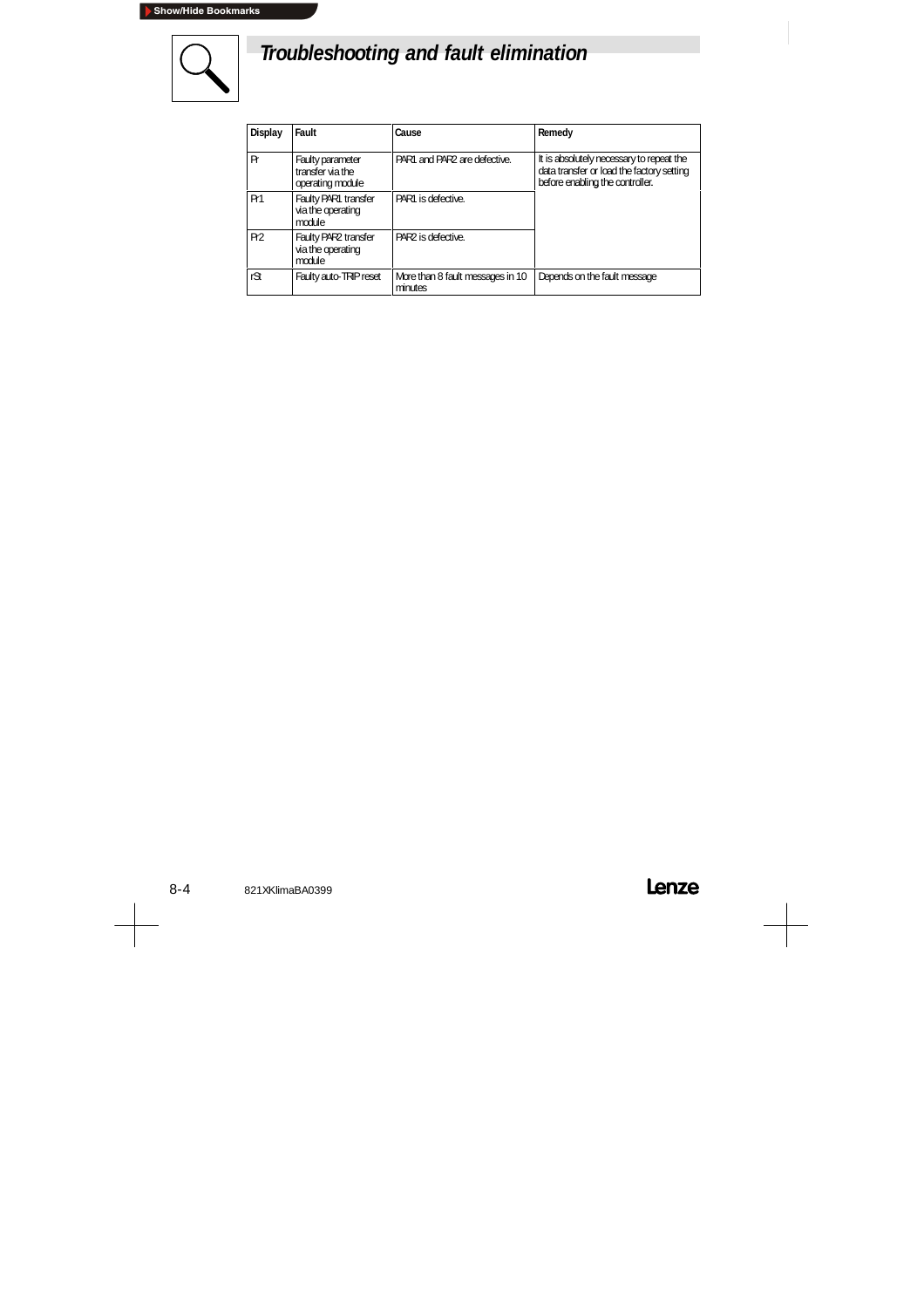# Troubleshooting and fault elimination

| Display | Fault | Cause | Remedy |
|---|---|---|---|
| Pr | Faulty parameter transfer via the operating module | PAR1 and PAR2 are defective. | It is absolutely necessary to repeat the data transfer or load the factory setting before enabling the controller. |
| Pr1 | Faulty PAR1 transfer via the operating module | PAR1 is defective. | |
| Pr2 | Faulty PAR2 transfer via the operating module | PAR2 is defective. | |
| rSt | Faulty auto-TRIP reset | More than 8 fault messages in 10 minutes | Depends on the fault message |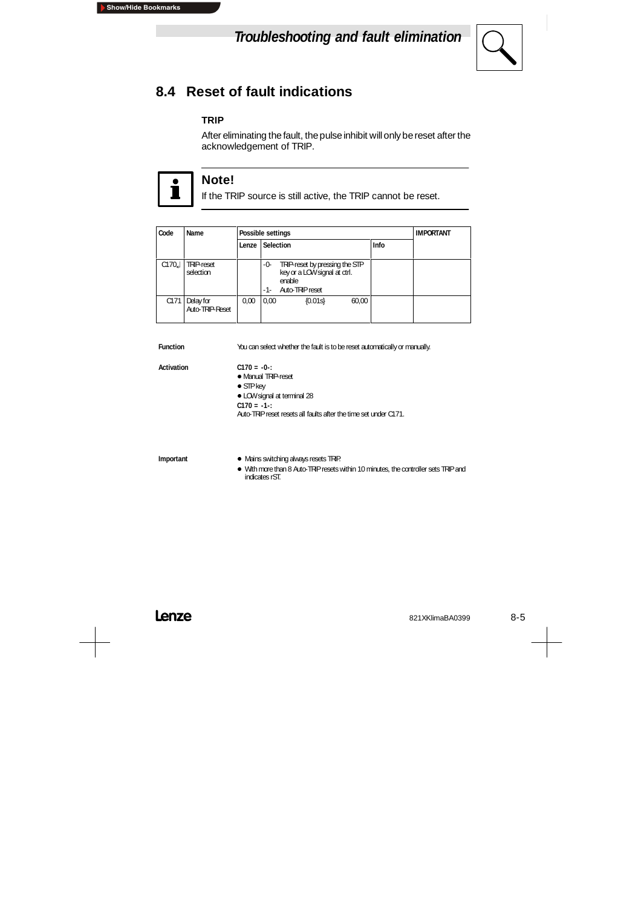## 8.4 Reset of fault indications

**TRIP**

After eliminating the fault, the pulse inhibit will only be reset after the acknowledgement of TRIP.

**Note!**

If the TRIP source is still active, the TRIP cannot be reset.

| Code | Name | Possible settings | | | IMPORTANT |
|---|---|---|---|---|---|
| | | Lenze | Selection | Info | |
| C170↵ | TRIP-reset selection | | -0- TRIP-reset by pressing the STP key or a LOW signal at ctrl. enable<br>-1- Auto-TRIP reset | | |
| C171 | Delay for Auto-TRIP-Reset | 0,00 | 0,00 {0.01s} 60,00 | | |

**Function**

You can select whether the fault is to be reset automatically or manually.

**Activation**

**C170 = -0-:**
- Manual TRIP-reset
- STP key
- LOW signal at terminal 28

**C170 = -1-:**
Auto-TRIP reset resets all faults after the time set under C171.

**Important**

- Mains switching always resets TRIP.
- With more than 8 Auto-TRIP resets within 10 minutes, the controller sets TRIP and indicates rST.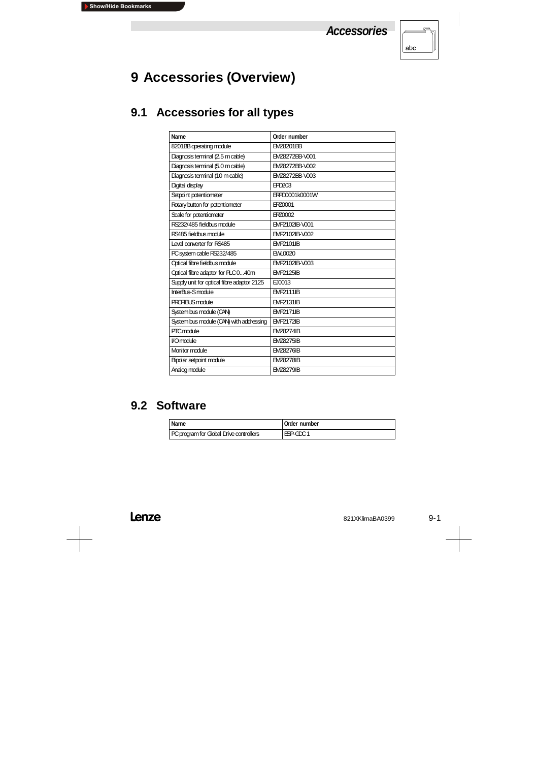# 9 Accessories (Overview)

## 9.1 Accessories for all types

| Name | Order number |
|---|---|
| 8201BB operating module | EMZ8201BB |
| Diagnosis terminal (2.5 m cable) | EMZ8272BB-V001 |
| Diagnosis terminal (5.0 m cable) | EMZ8272BB-V002 |
| Diagnosis terminal (10 m cable) | EMZ8272BB-V003 |
| Digital display | EPD203 |
| Setpoint potentiometer | ERPD0001k0001W |
| Rotary button for potentiometer | ERZ0001 |
| Scale for potentiometer | ERZ0002 |
| RS232/485 fieldbus module | EMF2102IB-V001 |
| RS485 fieldbus module | EMF2102IB-V002 |
| Level converter for RS485 | EMF2101IB |
| PC system cable RS232/485 | EWL0020 |
| Optical fibre fieldbus module | EMF2102IB-V003 |
| Optical fibre adaptor for PLC 0...40m | EMF2125IB |
| Supply unit for optical fibre adaptor 2125 | EJ0013 |
| InterBus-S module | EMF2111IB |
| PROFIBUS module | EMF2131IB |
| System bus module (CAN) | EMF2171IB |
| System bus module (CAN) with addressing | EMF2172IB |
| PTC module | EMZ8274IB |
| I/O module | EMZ8275IB |
| Monitor module | EMZ8276IB |
| Bipolar setpoint module | EMZ8278IB |
| Analog module | EMZ8279IB |

## 9.2 Software

| Name | Order number |
|---|---|
| PC program for Global Drive controllers | ESP-GDC 1 |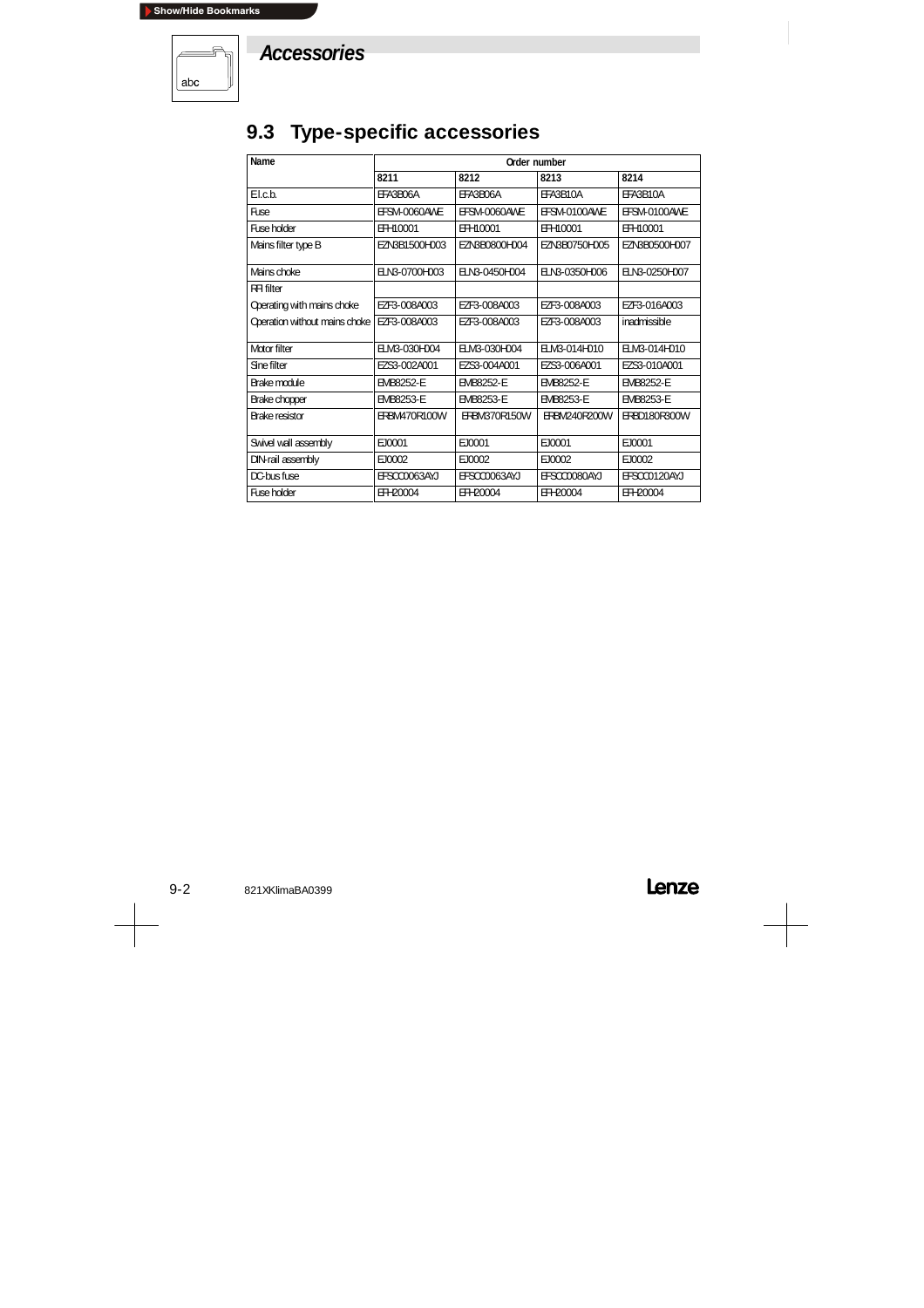# Accessories

## 9.3 Type-specific accessories

| Name | Order number | | | |
|---|---|---|---|---|
| | 8211 | 8212 | 8213 | 8214 |
| E.l.c.b. | EFA3B06A | EFA3B06A | EFA3B10A | EFA3B10A |
| Fuse | EFSM-0060AWE | EFSM-0060AWE | EFSM-0100AWE | EFSM-0100AWE |
| Fuse holder | EFH10001 | EFH10001 | EFH10001 | EFH10001 |
| Mains filter type B | EZN3B1500H003 | EZN3B0800H004 | EZN3B0750H005 | EZN3B0500H007 |
| Mains choke | ELN3-0700H003 | ELN3-0450H004 | ELN3-0350H006 | ELN3-0250H007 |
| RFI filter | | | | |
| Operating with mains choke | EZF3-008A003 | EZF3-008A003 | EZF3-008A003 | EZF3-016A003 |
| Operation without mains choke | EZF3-008A003 | EZF3-008A003 | EZF3-008A003 | inadmissible |
| Motor filter | ELM3-030H004 | ELM3-030H004 | ELM3-014H010 | ELM3-014H010 |
| Sine filter | EZS3-002A001 | EZS3-004A001 | EZS3-006A001 | EZS3-010A001 |
| Brake module | EMB8252-E | EMB8252-E | EMB8252-E | EMB8252-E |
| Brake chopper | EMB8253-E | EMB8253-E | EMB8253-E | EMB8253-E |
| Brake resistor | ERBM470R100W | ERBM370R150W | ERBM240R200W | ERBD180R300W |
| Swivel wall assembly | EJ0001 | EJ0001 | EJ0001 | EJ0001 |
| DIN-rail assembly | EJ0002 | EJ0002 | EJ0002 | EJ0002 |
| DC-bus fuse | EFSCC0063AYJ | EFSCC0063AYJ | EFSCC0080AYJ | EFSCC0120AYJ |
| Fuse holder | EFH20004 | EFH20004 | EFH20004 | EFH20004 |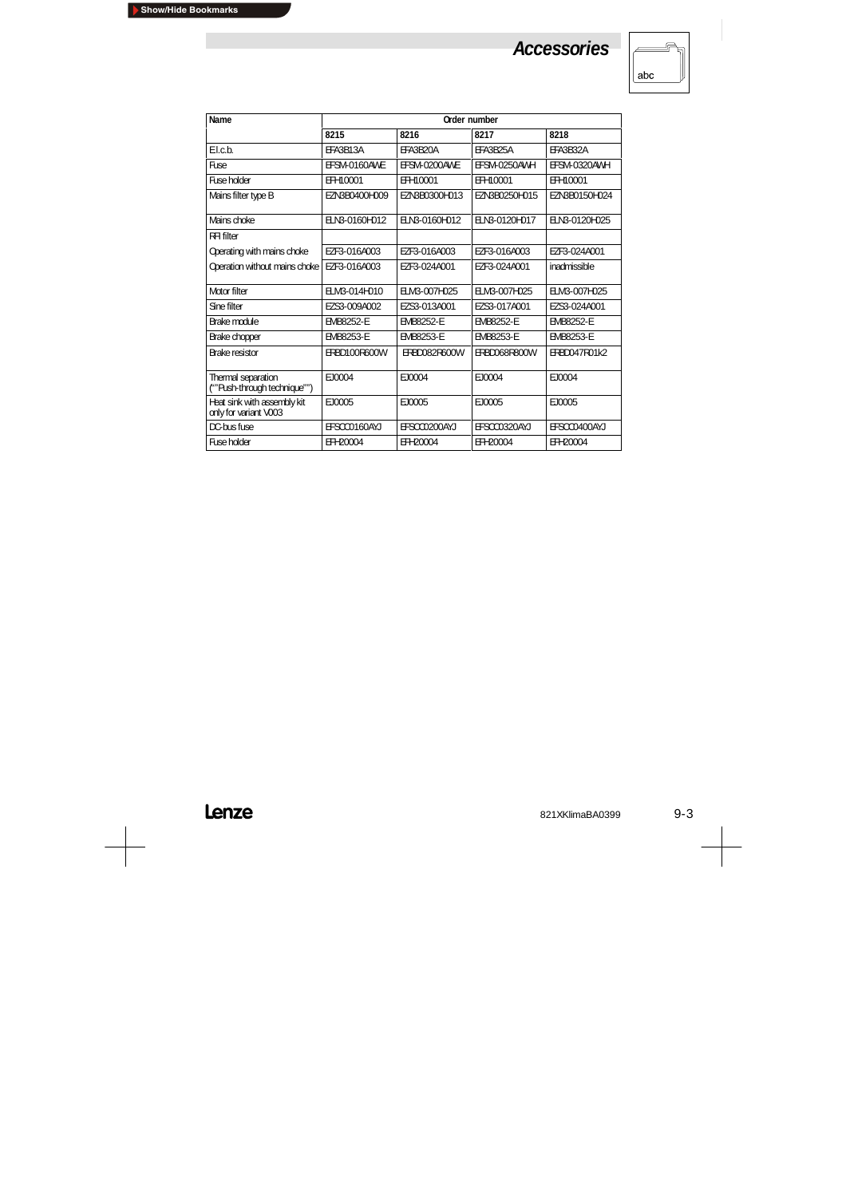# Accessories

| Name | Order number | | | |
|---|---|---|---|---|
| | 8215 | 8216 | 8217 | 8218 |
| El.c.b. | EFA3B13A | EFA3B20A | EFA3B25A | EFA3B32A |
| Fuse | EFSM-0160AWE | EFSM-0200AWE | EFSM-0250AWH | EFSM-0320AWH |
| Fuse holder | EFH10001 | EFH10001 | EFH10001 | EFH10001 |
| Mains filter type B | EZN3B0400H009 | EZN3B0300H013 | EZN3B0250H015 | EZN3B0150H024 |
| Mains choke | ELN3-0160H012 | ELN3-0160H012 | ELN3-0120H017 | ELN3-0120H025 |
| RFI filter | | | | |
| Operating with mains choke | EZF3-016A003 | EZF3-016A003 | EZF3-016A003 | EZF3-024A001 |
| Operation without mains choke | EZF3-016A003 | EZF3-024A001 | EZF3-024A001 | inadmissible |
| Motor filter | ELM3-014H010 | ELM3-007H025 | ELM3-007H025 | ELM3-007H025 |
| Sine filter | EZS3-009A002 | EZS3-013A001 | EZS3-017A001 | EZS3-024A001 |
| Brake module | EMB8252-E | EMB8252-E | EMB8252-E | EMB8252-E |
| Brake chopper | EMB8253-E | EMB8253-E | EMB8253-E | EMB8253-E |
| Brake resistor | ERBD100R600W | ERBD082R600W | ERBD068R800W | ERBD047R01k2 |
| Thermal separation (""Push-through technique"") | EJ0004 | EJ0004 | EJ0004 | EJ0004 |
| Heat sink with assembly kit only for variant V003 | EJ0005 | EJ0005 | EJ0005 | EJ0005 |
| DC-bus fuse | EFSCC0160AYJ | EFSCC0200AYJ | EFSCC0320AYJ | EFSCC0400AYJ |
| Fuse holder | EFH20004 | EFH20004 | EFH20004 | EFH20004 |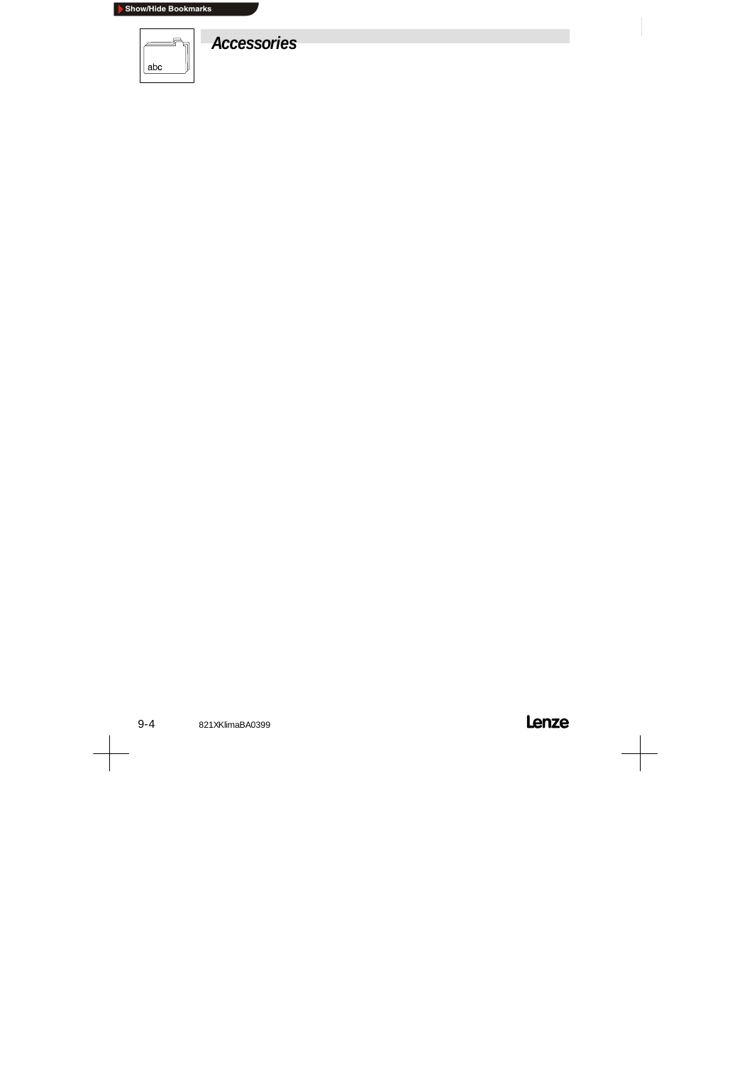## Accessories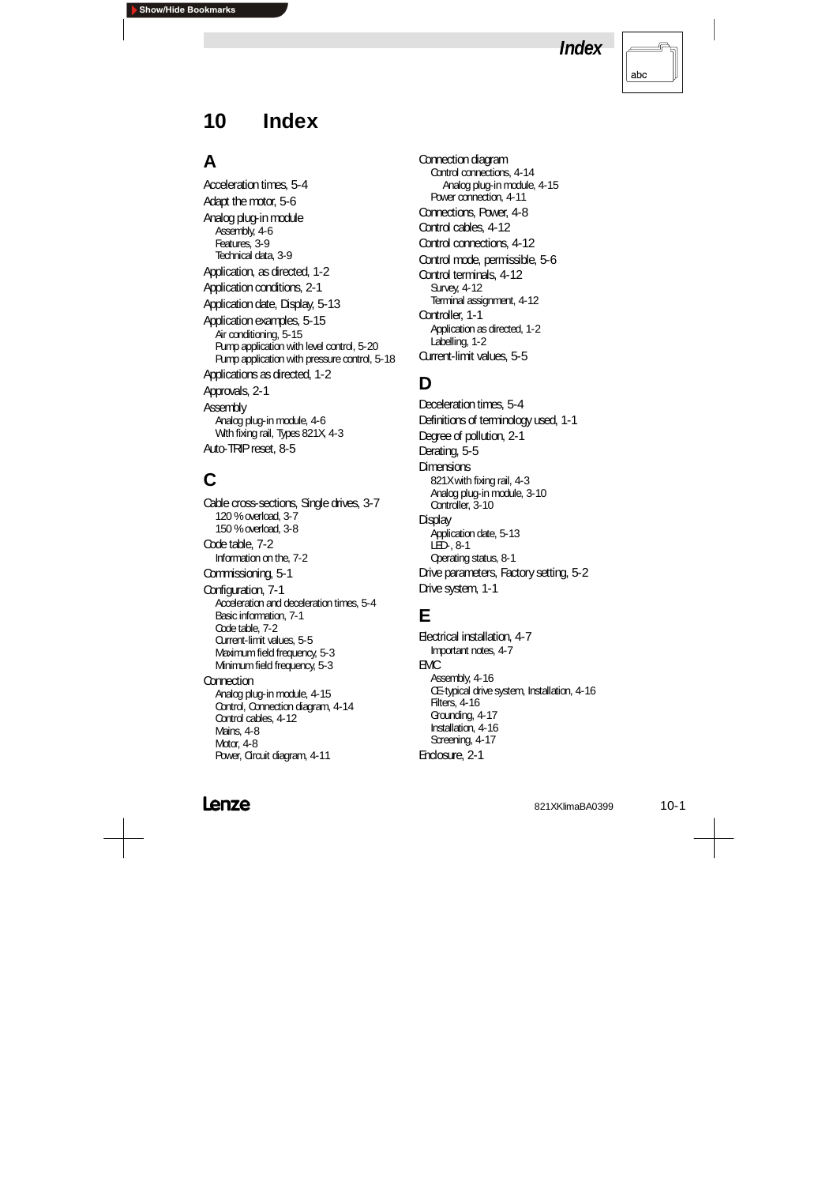# 10 Index

## A

Acceleration times, 5-4

Adapt the motor, 5-6

Analog plug-in module
- Assembly, 4-6
- Features, 3-9
- Technical data, 3-9

Application, as directed, 1-2

Application conditions, 2-1

Application date, Display, 5-13

Application examples, 5-15
- Air conditioning, 5-15
- Pump application with level control, 5-20
- Pump application with pressure control, 5-18

Applications as directed, 1-2

Approvals, 2-1

Assembly
- Analog plug-in module, 4-6
- With fixing rail, Types 821X, 4-3

Auto-TRIP reset, 8-5

## C

Cable cross-sections, Single drives, 3-7
- 120 % overload, 3-7
- 150 % overload, 3-8

Code table, 7-2
- Information on the, 7-2

Commissioning, 5-1

Configuration, 7-1
- Acceleration and deceleration times, 5-4
- Basic information, 7-1
- Code table, 7-2
- Current-limit values, 5-5
- Maximum field frequency, 5-3
- Minimum field frequency, 5-3

Connection
- Analog plug-in module, 4-15
- Control, Connection diagram, 4-14
- Control cables, 4-12
- Mains, 4-8
- Motor, 4-8
- Power, Circuit diagram, 4-11

Connection diagram
- Control connections, 4-14
  - Analog plug-in module, 4-15
- Power connection, 4-11

Connections, Power, 4-8

Control cables, 4-12

Control connections, 4-12

Control mode, permissible, 5-6

Control terminals, 4-12
- Survey, 4-12
- Terminal assignment, 4-12

Controller, 1-1
- Application as directed, 1-2
- Labelling, 1-2

Current-limit values, 5-5

## D

Deceleration times, 5-4

Definitions of terminology used, 1-1

Degree of pollution, 2-1

Derating, 5-5

Dimensions
- 821X with fixing rail, 4-3
- Analog plug-in module, 3-10
- Controller, 3-10

Display
- Application date, 5-13
- LED-, 8-1
- Operating status, 8-1

Drive parameters, Factory setting, 5-2

Drive system, 1-1

## E

Electrical installation, 4-7
- Important notes, 4-7

EMC
- Assembly, 4-16
- CE-typical drive system, Installation, 4-16
- Filters, 4-16
- Grounding, 4-17
- Installation, 4-16
- Screening, 4-17

Enclosure, 2-1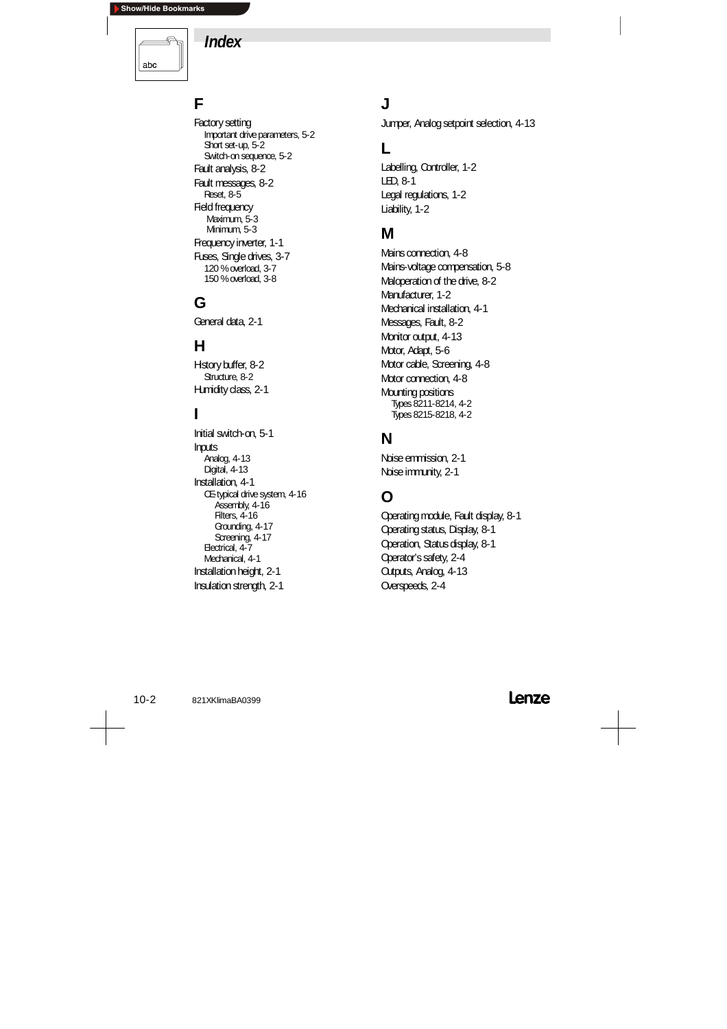# Index

## F

Factory setting
- Important drive parameters, 5-2
- Short set-up, 5-2
- Switch-on sequence, 5-2

Fault analysis, 8-2

Fault messages, 8-2
- Reset, 8-5

Field frequency
- Maximum, 5-3
- Minimum, 5-3

Frequency inverter, 1-1

Fuses, Single drives, 3-7
- 120 % overload, 3-7
- 150 % overload, 3-8

## G

General data, 2-1

## H

Hstory buffer, 8-2
- Structure, 8-2

Humidity class, 2-1

## I

Initial switch-on, 5-1

Inputs
- Analog, 4-13
- Digital, 4-13

Installation, 4-1
- CE-typical drive system, 4-16
  - Assembly, 4-16
  - Filters, 4-16
  - Grounding, 4-17
  - Screening, 4-17
- Electrical, 4-7
- Mechanical, 4-1

Installation height, 2-1

Insulation strength, 2-1

## J

Jumper, Analog setpoint selection, 4-13

## L

Labelling, Controller, 1-2

LED, 8-1

Legal regulations, 1-2

Liability, 1-2

## M

Mains connection, 4-8

Mains-voltage compensation, 5-8

Maloperation of the drive, 8-2

Manufacturer, 1-2

Mechanical installation, 4-1

Messages, Fault, 8-2

Monitor output, 4-13

Motor, Adapt, 5-6

Motor cable, Screening, 4-8

Motor connection, 4-8

Mounting positions
- Types 8211-8214, 4-2
- Types 8215-8218, 4-2

## N

Noise emmission, 2-1

Noise immunity, 2-1

## O

Operating module, Fault display, 8-1

Operating status, Display, 8-1

Operation, Status display, 8-1

Operator's safety, 2-4

Outputs, Analog, 4-13

Overspeeds, 2-4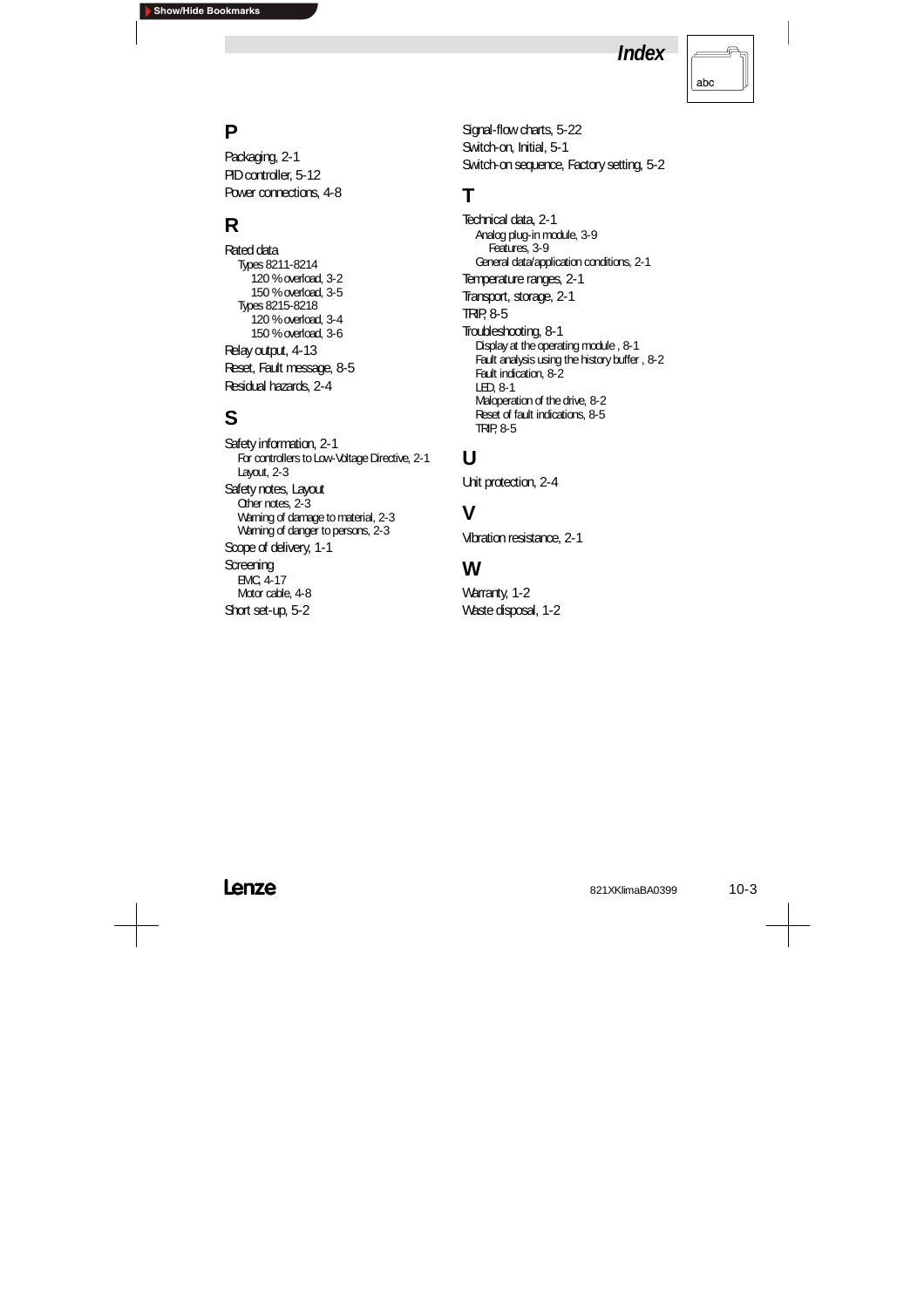## P

Packaging, 2-1
PID controller, 5-12
Power connections, 4-8

## R

Rated data
- Types 8211-8214
  - 120 % overload, 3-2
  - 150 % overload, 3-5
- Types 8215-8218
  - 120 % overload, 3-4
  - 150 % overload, 3-6

Relay output, 4-13
Reset, Fault message, 8-5
Residual hazards, 2-4

## S

Safety information, 2-1
- For controllers to Low-Voltage Directive, 2-1
- Layout, 2-3

Safety notes, Layout
- Other notes, 2-3
- Warning of damage to material, 2-3
- Warning of danger to persons, 2-3

Scope of delivery, 1-1
Screening
- EMC, 4-17
- Motor cable, 4-8

Short set-up, 5-2
Signal-flow charts, 5-22
Switch-on, Initial, 5-1
Switch-on sequence, Factory setting, 5-2

## T

Technical data, 2-1
- Analog plug-in module, 3-9
  - Features, 3-9
- General data/application conditions, 2-1

Temperature ranges, 2-1
Transport, storage, 2-1
TRIP, 8-5
Troubleshooting, 8-1
- Display at the operating module , 8-1
- Fault analysis using the history buffer , 8-2
- Fault indication, 8-2
- LED, 8-1
- Maloperation of the drive, 8-2
- Reset of fault indications, 8-5
- TRIP, 8-5

## U

Unit protection, 2-4

## V

Vibration resistance, 2-1

## W

Warranty, 1-2
Waste disposal, 1-2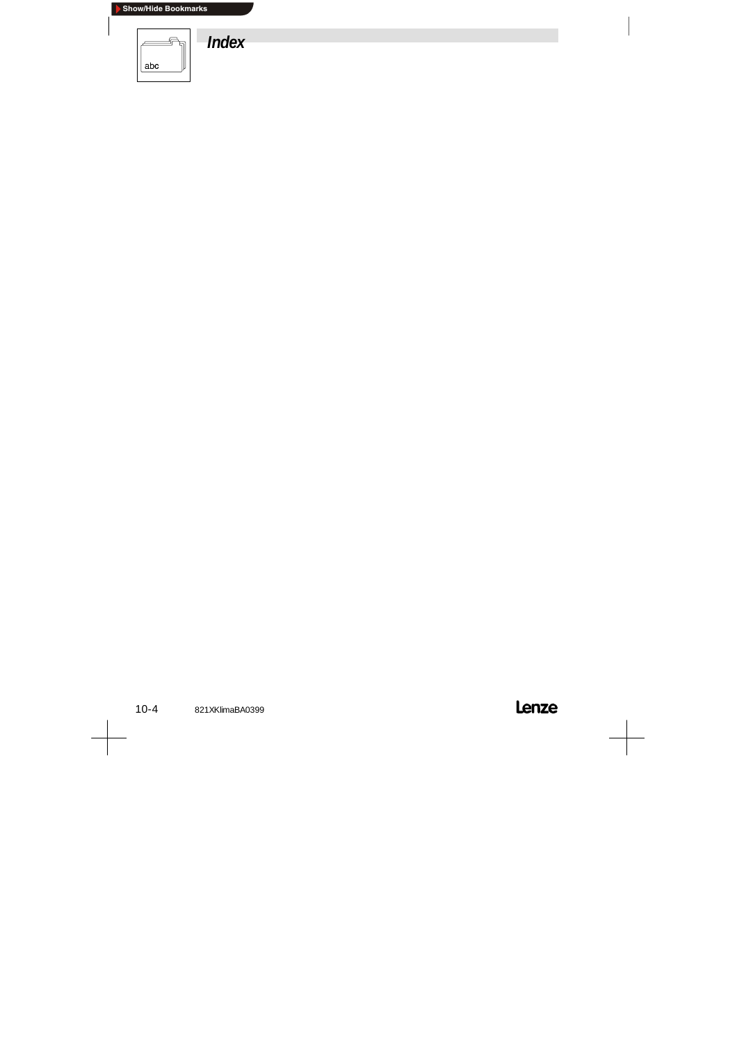# Index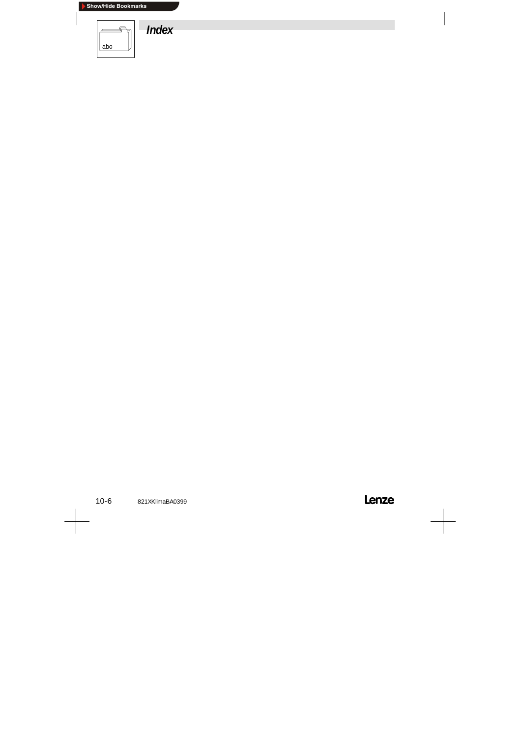# Index